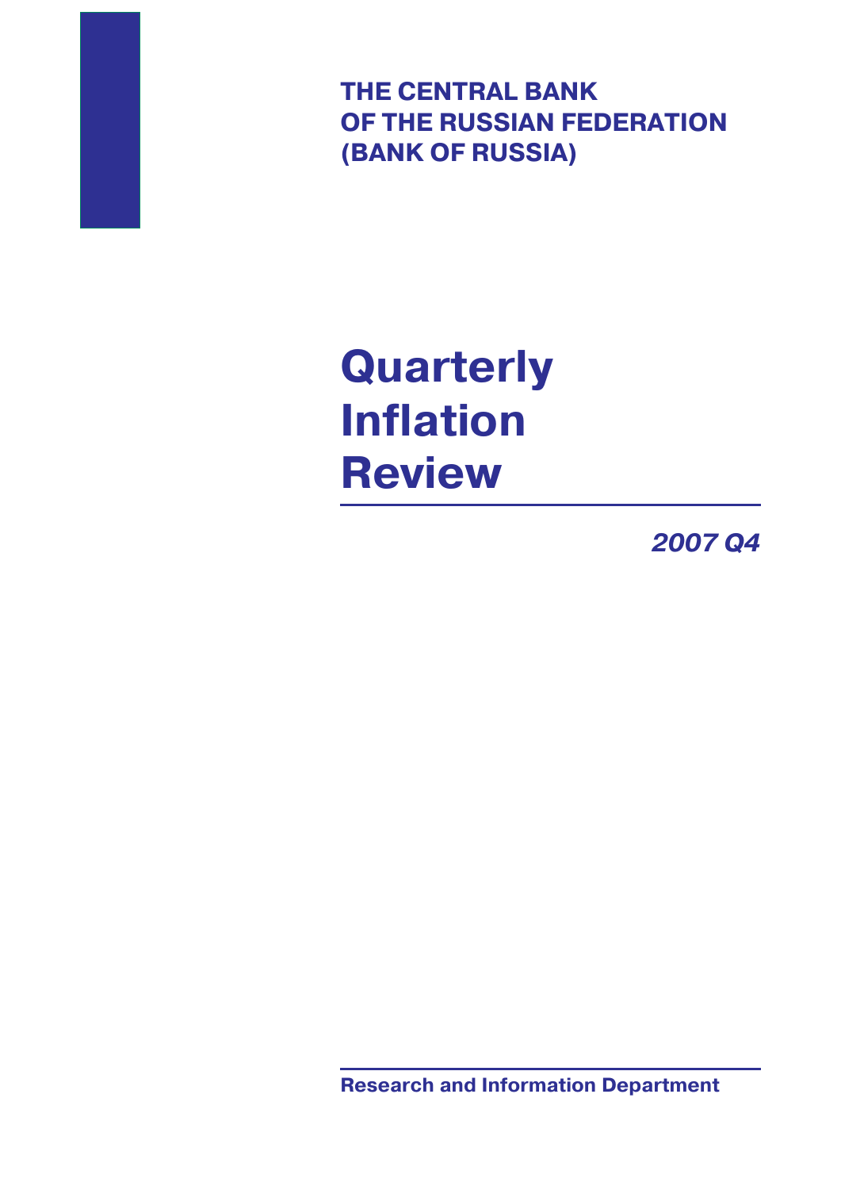**THE CENTRAL BANK
OF THE RUSSIAN FEDERATION
(BANK OF RUSSIA)**

# Quarterly Inflation Review

***2007 Q4***

**Research and Information Department**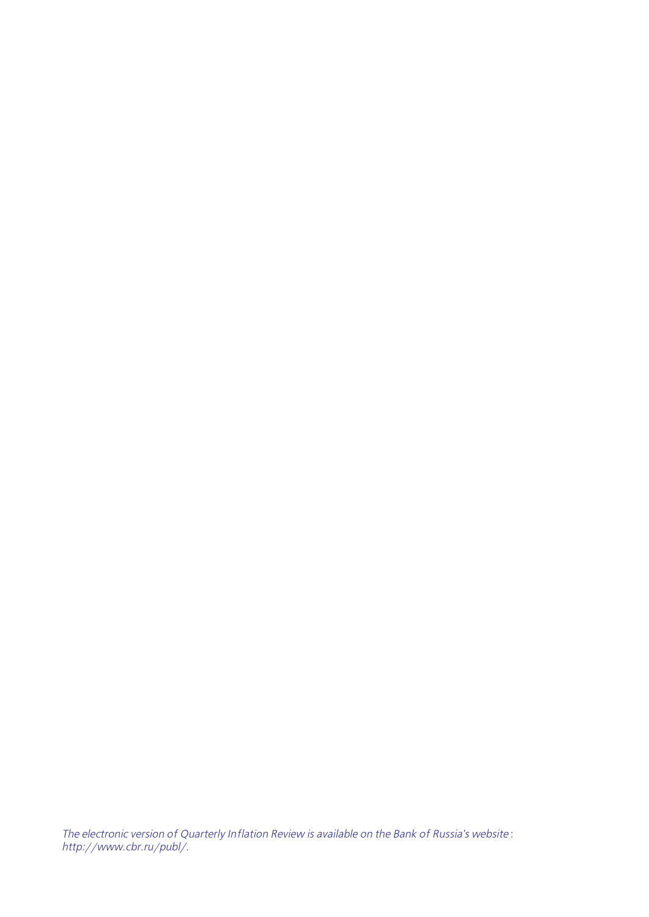*The electronic version of Quarterly Inflation Review is available on the Bank of Russia's website: http://www.cbr.ru/publ/.*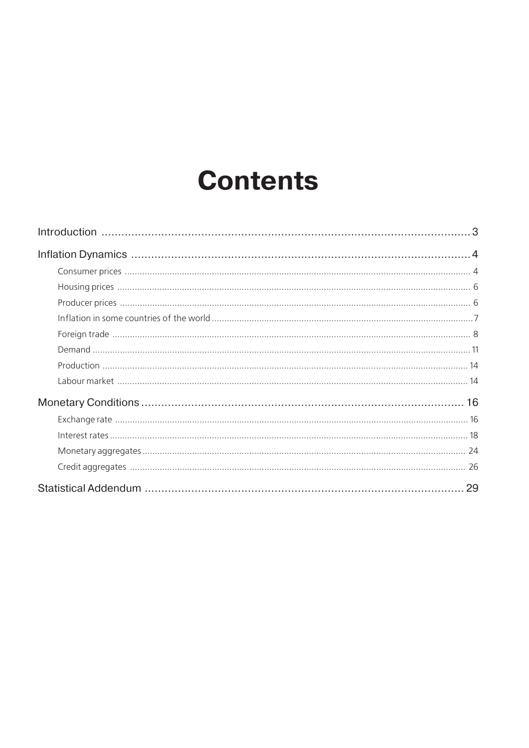# Contents

- Introduction ........ 3
- Inflation Dynamics ........ 4
  - Consumer prices ........ 4
  - Housing prices ........ 6
  - Producer prices ........ 6
  - Inflation in some countries of the world ........ 7
  - Foreign trade ........ 8
  - Demand ........ 11
  - Production ........ 14
  - Labour market ........ 14
- Monetary Conditions ........ 16
  - Exchange rate ........ 16
  - Interest rates ........ 18
  - Monetary aggregates ........ 24
  - Credit aggregates ........ 26
- Statistical Addendum ........ 29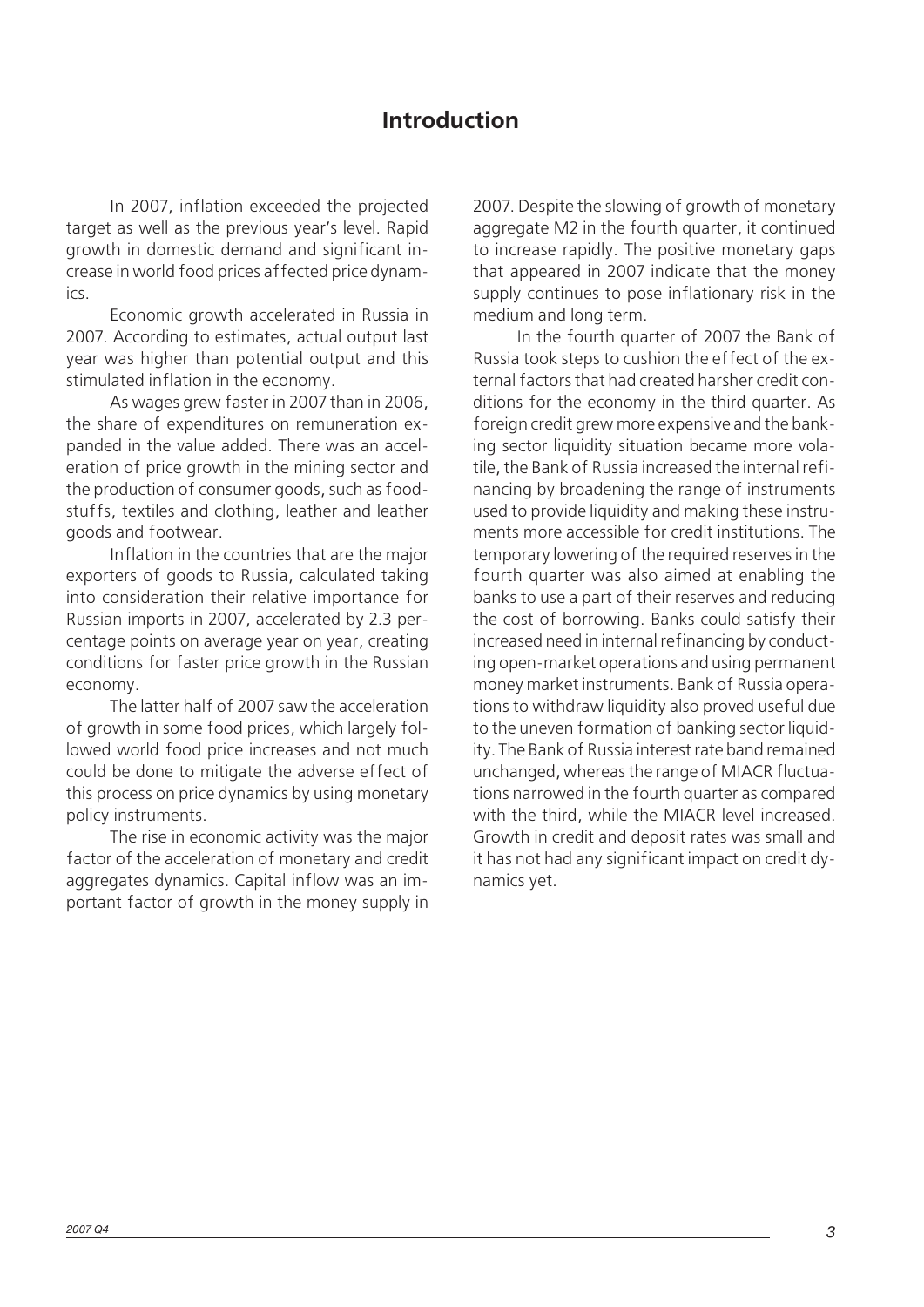# Introduction

In 2007, inflation exceeded the projected target as well as the previous year's level. Rapid growth in domestic demand and significant increase in world food prices affected price dynamics.

Economic growth accelerated in Russia in 2007. According to estimates, actual output last year was higher than potential output and this stimulated inflation in the economy.

As wages grew faster in 2007 than in 2006, the share of expenditures on remuneration expanded in the value added. There was an acceleration of price growth in the mining sector and the production of consumer goods, such as foodstuffs, textiles and clothing, leather and leather goods and footwear.

Inflation in the countries that are the major exporters of goods to Russia, calculated taking into consideration their relative importance for Russian imports in 2007, accelerated by 2.3 percentage points on average year on year, creating conditions for faster price growth in the Russian economy.

The latter half of 2007 saw the acceleration of growth in some food prices, which largely followed world food price increases and not much could be done to mitigate the adverse effect of this process on price dynamics by using monetary policy instruments.

The rise in economic activity was the major factor of the acceleration of monetary and credit aggregates dynamics. Capital inflow was an important factor of growth in the money supply in 2007. Despite the slowing of growth of monetary aggregate M2 in the fourth quarter, it continued to increase rapidly. The positive monetary gaps that appeared in 2007 indicate that the money supply continues to pose inflationary risk in the medium and long term.

In the fourth quarter of 2007 the Bank of Russia took steps to cushion the effect of the external factors that had created harsher credit conditions for the economy in the third quarter. As foreign credit grew more expensive and the banking sector liquidity situation became more volatile, the Bank of Russia increased the internal refinancing by broadening the range of instruments used to provide liquidity and making these instruments more accessible for credit institutions. The temporary lowering of the required reserves in the fourth quarter was also aimed at enabling the banks to use a part of their reserves and reducing the cost of borrowing. Banks could satisfy their increased need in internal refinancing by conducting open-market operations and using permanent money market instruments. Bank of Russia operations to withdraw liquidity also proved useful due to the uneven formation of banking sector liquidity. The Bank of Russia interest rate band remained unchanged, whereas the range of MIACR fluctuations narrowed in the fourth quarter as compared with the third, while the MIACR level increased. Growth in credit and deposit rates was small and it has not had any significant impact on credit dynamics yet.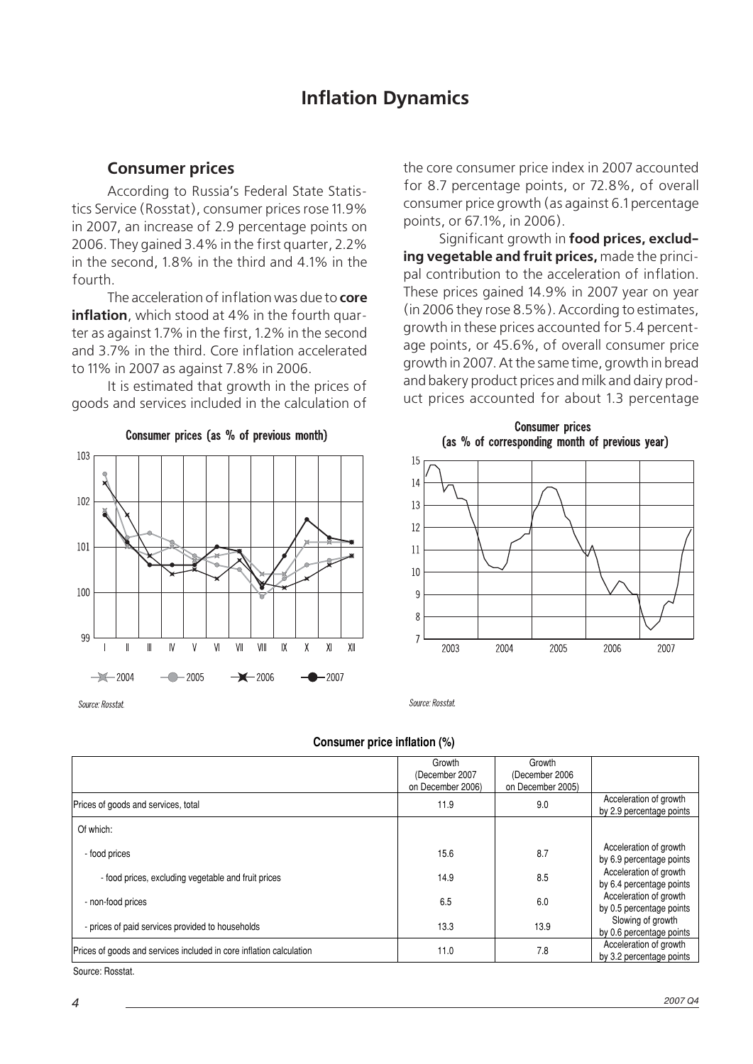# Inflation Dynamics

## Consumer prices

According to Russia's Federal State Statistics Service (Rosstat), consumer prices rose 11.9% in 2007, an increase of 2.9 percentage points on 2006. They gained 3.4% in the first quarter, 2.2% in the second, 1.8% in the third and 4.1% in the fourth.

The acceleration of inflation was due to **core inflation**, which stood at 4% in the fourth quarter as against 1.7% in the first, 1.2% in the second and 3.7% in the third. Core inflation accelerated to 11% in 2007 as against 7.8% in 2006.

It is estimated that growth in the prices of goods and services included in the calculation of the core consumer price index in 2007 accounted for 8.7 percentage points, or 72.8%, of overall consumer price growth (as against 6.1 percentage points, or 67.1%, in 2006).

Significant growth in **food prices, excluding vegetable and fruit prices,** made the principal contribution to the acceleration of inflation. These prices gained 14.9% in 2007 year on year (in 2006 they rose 8.5%). According to estimates, growth in these prices accounted for 5.4 percentage points, or 45.6%, of overall consumer price growth in 2007. At the same time, growth in bread and bakery product prices and milk and dairy product prices accounted for about 1.3 percentage

**Consumer prices (as % of previous month)**

Source: Rosstat.

**Consumer prices (as % of corresponding month of previous year)**

Source: Rosstat.

**Consumer price inflation (%)**

| | Growth (December 2007 on December 2006) | Growth (December 2006 on December 2005) | |
|---|---|---|---|
| Prices of goods and services, total | 11.9 | 9.0 | Acceleration of growth by 2.9 percentage points |
| Of which: | | | |
| - food prices | 15.6 | 8.7 | Acceleration of growth by 6.9 percentage points |
| - food prices, excluding vegetable and fruit prices | 14.9 | 8.5 | Acceleration of growth by 6.4 percentage points |
| - non-food prices | 6.5 | 6.0 | Acceleration of growth by 0.5 percentage points |
| - prices of paid services provided to households | 13.3 | 13.9 | Slowing of growth by 0.6 percentage points |
| Prices of goods and services included in core inflation calculation | 11.0 | 7.8 | Acceleration of growth by 3.2 percentage points |

Source: Rosstat.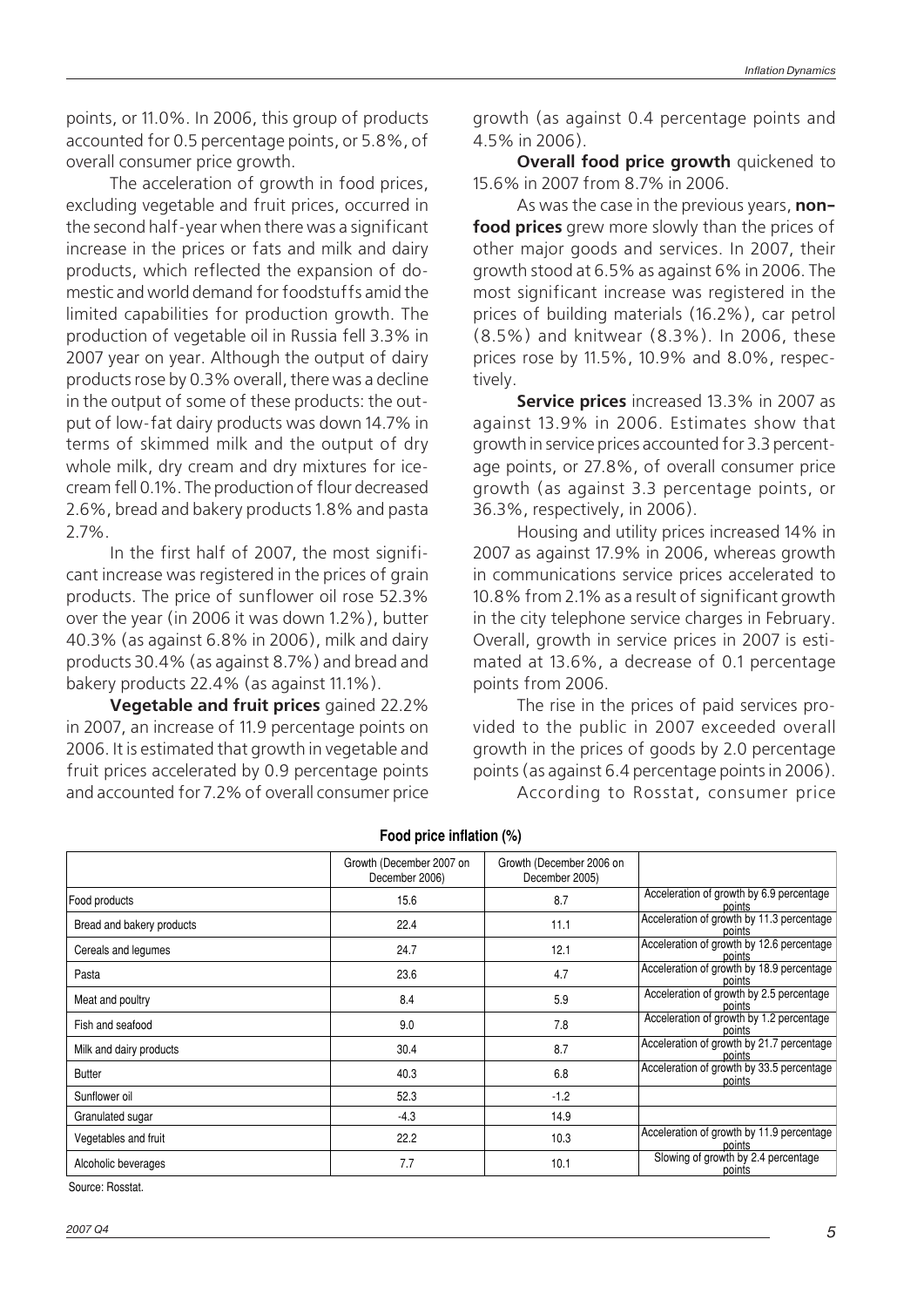points, or 11.0%. In 2006, this group of products accounted for 0.5 percentage points, or 5.8%, of overall consumer price growth.

The acceleration of growth in food prices, excluding vegetable and fruit prices, occurred in the second half-year when there was a significant increase in the prices or fats and milk and dairy products, which reflected the expansion of domestic and world demand for foodstuffs amid the limited capabilities for production growth. The production of vegetable oil in Russia fell 3.3% in 2007 year on year. Although the output of dairy products rose by 0.3% overall, there was a decline in the output of some of these products: the output of low-fat dairy products was down 14.7% in terms of skimmed milk and the output of dry whole milk, dry cream and dry mixtures for ice-cream fell 0.1%. The production of flour decreased 2.6%, bread and bakery products 1.8% and pasta 2.7%.

In the first half of 2007, the most significant increase was registered in the prices of grain products. The price of sunflower oil rose 52.3% over the year (in 2006 it was down 1.2%), butter 40.3% (as against 6.8% in 2006), milk and dairy products 30.4% (as against 8.7%) and bread and bakery products 22.4% (as against 11.1%).

**Vegetable and fruit prices** gained 22.2% in 2007, an increase of 11.9 percentage points on 2006. It is estimated that growth in vegetable and fruit prices accelerated by 0.9 percentage points and accounted for 7.2% of overall consumer price growth (as against 0.4 percentage points and 4.5% in 2006).

**Overall food price growth** quickened to 15.6% in 2007 from 8.7% in 2006.

As was the case in the previous years, **non-food prices** grew more slowly than the prices of other major goods and services. In 2007, their growth stood at 6.5% as against 6% in 2006. The most significant increase was registered in the prices of building materials (16.2%), car petrol (8.5%) and knitwear (8.3%). In 2006, these prices rose by 11.5%, 10.9% and 8.0%, respectively.

**Service prices** increased 13.3% in 2007 as against 13.9% in 2006. Estimates show that growth in service prices accounted for 3.3 percentage points, or 27.8%, of overall consumer price growth (as against 3.3 percentage points, or 36.3%, respectively, in 2006).

Housing and utility prices increased 14% in 2007 as against 17.9% in 2006, whereas growth in communications service prices accelerated to 10.8% from 2.1% as a result of significant growth in the city telephone service charges in February. Overall, growth in service prices in 2007 is estimated at 13.6%, a decrease of 0.1 percentage points from 2006.

The rise in the prices of paid services provided to the public in 2007 exceeded overall growth in the prices of goods by 2.0 percentage points (as against 6.4 percentage points in 2006).

According to Rosstat, consumer price

**Food price inflation (%)**

| | Growth (December 2007 on December 2006) | Growth (December 2006 on December 2005) | |
|---|---|---|---|
| Food products | 15.6 | 8.7 | Acceleration of growth by 6.9 percentage points |
| Bread and bakery products | 22.4 | 11.1 | Acceleration of growth by 11.3 percentage points |
| Cereals and legumes | 24.7 | 12.1 | Acceleration of growth by 12.6 percentage points |
| Pasta | 23.6 | 4.7 | Acceleration of growth by 18.9 percentage points |
| Meat and poultry | 8.4 | 5.9 | Acceleration of growth by 2.5 percentage points |
| Fish and seafood | 9.0 | 7.8 | Acceleration of growth by 1.2 percentage points |
| Milk and dairy products | 30.4 | 8.7 | Acceleration of growth by 21.7 percentage points |
| Butter | 40.3 | 6.8 | Acceleration of growth by 33.5 percentage points |
| Sunflower oil | 52.3 | -1.2 | |
| Granulated sugar | -4.3 | 14.9 | |
| Vegetables and fruit | 22.2 | 10.3 | Acceleration of growth by 11.9 percentage points |
| Alcoholic beverages | 7.7 | 10.1 | Slowing of growth by 2.4 percentage points |

Source: Rosstat.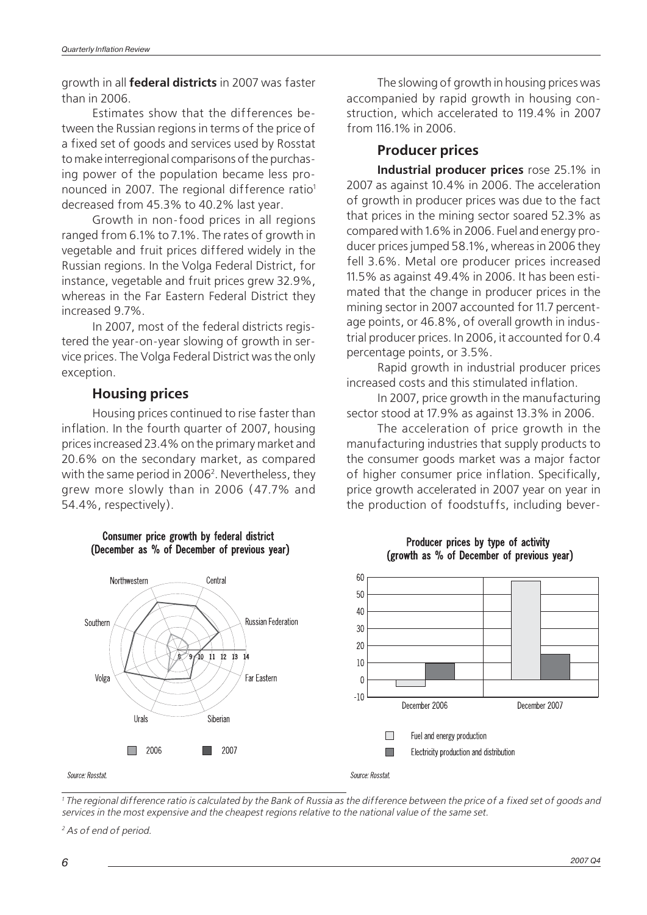growth in all **federal districts** in 2007 was faster than in 2006.

Estimates show that the differences between the Russian regions in terms of the price of a fixed set of goods and services used by Rosstat to make interregional comparisons of the purchasing power of the population became less pronounced in 2007. The regional difference ratio[1] decreased from 45.3% to 40.2% last year.

Growth in non-food prices in all regions ranged from 6.1% to 7.1%. The rates of growth in vegetable and fruit prices differed widely in the Russian regions. In the Volga Federal District, for instance, vegetable and fruit prices grew 32.9%, whereas in the Far Eastern Federal District they increased 9.7%.

In 2007, most of the federal districts registered the year-on-year slowing of growth in service prices. The Volga Federal District was the only exception.

## Housing prices

Housing prices continued to rise faster than inflation. In the fourth quarter of 2007, housing prices increased 23.4% on the primary market and 20.6% on the secondary market, as compared with the same period in 2006[2]. Nevertheless, they grew more slowly than in 2006 (47.7% and 54.4%, respectively).

The slowing of growth in housing prices was accompanied by rapid growth in housing construction, which accelerated to 119.4% in 2007 from 116.1% in 2006.

## Producer prices

**Industrial producer prices** rose 25.1% in 2007 as against 10.4% in 2006. The acceleration of growth in producer prices was due to the fact that prices in the mining sector soared 52.3% as compared with 1.6% in 2006. Fuel and energy producer prices jumped 58.1%, whereas in 2006 they fell 3.6%. Metal ore producer prices increased 11.5% as against 49.4% in 2006. It has been estimated that the change in producer prices in the mining sector in 2007 accounted for 11.7 percentage points, or 46.8%, of overall growth in industrial producer prices. In 2006, it accounted for 0.4 percentage points, or 3.5%.

Rapid growth in industrial producer prices increased costs and this stimulated inflation.

In 2007, price growth in the manufacturing sector stood at 17.9% as against 13.3% in 2006.

The acceleration of price growth in the manufacturing industries that supply products to the consumer goods market was a major factor of higher consumer price inflation. Specifically, price growth accelerated in 2007 year on year in the production of foodstuffs, including bever-

**Consumer price growth by federal district (December as % of December of previous year)**

Source: Rosstat.

**Producer prices by type of activity (growth as % of December of previous year)**

Source: Rosstat.

[1] The regional difference ratio is calculated by the Bank of Russia as the difference between the price of a fixed set of goods and services in the most expensive and the cheapest regions relative to the national value of the same set.

[2] As of end of period.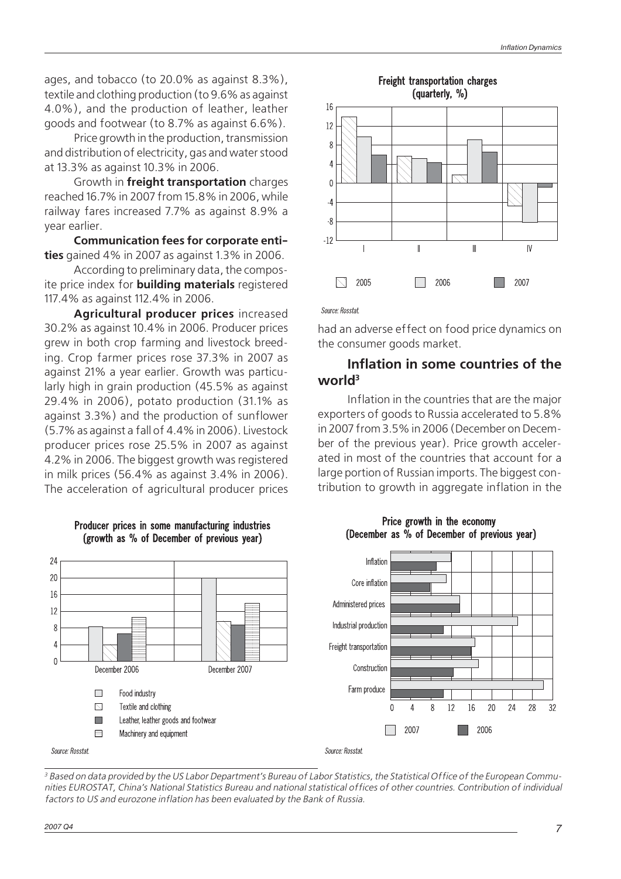ages, and tobacco (to 20.0% as against 8.3%), textile and clothing production (to 9.6% as against 4.0%), and the production of leather, leather goods and footwear (to 8.7% as against 6.6%).

Price growth in the production, transmission and distribution of electricity, gas and water stood at 13.3% as against 10.3% in 2006.

Growth in **freight transportation** charges reached 16.7% in 2007 from 15.8% in 2006, while railway fares increased 7.7% as against 8.9% a year earlier.

**Communication fees for corporate entities** gained 4% in 2007 as against 1.3% in 2006.

According to preliminary data, the composite price index for **building materials** registered 117.4% as against 112.4% in 2006.

**Agricultural producer prices** increased 30.2% as against 10.4% in 2006. Producer prices grew in both crop farming and livestock breeding. Crop farmer prices rose 37.3% in 2007 as against 21% a year earlier. Growth was particularly high in grain production (45.5% as against 29.4% in 2006), potato production (31.1% as against 3.3%) and the production of sunflower (5.7% as against a fall of 4.4% in 2006). Livestock producer prices rose 25.5% in 2007 as against 4.2% in 2006. The biggest growth was registered in milk prices (56.4% as against 3.4% in 2006). The acceleration of agricultural producer prices had an adverse effect on food price dynamics on the consumer goods market.

**Freight transportation charges (quarterly, %)**

*Source: Rosstat.*

## Inflation in some countries of the world[3]

Inflation in the countries that are the major exporters of goods to Russia accelerated to 5.8% in 2007 from 3.5% in 2006 (December on December of the previous year). Price growth accelerated in most of the countries that account for a large portion of Russian imports. The biggest contribution to growth in aggregate inflation in the

**Producer prices in some manufacturing industries (growth as % of December of previous year)**

*Source: Rosstat.*

**Price growth in the economy (December as % of December of previous year)**

*Source: Rosstat.*

[3] Based on data provided by the US Labor Department's Bureau of Labor Statistics, the Statistical Office of the European Communities EUROSTAT, China's National Statistics Bureau and national statistical offices of other countries. Contribution of individual factors to US and eurozone inflation has been evaluated by the Bank of Russia.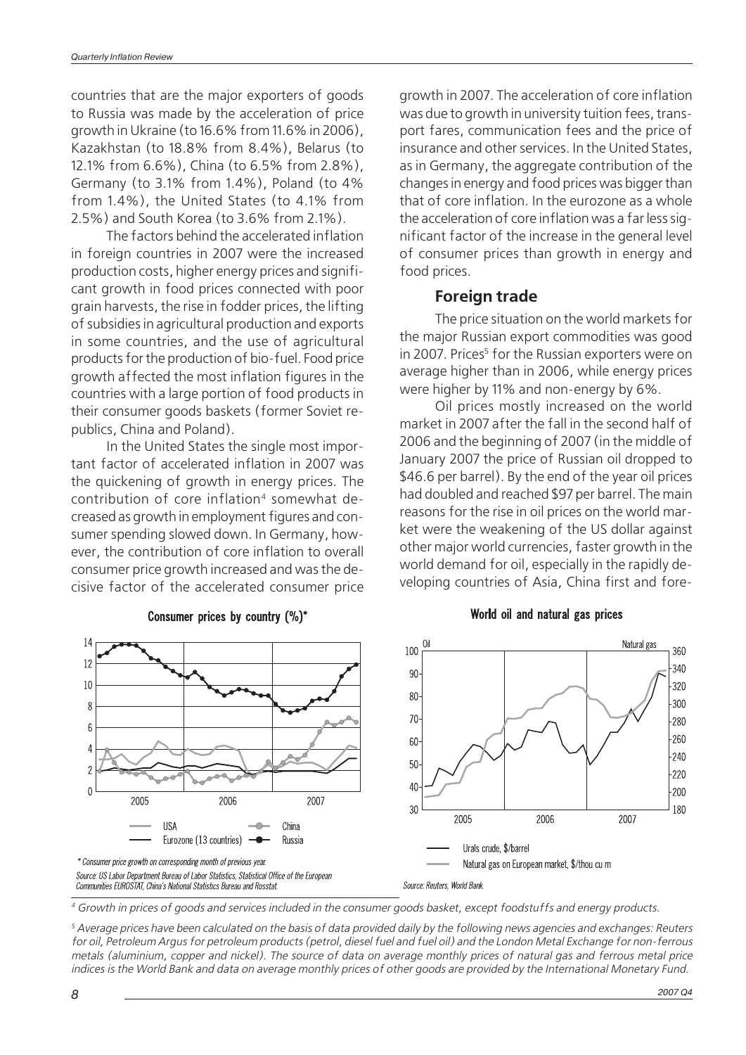countries that are the major exporters of goods to Russia was made by the acceleration of price growth in Ukraine (to 16.6% from 11.6% in 2006), Kazakhstan (to 18.8% from 8.4%), Belarus (to 12.1% from 6.6%), China (to 6.5% from 2.8%), Germany (to 3.1% from 1.4%), Poland (to 4% from 1.4%), the United States (to 4.1% from 2.5%) and South Korea (to 3.6% from 2.1%).

The factors behind the accelerated inflation in foreign countries in 2007 were the increased production costs, higher energy prices and significant growth in food prices connected with poor grain harvests, the rise in fodder prices, the lifting of subsidies in agricultural production and exports in some countries, and the use of agricultural products for the production of bio-fuel. Food price growth affected the most inflation figures in the countries with a large portion of food products in their consumer goods baskets (former Soviet republics, China and Poland).

In the United States the single most important factor of accelerated inflation in 2007 was the quickening of growth in energy prices. The contribution of core inflation[4] somewhat decreased as growth in employment figures and consumer spending slowed down. In Germany, however, the contribution of core inflation to overall consumer price growth increased and was the decisive factor of the accelerated consumer price growth in 2007. The acceleration of core inflation was due to growth in university tuition fees, transport fares, communication fees and the price of insurance and other services. In the United States, as in Germany, the aggregate contribution of the changes in energy and food prices was bigger than that of core inflation. In the eurozone as a whole the acceleration of core inflation was a far less significant factor of the increase in the general level of consumer prices than growth in energy and food prices.

## Foreign trade

The price situation on the world markets for the major Russian export commodities was good in 2007. Prices[5] for the Russian exporters were on average higher than in 2006, while energy prices were higher by 11% and non-energy by 6%.

Oil prices mostly increased on the world market in 2007 after the fall in the second half of 2006 and the beginning of 2007 (in the middle of January 2007 the price of Russian oil dropped to $46.6 per barrel). By the end of the year oil prices had doubled and reached $97 per barrel. The main reasons for the rise in oil prices on the world market were the weakening of the US dollar against other major world currencies, faster growth in the world demand for oil, especially in the rapidly developing countries of Asia, China first and fore-

**Consumer prices by country (%)***

USA — China — Eurozone (13 countries) — Russia

*\* Consumer price growth on corresponding month of previous year.*

*Source: US Labor Department Bureau of Labor Statistics, Statistical Office of the European Communities EUROSTAT, China's National Statistics Bureau and Rosstat.*

**World oil and natural gas prices**

Urals crude, $/barrel — Natural gas on European market, $/thou cu m

*Source: Reuters, World Bank.*

---

[4] Growth in prices of goods and services included in the consumer goods basket, except foodstuffs and energy products.

[5] Average prices have been calculated on the basis of data provided daily by the following news agencies and exchanges: Reuters for oil, Petroleum Argus for petroleum products (petrol, diesel fuel and fuel oil) and the London Metal Exchange for non-ferrous metals (aluminium, copper and nickel). The source of data on average monthly prices of natural gas and ferrous metal price indices is the World Bank and data on average monthly prices of other goods are provided by the International Monetary Fund.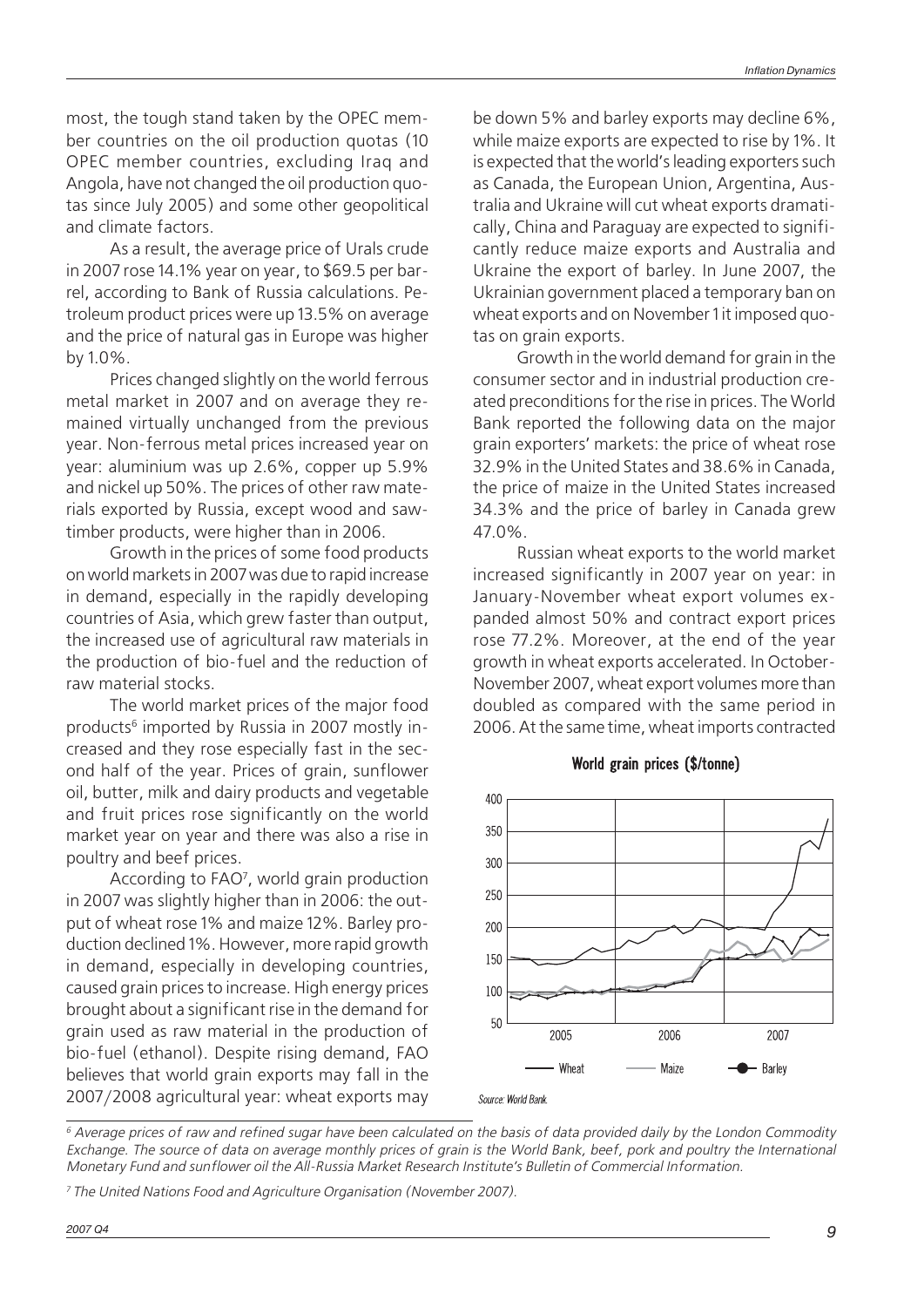most, the tough stand taken by the OPEC member countries on the oil production quotas (10 OPEC member countries, excluding Iraq and Angola, have not changed the oil production quotas since July 2005) and some other geopolitical and climate factors.

As a result, the average price of Urals crude in 2007 rose 14.1% year on year, to $69.5 per barrel, according to Bank of Russia calculations. Petroleum product prices were up 13.5% on average and the price of natural gas in Europe was higher by 1.0%.

Prices changed slightly on the world ferrous metal market in 2007 and on average they remained virtually unchanged from the previous year. Non-ferrous metal prices increased year on year: aluminium was up 2.6%, copper up 5.9% and nickel up 50%. The prices of other raw materials exported by Russia, except wood and sawtimber products, were higher than in 2006.

Growth in the prices of some food products on world markets in 2007 was due to rapid increase in demand, especially in the rapidly developing countries of Asia, which grew faster than output, the increased use of agricultural raw materials in the production of bio-fuel and the reduction of raw material stocks.

The world market prices of the major food products[6] imported by Russia in 2007 mostly increased and they rose especially fast in the second half of the year. Prices of grain, sunflower oil, butter, milk and dairy products and vegetable and fruit prices rose significantly on the world market year on year and there was also a rise in poultry and beef prices.

According to FAO[7], world grain production in 2007 was slightly higher than in 2006: the output of wheat rose 1% and maize 12%. Barley production declined 1%. However, more rapid growth in demand, especially in developing countries, caused grain prices to increase. High energy prices brought about a significant rise in the demand for grain used as raw material in the production of bio-fuel (ethanol). Despite rising demand, FAO believes that world grain exports may fall in the 2007/2008 agricultural year: wheat exports may be down 5% and barley exports may decline 6%, while maize exports are expected to rise by 1%. It is expected that the world's leading exporters such as Canada, the European Union, Argentina, Australia and Ukraine will cut wheat exports dramatically, China and Paraguay are expected to significantly reduce maize exports and Australia and Ukraine the export of barley. In June 2007, the Ukrainian government placed a temporary ban on wheat exports and on November 1 it imposed quotas on grain exports.

Growth in the world demand for grain in the consumer sector and in industrial production created preconditions for the rise in prices. The World Bank reported the following data on the major grain exporters' markets: the price of wheat rose 32.9% in the United States and 38.6% in Canada, the price of maize in the United States increased 34.3% and the price of barley in Canada grew 47.0%.

Russian wheat exports to the world market increased significantly in 2007 year on year: in January-November wheat export volumes expanded almost 50% and contract export prices rose 77.2%. Moreover, at the end of the year growth in wheat exports accelerated. In October-November 2007, wheat export volumes more than doubled as compared with the same period in 2006. At the same time, wheat imports contracted

**World grain prices ($/tonne)**

Source: World Bank.

---

[6] Average prices of raw and refined sugar have been calculated on the basis of data provided daily by the London Commodity Exchange. The source of data on average monthly prices of grain is the World Bank, beef, pork and poultry the International Monetary Fund and sunflower oil the All-Russia Market Research Institute's Bulletin of Commercial Information.

[7] The United Nations Food and Agriculture Organisation (November 2007).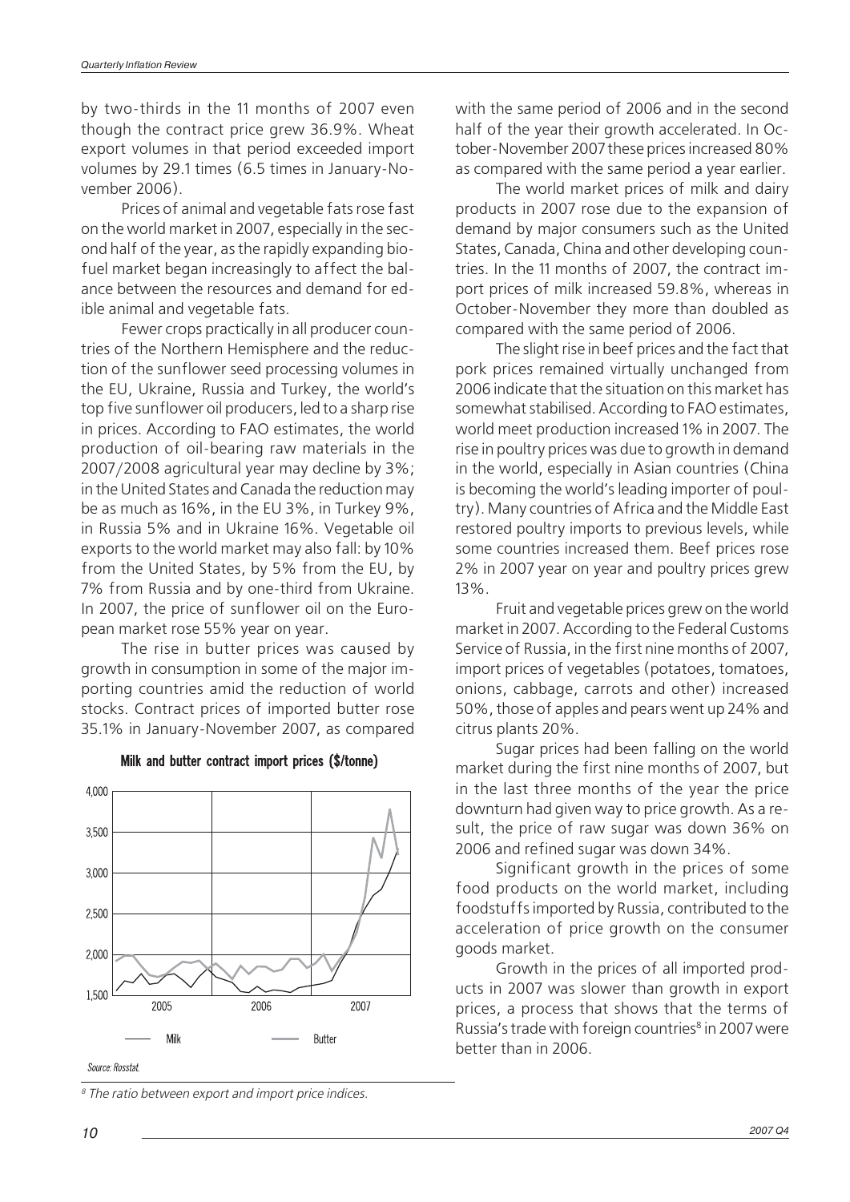by two-thirds in the 11 months of 2007 even though the contract price grew 36.9%. Wheat export volumes in that period exceeded import volumes by 29.1 times (6.5 times in January-November 2006).

Prices of animal and vegetable fats rose fast on the world market in 2007, especially in the second half of the year, as the rapidly expanding biofuel market began increasingly to affect the balance between the resources and demand for edible animal and vegetable fats.

Fewer crops practically in all producer countries of the Northern Hemisphere and the reduction of the sunflower seed processing volumes in the EU, Ukraine, Russia and Turkey, the world's top five sunflower oil producers, led to a sharp rise in prices. According to FAO estimates, the world production of oil-bearing raw materials in the 2007/2008 agricultural year may decline by 3%; in the United States and Canada the reduction may be as much as 16%, in the EU 3%, in Turkey 9%, in Russia 5% and in Ukraine 16%. Vegetable oil exports to the world market may also fall: by 10% from the United States, by 5% from the EU, by 7% from Russia and by one-third from Ukraine. In 2007, the price of sunflower oil on the European market rose 55% year on year.

The rise in butter prices was caused by growth in consumption in some of the major importing countries amid the reduction of world stocks. Contract prices of imported butter rose 35.1% in January-November 2007, as compared with the same period of 2006 and in the second half of the year their growth accelerated. In October-November 2007 these prices increased 80% as compared with the same period a year earlier.

**Milk and butter contract import prices ($/tonne)**

Source: Rosstat.

The world market prices of milk and dairy products in 2007 rose due to the expansion of demand by major consumers such as the United States, Canada, China and other developing countries. In the 11 months of 2007, the contract import prices of milk increased 59.8%, whereas in October-November they more than doubled as compared with the same period of 2006.

The slight rise in beef prices and the fact that pork prices remained virtually unchanged from 2006 indicate that the situation on this market has somewhat stabilised. According to FAO estimates, world meet production increased 1% in 2007. The rise in poultry prices was due to growth in demand in the world, especially in Asian countries (China is becoming the world's leading importer of poultry). Many countries of Africa and the Middle East restored poultry imports to previous levels, while some countries increased them. Beef prices rose 2% in 2007 year on year and poultry prices grew 13%.

Fruit and vegetable prices grew on the world market in 2007. According to the Federal Customs Service of Russia, in the first nine months of 2007, import prices of vegetables (potatoes, tomatoes, onions, cabbage, carrots and other) increased 50%, those of apples and pears went up 24% and citrus plants 20%.

Sugar prices had been falling on the world market during the first nine months of 2007, but in the last three months of the year the price downturn had given way to price growth. As a result, the price of raw sugar was down 36% on 2006 and refined sugar was down 34%.

Significant growth in the prices of some food products on the world market, including foodstuffs imported by Russia, contributed to the acceleration of price growth on the consumer goods market.

Growth in the prices of all imported products in 2007 was slower than growth in export prices, a process that shows that the terms of Russia's trade with foreign countries[8] in 2007 were better than in 2006.

[8] The ratio between export and import price indices.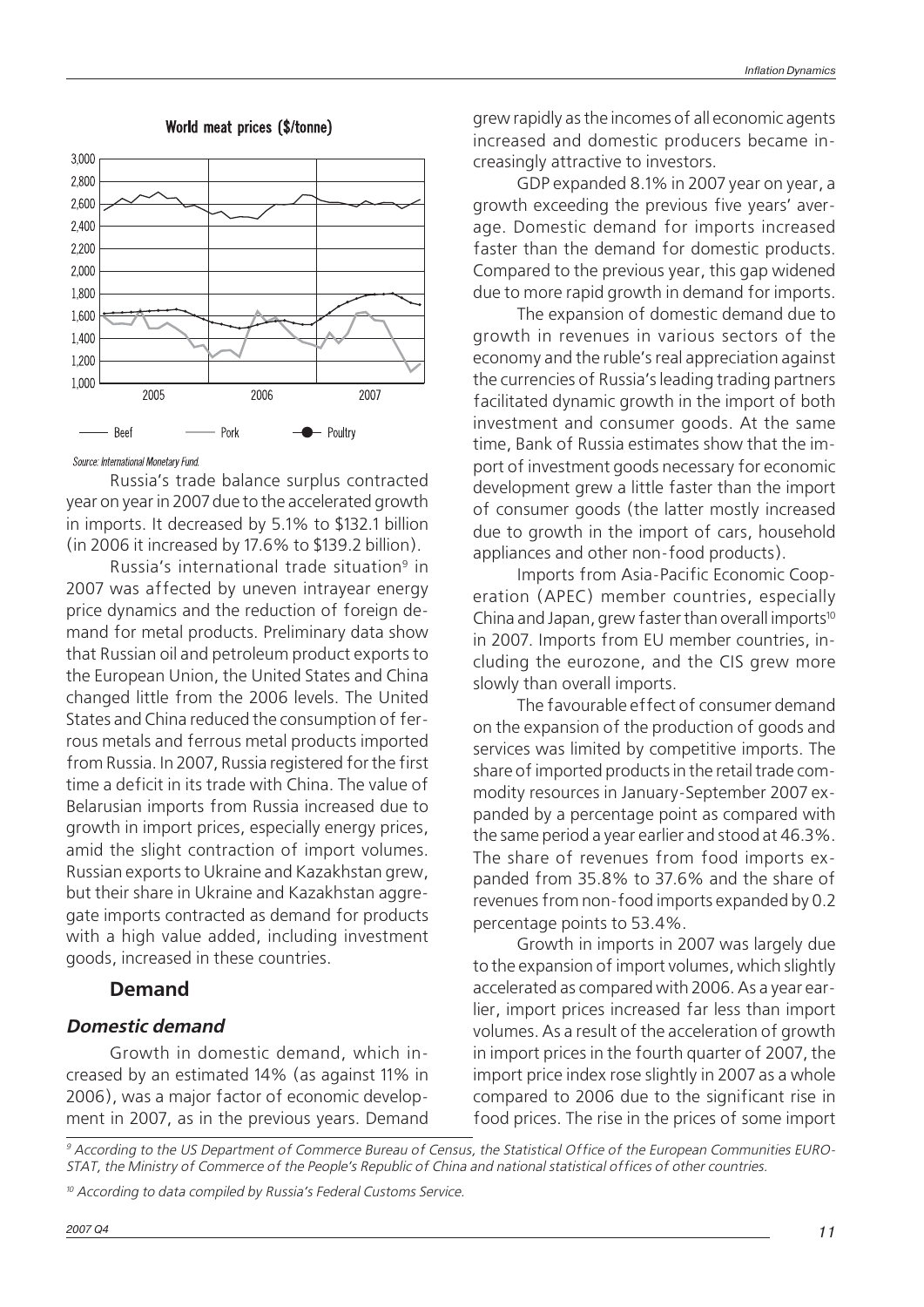World meat prices ($/tonne)

Source: International Monetary Fund.

Russia's trade balance surplus contracted year on year in 2007 due to the accelerated growth in imports. It decreased by 5.1% to $132.1 billion (in 2006 it increased by 17.6% to $139.2 billion).

Russia's international trade situation[9] in 2007 was affected by uneven intrayear energy price dynamics and the reduction of foreign demand for metal products. Preliminary data show that Russian oil and petroleum product exports to the European Union, the United States and China changed little from the 2006 levels. The United States and China reduced the consumption of ferrous metals and ferrous metal products imported from Russia. In 2007, Russia registered for the first time a deficit in its trade with China. The value of Belarusian imports from Russia increased due to growth in import prices, especially energy prices, amid the slight contraction of import volumes. Russian exports to Ukraine and Kazakhstan grew, but their share in Ukraine and Kazakhstan aggregate imports contracted as demand for products with a high value added, including investment goods, increased in these countries.

## Demand

### *Domestic demand*

Growth in domestic demand, which increased by an estimated 14% (as against 11% in 2006), was a major factor of economic development in 2007, as in the previous years. Demand grew rapidly as the incomes of all economic agents increased and domestic producers became increasingly attractive to investors.

GDP expanded 8.1% in 2007 year on year, a growth exceeding the previous five years' average. Domestic demand for imports increased faster than the demand for domestic products. Compared to the previous year, this gap widened due to more rapid growth in demand for imports.

The expansion of domestic demand due to growth in revenues in various sectors of the economy and the ruble's real appreciation against the currencies of Russia's leading trading partners facilitated dynamic growth in the import of both investment and consumer goods. At the same time, Bank of Russia estimates show that the import of investment goods necessary for economic development grew a little faster than the import of consumer goods (the latter mostly increased due to growth in the import of cars, household appliances and other non-food products).

Imports from Asia-Pacific Economic Cooperation (APEC) member countries, especially China and Japan, grew faster than overall imports[10] in 2007. Imports from EU member countries, including the eurozone, and the CIS grew more slowly than overall imports.

The favourable effect of consumer demand on the expansion of the production of goods and services was limited by competitive imports. The share of imported products in the retail trade commodity resources in January-September 2007 expanded by a percentage point as compared with the same period a year earlier and stood at 46.3%. The share of revenues from food imports expanded from 35.8% to 37.6% and the share of revenues from non-food imports expanded by 0.2 percentage points to 53.4%.

Growth in imports in 2007 was largely due to the expansion of import volumes, which slightly accelerated as compared with 2006. As a year earlier, import prices increased far less than import volumes. As a result of the acceleration of growth in import prices in the fourth quarter of 2007, the import price index rose slightly in 2007 as a whole compared to 2006 due to the significant rise in food prices. The rise in the prices of some import

---

*[9] According to the US Department of Commerce Bureau of Census, the Statistical Office of the European Communities EUROSTAT, the Ministry of Commerce of the People's Republic of China and national statistical offices of other countries.*

*[10] According to data compiled by Russia's Federal Customs Service.*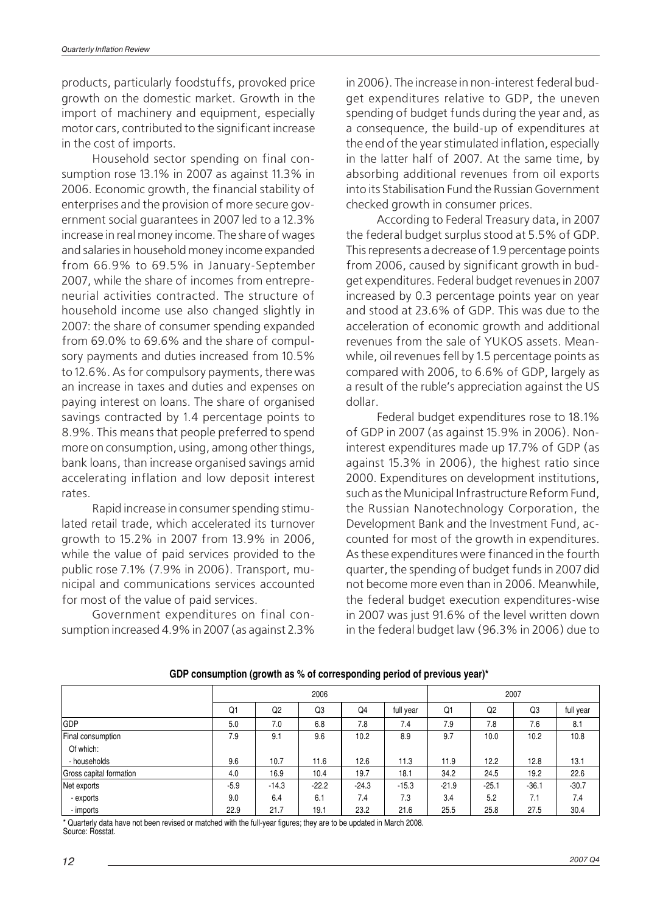products, particularly foodstuffs, provoked price growth on the domestic market. Growth in the import of machinery and equipment, especially motor cars, contributed to the significant increase in the cost of imports.

Household sector spending on final consumption rose 13.1% in 2007 as against 11.3% in 2006. Economic growth, the financial stability of enterprises and the provision of more secure government social guarantees in 2007 led to a 12.3% increase in real money income. The share of wages and salaries in household money income expanded from 66.9% to 69.5% in January-September 2007, while the share of incomes from entrepreneurial activities contracted. The structure of household income use also changed slightly in 2007: the share of consumer spending expanded from 69.0% to 69.6% and the share of compulsory payments and duties increased from 10.5% to 12.6%. As for compulsory payments, there was an increase in taxes and duties and expenses on paying interest on loans. The share of organised savings contracted by 1.4 percentage points to 8.9%. This means that people preferred to spend more on consumption, using, among other things, bank loans, than increase organised savings amid accelerating inflation and low deposit interest rates.

Rapid increase in consumer spending stimulated retail trade, which accelerated its turnover growth to 15.2% in 2007 from 13.9% in 2006, while the value of paid services provided to the public rose 7.1% (7.9% in 2006). Transport, municipal and communications services accounted for most of the value of paid services.

Government expenditures on final consumption increased 4.9% in 2007 (as against 2.3% in 2006). The increase in non-interest federal budget expenditures relative to GDP, the uneven spending of budget funds during the year and, as a consequence, the build-up of expenditures at the end of the year stimulated inflation, especially in the latter half of 2007. At the same time, by absorbing additional revenues from oil exports into its Stabilisation Fund the Russian Government checked growth in consumer prices.

According to Federal Treasury data, in 2007 the federal budget surplus stood at 5.5% of GDP. This represents a decrease of 1.9 percentage points from 2006, caused by significant growth in budget expenditures. Federal budget revenues in 2007 increased by 0.3 percentage points year on year and stood at 23.6% of GDP. This was due to the acceleration of economic growth and additional revenues from the sale of YUKOS assets. Meanwhile, oil revenues fell by 1.5 percentage points as compared with 2006, to 6.6% of GDP, largely as a result of the ruble's appreciation against the US dollar.

Federal budget expenditures rose to 18.1% of GDP in 2007 (as against 15.9% in 2006). Non-interest expenditures made up 17.7% of GDP (as against 15.3% in 2006), the highest ratio since 2000. Expenditures on development institutions, such as the Municipal Infrastructure Reform Fund, the Russian Nanotechnology Corporation, the Development Bank and the Investment Fund, accounted for most of the growth in expenditures. As these expenditures were financed in the fourth quarter, the spending of budget funds in 2007 did not become more even than in 2006. Meanwhile, the federal budget execution expenditures-wise in 2007 was just 91.6% of the level written down in the federal budget law (96.3% in 2006) due to

**GDP consumption (growth as % of corresponding period of previous year)***

| | 2006 | | | | | 2007 | | | |
|---|---|---|---|---|---|---|---|---|---|
| | Q1 | Q2 | Q3 | Q4 | full year | Q1 | Q2 | Q3 | full year |
| GDP | 5.0 | 7.0 | 6.8 | 7.8 | 7.4 | 7.9 | 7.8 | 7.6 | 8.1 |
| Final consumption | 7.9 | 9.1 | 9.6 | 10.2 | 8.9 | 9.7 | 10.0 | 10.2 | 10.8 |
| Of which: | | | | | | | | | |
| - households | 9.6 | 10.7 | 11.6 | 12.6 | 11.3 | 11.9 | 12.2 | 12.8 | 13.1 |
| Gross capital formation | 4.0 | 16.9 | 10.4 | 19.7 | 18.1 | 34.2 | 24.5 | 19.2 | 22.6 |
| Net exports | -5.9 | -14.3 | -22.2 | -24.3 | -15.3 | -21.9 | -25.1 | -36.1 | -30.7 |
| - exports | 9.0 | 6.4 | 6.1 | 7.4 | 7.3 | 3.4 | 5.2 | 7.1 | 7.4 |
| - imports | 22.9 | 21.7 | 19.1 | 23.2 | 21.6 | 25.5 | 25.8 | 27.5 | 30.4 |

\* Quarterly data have not been revised or matched with the full-year figures; they are to be updated in March 2008.
Source: Rosstat.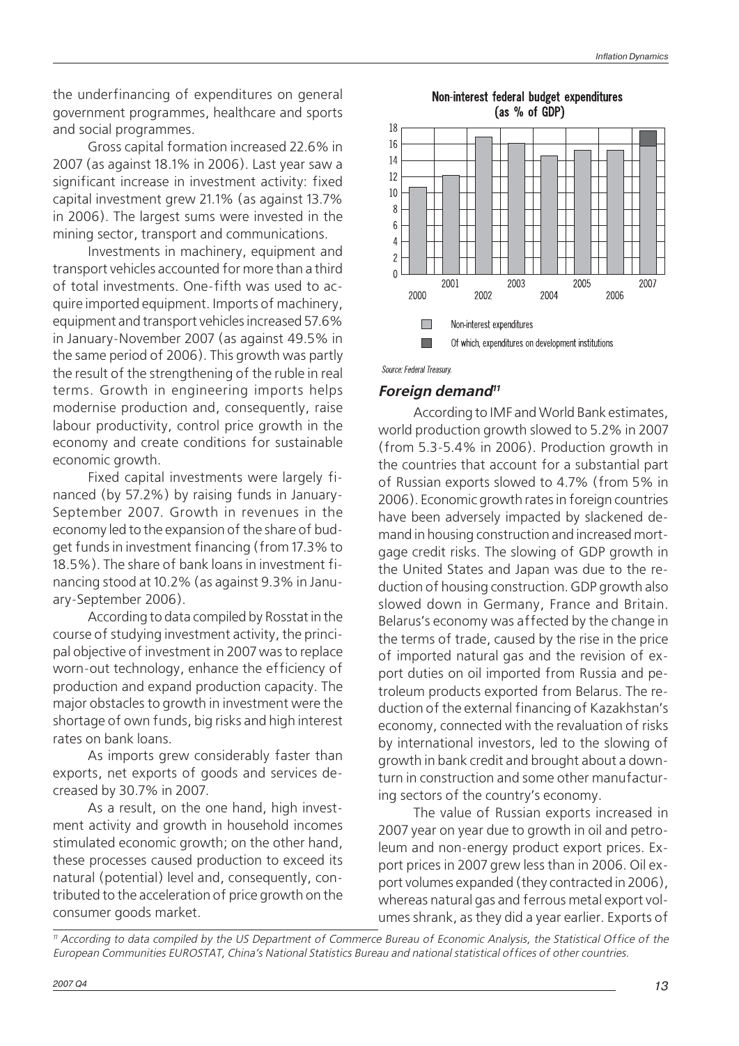the underfinancing of expenditures on general government programmes, healthcare and sports and social programmes.

Gross capital formation increased 22.6% in 2007 (as against 18.1% in 2006). Last year saw a significant increase in investment activity: fixed capital investment grew 21.1% (as against 13.7% in 2006). The largest sums were invested in the mining sector, transport and communications.

Investments in machinery, equipment and transport vehicles accounted for more than a third of total investments. One-fifth was used to acquire imported equipment. Imports of machinery, equipment and transport vehicles increased 57.6% in January-November 2007 (as against 49.5% in the same period of 2006). This growth was partly the result of the strengthening of the ruble in real terms. Growth in engineering imports helps modernise production and, consequently, raise labour productivity, control price growth in the economy and create conditions for sustainable economic growth.

Fixed capital investments were largely financed (by 57.2%) by raising funds in January-September 2007. Growth in revenues in the economy led to the expansion of the share of budget funds in investment financing (from 17.3% to 18.5%). The share of bank loans in investment financing stood at 10.2% (as against 9.3% in January-September 2006).

According to data compiled by Rosstat in the course of studying investment activity, the principal objective of investment in 2007 was to replace worn-out technology, enhance the efficiency of production and expand production capacity. The major obstacles to growth in investment were the shortage of own funds, big risks and high interest rates on bank loans.

As imports grew considerably faster than exports, net exports of goods and services decreased by 30.7% in 2007.

As a result, on the one hand, high investment activity and growth in household incomes stimulated economic growth; on the other hand, these processes caused production to exceed its natural (potential) level and, consequently, contributed to the acceleration of price growth on the consumer goods market.

**Non-interest federal budget expenditures (as % of GDP)**

Non-interest expenditures; Of which, expenditures on development institutions

Source: Federal Treasury.

### *Foreign demand*[11]

According to IMF and World Bank estimates, world production growth slowed to 5.2% in 2007 (from 5.3-5.4% in 2006). Production growth in the countries that account for a substantial part of Russian exports slowed to 4.7% (from 5% in 2006). Economic growth rates in foreign countries have been adversely impacted by slackened demand in housing construction and increased mortgage credit risks. The slowing of GDP growth in the United States and Japan was due to the reduction of housing construction. GDP growth also slowed down in Germany, France and Britain. Belarus's economy was affected by the change in the terms of trade, caused by the rise in the price of imported natural gas and the revision of export duties on oil imported from Russia and petroleum products exported from Belarus. The reduction of the external financing of Kazakhstan's economy, connected with the revaluation of risks by international investors, led to the slowing of growth in bank credit and brought about a downturn in construction and some other manufacturing sectors of the country's economy.

The value of Russian exports increased in 2007 year on year due to growth in oil and petroleum and non-energy product export prices. Export prices in 2007 grew less than in 2006. Oil export volumes expanded (they contracted in 2006), whereas natural gas and ferrous metal export volumes shrank, as they did a year earlier. Exports of

[11] *According to data compiled by the US Department of Commerce Bureau of Economic Analysis, the Statistical Office of the European Communities EUROSTAT, China's National Statistics Bureau and national statistical offices of other countries.*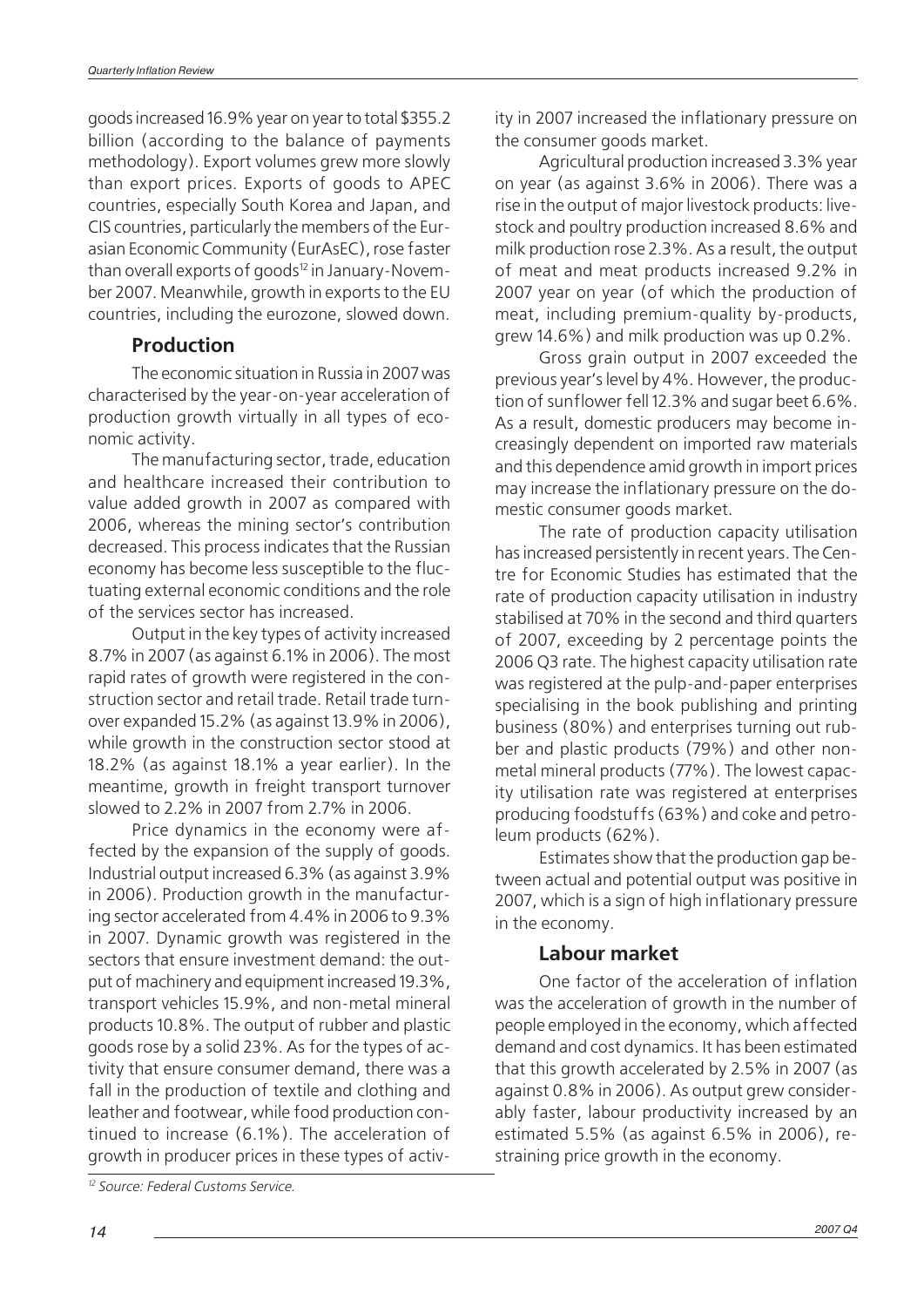goods increased 16.9% year on year to total $355.2 billion (according to the balance of payments methodology). Export volumes grew more slowly than export prices. Exports of goods to APEC countries, especially South Korea and Japan, and CIS countries, particularly the members of the Eurasian Economic Community (EurAsEC), rose faster than overall exports of goods[12] in January-November 2007. Meanwhile, growth in exports to the EU countries, including the eurozone, slowed down.

## Production

The economic situation in Russia in 2007 was characterised by the year-on-year acceleration of production growth virtually in all types of economic activity.

The manufacturing sector, trade, education and healthcare increased their contribution to value added growth in 2007 as compared with 2006, whereas the mining sector's contribution decreased. This process indicates that the Russian economy has become less susceptible to the fluctuating external economic conditions and the role of the services sector has increased.

Output in the key types of activity increased 8.7% in 2007 (as against 6.1% in 2006). The most rapid rates of growth were registered in the construction sector and retail trade. Retail trade turnover expanded 15.2% (as against 13.9% in 2006), while growth in the construction sector stood at 18.2% (as against 18.1% a year earlier). In the meantime, growth in freight transport turnover slowed to 2.2% in 2007 from 2.7% in 2006.

Price dynamics in the economy were affected by the expansion of the supply of goods. Industrial output increased 6.3% (as against 3.9% in 2006). Production growth in the manufacturing sector accelerated from 4.4% in 2006 to 9.3% in 2007. Dynamic growth was registered in the sectors that ensure investment demand: the output of machinery and equipment increased 19.3%, transport vehicles 15.9%, and non-metal mineral products 10.8%. The output of rubber and plastic goods rose by a solid 23%. As for the types of activity that ensure consumer demand, there was a fall in the production of textile and clothing and leather and footwear, while food production continued to increase (6.1%). The acceleration of growth in producer prices in these types of activity in 2007 increased the inflationary pressure on the consumer goods market.

Agricultural production increased 3.3% year on year (as against 3.6% in 2006). There was a rise in the output of major livestock products: livestock and poultry production increased 8.6% and milk production rose 2.3%. As a result, the output of meat and meat products increased 9.2% in 2007 year on year (of which the production of meat, including premium-quality by-products, grew 14.6%) and milk production was up 0.2%.

Gross grain output in 2007 exceeded the previous year's level by 4%. However, the production of sunflower fell 12.3% and sugar beet 6.6%. As a result, domestic producers may become increasingly dependent on imported raw materials and this dependence amid growth in import prices may increase the inflationary pressure on the domestic consumer goods market.

The rate of production capacity utilisation has increased persistently in recent years. The Centre for Economic Studies has estimated that the rate of production capacity utilisation in industry stabilised at 70% in the second and third quarters of 2007, exceeding by 2 percentage points the 2006 Q3 rate. The highest capacity utilisation rate was registered at the pulp-and-paper enterprises specialising in the book publishing and printing business (80%) and enterprises turning out rubber and plastic products (79%) and other non-metal mineral products (77%). The lowest capacity utilisation rate was registered at enterprises producing foodstuffs (63%) and coke and petroleum products (62%).

Estimates show that the production gap between actual and potential output was positive in 2007, which is a sign of high inflationary pressure in the economy.

## Labour market

One factor of the acceleration of inflation was the acceleration of growth in the number of people employed in the economy, which affected demand and cost dynamics. It has been estimated that this growth accelerated by 2.5% in 2007 (as against 0.8% in 2006). As output grew considerably faster, labour productivity increased by an estimated 5.5% (as against 6.5% in 2006), restraining price growth in the economy.

---

[12] *Source: Federal Customs Service.*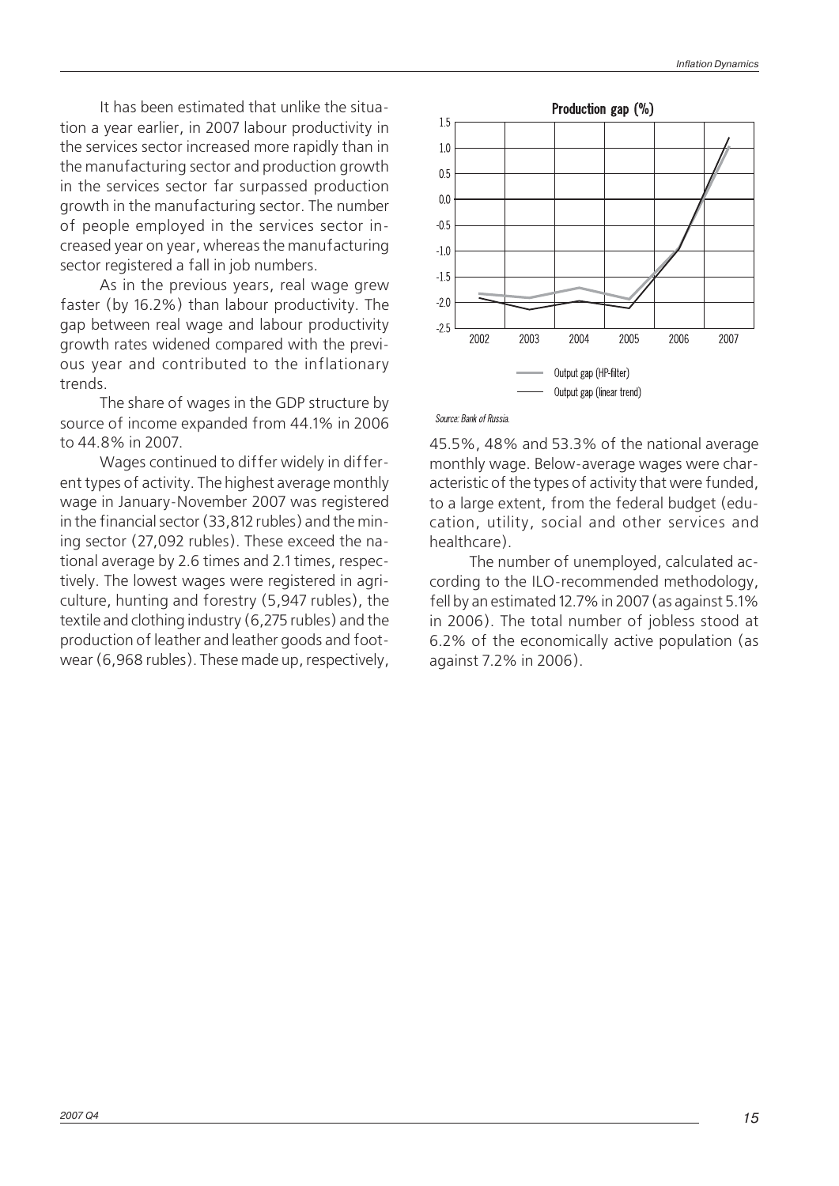It has been estimated that unlike the situation a year earlier, in 2007 labour productivity in the services sector increased more rapidly than in the manufacturing sector and production growth in the services sector far surpassed production growth in the manufacturing sector. The number of people employed in the services sector increased year on year, whereas the manufacturing sector registered a fall in job numbers.

As in the previous years, real wage grew faster (by 16.2%) than labour productivity. The gap between real wage and labour productivity growth rates widened compared with the previous year and contributed to the inflationary trends.

The share of wages in the GDP structure by source of income expanded from 44.1% in 2006 to 44.8% in 2007.

Wages continued to differ widely in different types of activity. The highest average monthly wage in January-November 2007 was registered in the financial sector (33,812 rubles) and the mining sector (27,092 rubles). These exceed the national average by 2.6 times and 2.1 times, respectively. The lowest wages were registered in agriculture, hunting and forestry (5,947 rubles), the textile and clothing industry (6,275 rubles) and the production of leather and leather goods and footwear (6,968 rubles). These made up, respectively, 45.5%, 48% and 53.3% of the national average monthly wage. Below-average wages were characteristic of the types of activity that were funded, to a large extent, from the federal budget (education, utility, social and other services and healthcare).

**Production gap (%)**

Output gap (HP-filter)
Output gap (linear trend)

*Source: Bank of Russia.*

The number of unemployed, calculated according to the ILO-recommended methodology, fell by an estimated 12.7% in 2007 (as against 5.1% in 2006). The total number of jobless stood at 6.2% of the economically active population (as against 7.2% in 2006).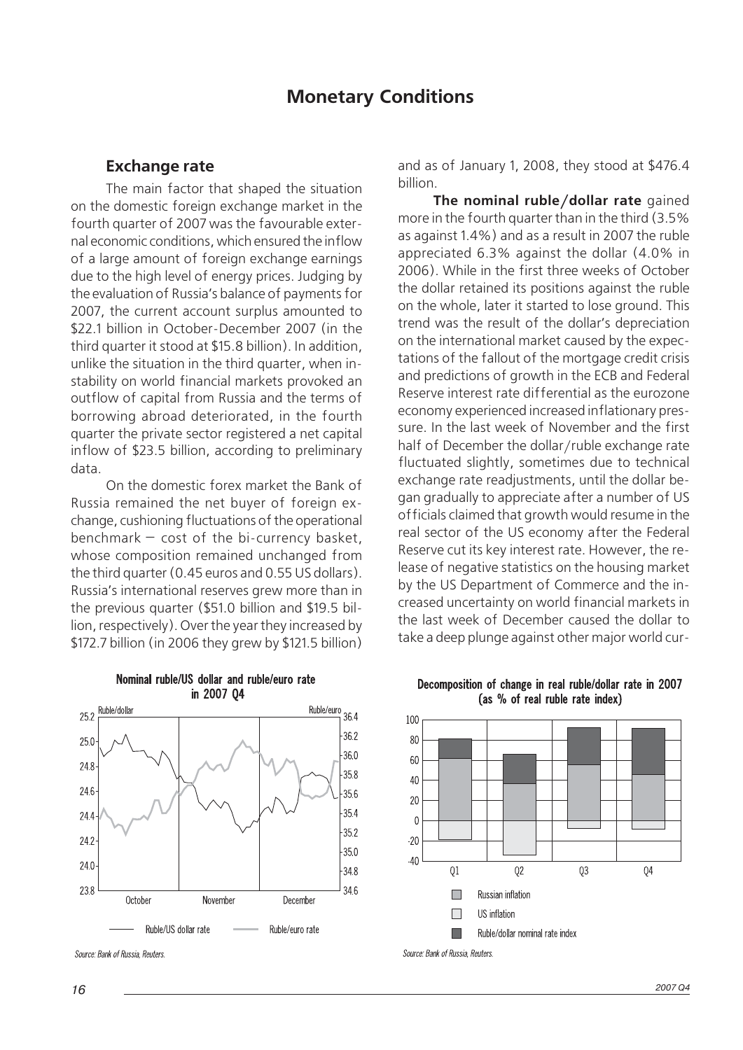## Monetary Conditions

### Exchange rate

The main factor that shaped the situation on the domestic foreign exchange market in the fourth quarter of 2007 was the favourable external economic conditions, which ensured the inflow of a large amount of foreign exchange earnings due to the high level of energy prices. Judging by the evaluation of Russia's balance of payments for 2007, the current account surplus amounted to \$22.1 billion in October-December 2007 (in the third quarter it stood at \$15.8 billion). In addition, unlike the situation in the third quarter, when instability on world financial markets provoked an outflow of capital from Russia and the terms of borrowing abroad deteriorated, in the fourth quarter the private sector registered a net capital inflow of \$23.5 billion, according to preliminary data.

On the domestic forex market the Bank of Russia remained the net buyer of foreign exchange, cushioning fluctuations of the operational benchmark — cost of the bi-currency basket, whose composition remained unchanged from the third quarter (0.45 euros and 0.55 US dollars). Russia's international reserves grew more than in the previous quarter (\$51.0 billion and \$19.5 billion, respectively). Over the year they increased by \$172.7 billion (in 2006 they grew by \$121.5 billion) and as of January 1, 2008, they stood at \$476.4 billion.

**The nominal ruble/dollar rate** gained more in the fourth quarter than in the third (3.5% as against 1.4%) and as a result in 2007 the ruble appreciated 6.3% against the dollar (4.0% in 2006). While in the first three weeks of October the dollar retained its positions against the ruble on the whole, later it started to lose ground. This trend was the result of the dollar's depreciation on the international market caused by the expectations of the fallout of the mortgage credit crisis and predictions of growth in the ECB and Federal Reserve interest rate differential as the eurozone economy experienced increased inflationary pressure. In the last week of November and the first half of December the dollar/ruble exchange rate fluctuated slightly, sometimes due to technical exchange rate readjustments, until the dollar began gradually to appreciate after a number of US officials claimed that growth would resume in the real sector of the US economy after the Federal Reserve cut its key interest rate. However, the release of negative statistics on the housing market by the US Department of Commerce and the increased uncertainty on world financial markets in the last week of December caused the dollar to take a deep plunge against other major world cur-

**Nominal ruble/US dollar and ruble/euro rate in 2007 Q4**

*Source: Bank of Russia, Reuters.*

**Decomposition of change in real ruble/dollar rate in 2007 (as % of real ruble rate index)**

*Source: Bank of Russia, Reuters.*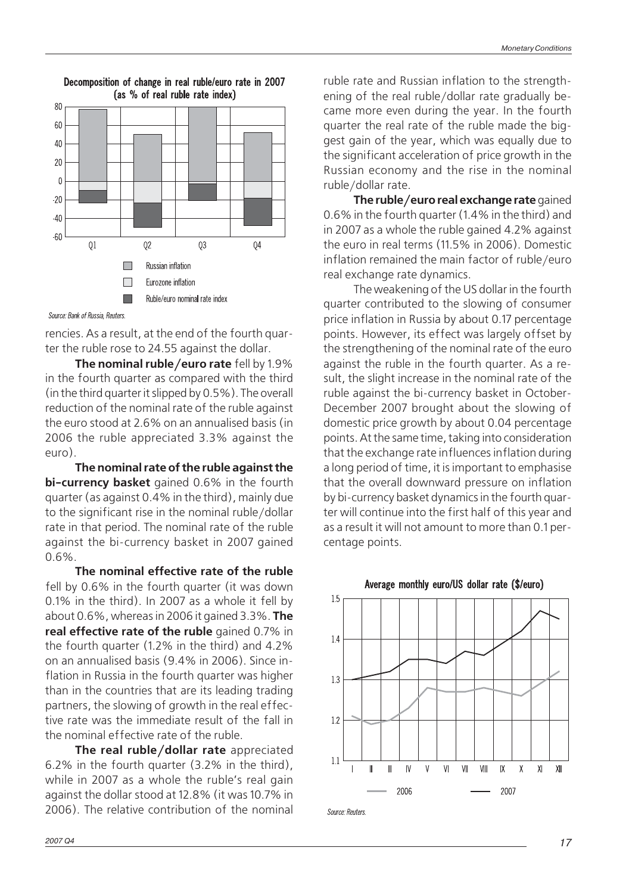Decomposition of change in real ruble/euro rate in 2007 (as % of real ruble rate index)

Source: Bank of Russia, Reuters.

rencies. As a result, at the end of the fourth quarter the ruble rose to 24.55 against the dollar.

**The nominal ruble/euro rate** fell by 1.9% in the fourth quarter as compared with the third (in the third quarter it slipped by 0.5%). The overall reduction of the nominal rate of the ruble against the euro stood at 2.6% on an annualised basis (in 2006 the ruble appreciated 3.3% against the euro).

**The nominal rate of the ruble against the bi-currency basket** gained 0.6% in the fourth quarter (as against 0.4% in the third), mainly due to the significant rise in the nominal ruble/dollar rate in that period. The nominal rate of the ruble against the bi-currency basket in 2007 gained 0.6%.

**The nominal effective rate of the ruble** fell by 0.6% in the fourth quarter (it was down 0.1% in the third). In 2007 as a whole it fell by about 0.6%, whereas in 2006 it gained 3.3%. **The real effective rate of the ruble** gained 0.7% in the fourth quarter (1.2% in the third) and 4.2% on an annualised basis (9.4% in 2006). Since inflation in Russia in the fourth quarter was higher than in the countries that are its leading trading partners, the slowing of growth in the real effective rate was the immediate result of the fall in the nominal effective rate of the ruble.

**The real ruble/dollar rate** appreciated 6.2% in the fourth quarter (3.2% in the third), while in 2007 as a whole the ruble's real gain against the dollar stood at 12.8% (it was 10.7% in 2006). The relative contribution of the nominal ruble rate and Russian inflation to the strengthening of the real ruble/dollar rate gradually became more even during the year. In the fourth quarter the real rate of the ruble made the biggest gain of the year, which was equally due to the significant acceleration of price growth in the Russian economy and the rise in the nominal ruble/dollar rate.

**The ruble/euro real exchange rate** gained 0.6% in the fourth quarter (1.4% in the third) and in 2007 as a whole the ruble gained 4.2% against the euro in real terms (11.5% in 2006). Domestic inflation remained the main factor of ruble/euro real exchange rate dynamics.

The weakening of the US dollar in the fourth quarter contributed to the slowing of consumer price inflation in Russia by about 0.17 percentage points. However, its effect was largely offset by the strengthening of the nominal rate of the euro against the ruble in the fourth quarter. As a result, the slight increase in the nominal rate of the ruble against the bi-currency basket in October-December 2007 brought about the slowing of domestic price growth by about 0.04 percentage points. At the same time, taking into consideration that the exchange rate influences inflation during a long period of time, it is important to emphasise that the overall downward pressure on inflation by bi-currency basket dynamics in the fourth quarter will continue into the first half of this year and as a result it will not amount to more than 0.1 percentage points.

Average monthly euro/US dollar rate ($/euro)

Source: Reuters.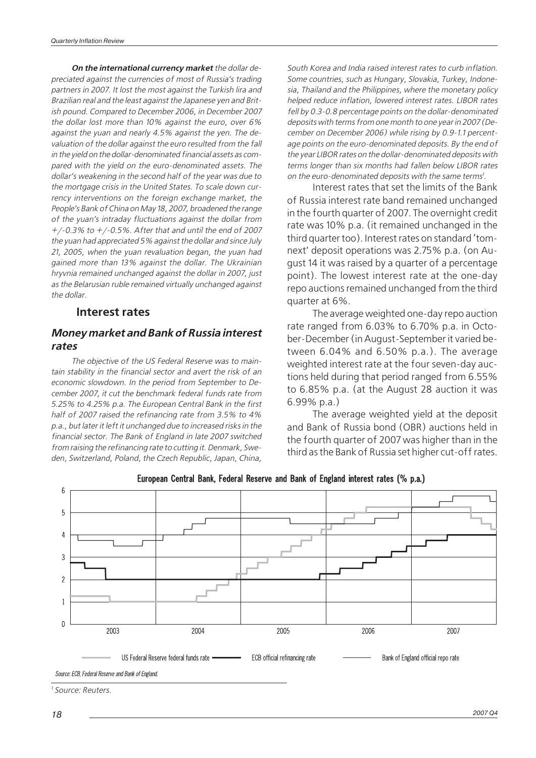*On the international currency market the dollar depreciated against the currencies of most of Russia's trading partners in 2007. It lost the most against the Turkish lira and Brazilian real and the least against the Japanese yen and British pound. Compared to December 2006, in December 2007 the dollar lost more than 10% against the euro, over 6% against the yuan and nearly 4.5% against the yen. The devaluation of the dollar against the euro resulted from the fall in the yield on the dollar-denominated financial assets as compared with the yield on the euro-denominated assets. The dollar's weakening in the second half of the year was due to the mortgage crisis in the United States. To scale down currency interventions on the foreign exchange market, the People's Bank of China on May 18, 2007, broadened the range of the yuan's intraday fluctuations against the dollar from +/-0.3% to +/-0.5%. After that and until the end of 2007 the yuan had appreciated 5% against the dollar and since July 21, 2005, when the yuan revaluation began, the yuan had gained more than 13% against the dollar. The Ukrainian hryvnia remained unchanged against the dollar in 2007, just as the Belarusian ruble remained virtually unchanged against the dollar.*

## Interest rates

### Money market and Bank of Russia interest rates

*The objective of the US Federal Reserve was to maintain stability in the financial sector and avert the risk of an economic slowdown. In the period from September to December 2007, it cut the benchmark federal funds rate from 5.25% to 4.25% p.a. The European Central Bank in the first half of 2007 raised the refinancing rate from 3.5% to 4% p.a., but later it left it unchanged due to increased risks in the financial sector. The Bank of England in late 2007 switched from raising the refinancing rate to cutting it. Denmark, Sweden, Switzerland, Poland, the Czech Republic, Japan, China, South Korea and India raised interest rates to curb inflation. Some countries, such as Hungary, Slovakia, Turkey, Indonesia, Thailand and the Philippines, where the monetary policy helped reduce inflation, lowered interest rates. LIBOR rates fell by 0.3-0.8 percentage points on the dollar-denominated deposits with terms from one month to one year in 2007 (December on December 2006) while rising by 0.9-1.1 percentage points on the euro-denominated deposits. By the end of the year LIBOR rates on the dollar-denominated deposits with terms longer than six months had fallen below LIBOR rates on the euro-denominated deposits with the same terms[1].*

Interest rates that set the limits of the Bank of Russia interest rate band remained unchanged in the fourth quarter of 2007. The overnight credit rate was 10% p.a. (it remained unchanged in the third quarter too). Interest rates on standard 'tom-next' deposit operations was 2.75% p.a. (on August 14 it was raised by a quarter of a percentage point). The lowest interest rate at the one-day repo auctions remained unchanged from the third quarter at 6%.

The average weighted one-day repo auction rate ranged from 6.03% to 6.70% p.a. in October-December (in August-September it varied between 6.04% and 6.50% p.a.). The average weighted interest rate at the four seven-day auctions held during that period ranged from 6.55% to 6.85% p.a. (at the August 28 auction it was 6.99% p.a.)

The average weighted yield at the deposit and Bank of Russia bond (OBR) auctions held in the fourth quarter of 2007 was higher than in the third as the Bank of Russia set higher cut-off rates.

**European Central Bank, Federal Reserve and Bank of England interest rates (% p.a.)**

Legend: US Federal Reserve federal funds rate; ECB official refinancing rate; Bank of England official repo rate

Source: ECB, Federal Reserve and Bank of England.

[1] Source: Reuters.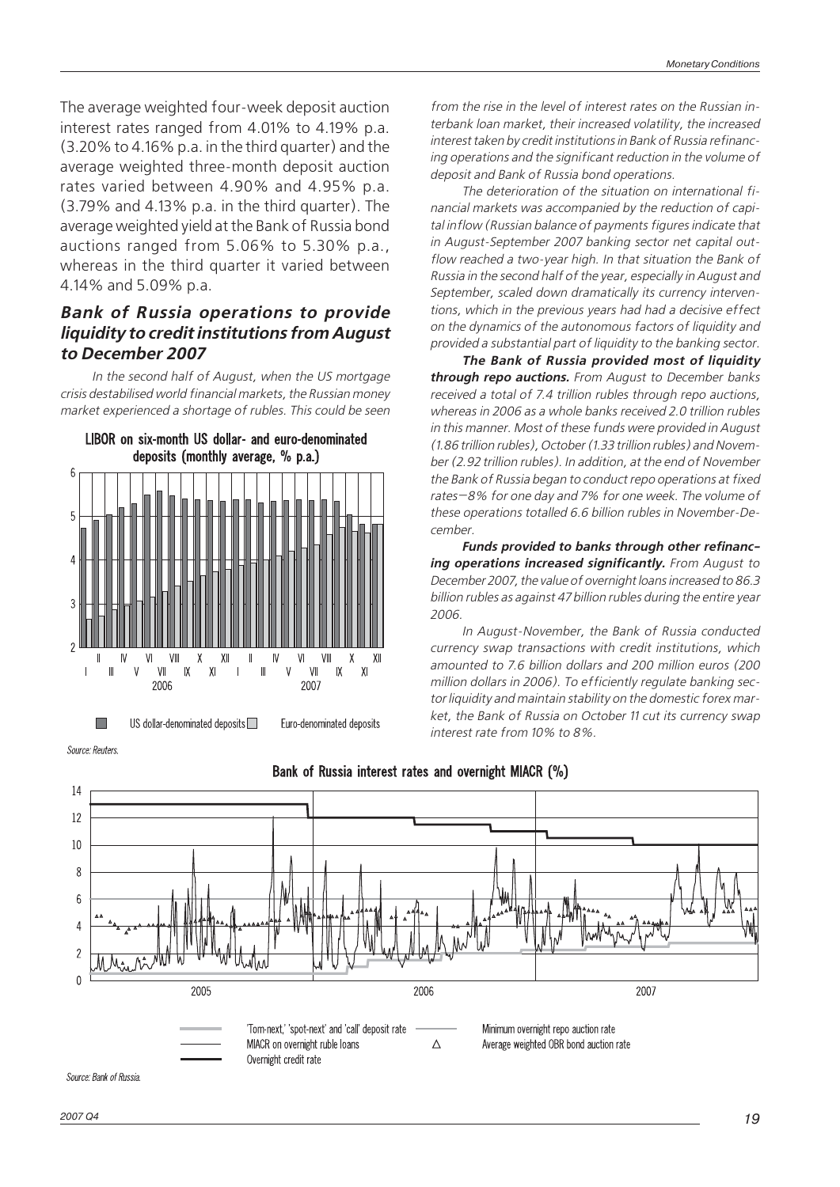The average weighted four-week deposit auction interest rates ranged from 4.01% to 4.19% p.a. (3.20% to 4.16% p.a. in the third quarter) and the average weighted three-month deposit auction rates varied between 4.90% and 4.95% p.a. (3.79% and 4.13% p.a. in the third quarter). The average weighted yield at the Bank of Russia bond auctions ranged from 5.06% to 5.30% p.a., whereas in the third quarter it varied between 4.14% and 5.09% p.a.

### *Bank of Russia operations to provide liquidity to credit institutions from August to December 2007*

*In the second half of August, when the US mortgage crisis destabilised world financial markets, the Russian money market experienced a shortage of rubles. This could be seen from the rise in the level of interest rates on the Russian interbank loan market, their increased volatility, the increased interest taken by credit institutions in Bank of Russia refinancing operations and the significant reduction in the volume of deposit and Bank of Russia bond operations.*

*The deterioration of the situation on international financial markets was accompanied by the reduction of capital inflow (Russian balance of payments figures indicate that in August-September 2007 banking sector net capital outflow reached a two-year high. In that situation the Bank of Russia in the second half of the year, especially in August and September, scaled down dramatically its currency interventions, which in the previous years had had a decisive effect on the dynamics of the autonomous factors of liquidity and provided a substantial part of liquidity to the banking sector.*

***The Bank of Russia provided most of liquidity through repo auctions.*** *From August to December banks received a total of 7.4 trillion rubles through repo auctions, whereas in 2006 as a whole banks received 2.0 trillion rubles in this manner. Most of these funds were provided in August (1.86 trillion rubles), October (1.33 trillion rubles) and November (2.92 trillion rubles). In addition, at the end of November the Bank of Russia began to conduct repo operations at fixed rates—8% for one day and 7% for one week. The volume of these operations totalled 6.6 billion rubles in November-December.*

***Funds provided to banks through other refinancing operations increased significantly.*** *From August to December 2007, the value of overnight loans increased to 86.3 billion rubles as against 47 billion rubles during the entire year 2006.*

*In August-November, the Bank of Russia conducted currency swap transactions with credit institutions, which amounted to 7.6 billion dollars and 200 million euros (200 million dollars in 2006). To efficiently regulate banking sector liquidity and maintain stability on the domestic forex market, the Bank of Russia on October 11 cut its currency swap interest rate from 10% to 8%.*

**LIBOR on six-month US dollar- and euro-denominated deposits (monthly average, % p.a.)**

Source: Reuters.

**Bank of Russia interest rates and overnight MIACR (%)**

Source: Bank of Russia.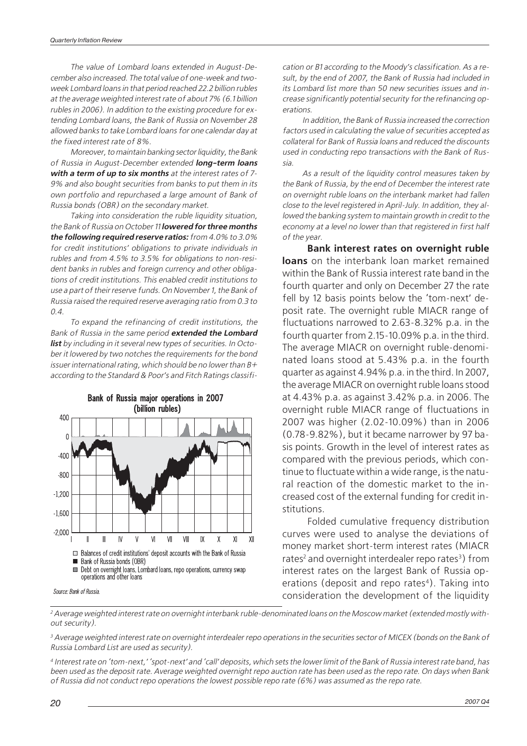*The value of Lombard loans extended in August-December also increased. The total value of one-week and two-week Lombard loans in that period reached 22.2 billion rubles at the average weighted interest rate of about 7% (6.1 billion rubles in 2006). In addition to the existing procedure for extending Lombard loans, the Bank of Russia on November 28 allowed banks to take Lombard loans for one calendar day at the fixed interest rate of 8%.*

*Moreover, to maintain banking sector liquidity, the Bank of Russia in August-December extended* ***long-term loans with a term of up to six months*** *at the interest rates of 7-9% and also bought securities from banks to put them in its own portfolio and repurchased a large amount of Bank of Russia bonds (OBR) on the secondary market.*

*Taking into consideration the ruble liquidity situation, the Bank of Russia on October 11* ***lowered for three months the following required reserve ratios:*** *from 4.0% to 3.0% for credit institutions' obligations to private individuals in rubles and from 4.5% to 3.5% for obligations to non-resident banks in rubles and foreign currency and other obligations of credit institutions. This enabled credit institutions to use a part of their reserve funds. On November 1, the Bank of Russia raised the required reserve averaging ratio from 0.3 to 0.4.*

*To expand the refinancing of credit institutions, the Bank of Russia in the same period* ***extended the Lombard list*** *by including in it several new types of securities. In October it lowered by two notches the requirements for the bond issuer international rating, which should be no lower than B+ according to the Standard & Poor's and Fitch Ratings classification or B1 according to the Moody's classification. As a result, by the end of 2007, the Bank of Russia had included in its Lombard list more than 50 new securities issues and increase significantly potential security for the refinancing operations.*

*In addition, the Bank of Russia increased the correction factors used in calculating the value of securities accepted as collateral for Bank of Russia loans and reduced the discounts used in conducting repo transactions with the Bank of Russia.*

*As a result of the liquidity control measures taken by the Bank of Russia, by the end of December the interest rate on overnight ruble loans on the interbank market had fallen close to the level registered in April-July. In addition, they allowed the banking system to maintain growth in credit to the economy at a level no lower than that registered in first half of the year.*

**Bank of Russia major operations in 2007 (billion rubles)**

- Balances of credit institutions' deposit accounts with the Bank of Russia
- Bank of Russia bonds (OBR)
- Debt on overnight loans, Lombard loans, repo operations, currency swap operations and other loans

*Source: Bank of Russia.*

**Bank interest rates on overnight ruble loans** on the interbank loan market remained within the Bank of Russia interest rate band in the fourth quarter and only on December 27 the rate fell by 12 basis points below the 'tom-next' deposit rate. The overnight ruble MIACR range of fluctuations narrowed to 2.63-8.32% p.a. in the fourth quarter from 2.15-10.09% p.a. in the third. The average MIACR on overnight ruble-denominated loans stood at 5.43% p.a. in the fourth quarter as against 4.94% p.a. in the third. In 2007, the average MIACR on overnight ruble loans stood at 4.43% p.a. as against 3.42% p.a. in 2006. The overnight ruble MIACR range of fluctuations in 2007 was higher (2.02-10.09%) than in 2006 (0.78-9.82%), but it became narrower by 97 basis points. Growth in the level of interest rates as compared with the previous periods, which continue to fluctuate within a wide range, is the natural reaction of the domestic market to the increased cost of the external funding for credit institutions.

Folded cumulative frequency distribution curves were used to analyse the deviations of money market short-term interest rates (MIACR rates[2] and overnight interdealer repo rates[3]) from interest rates on the largest Bank of Russia operations (deposit and repo rates[4]). Taking into consideration the development of the liquidity

---

[2] *Average weighted interest rate on overnight interbank ruble-denominated loans on the Moscow market (extended mostly without security).*

[3] *Average weighted interest rate on overnight interdealer repo operations in the securities sector of MICEX (bonds on the Bank of Russia Lombard List are used as security).*

[4] *Interest rate on 'tom-next,' 'spot-next' and 'call' deposits, which sets the lower limit of the Bank of Russia interest rate band, has been used as the deposit rate. Average weighted overnight repo auction rate has been used as the repo rate. On days when Bank of Russia did not conduct repo operations the lowest possible repo rate (6%) was assumed as the repo rate.*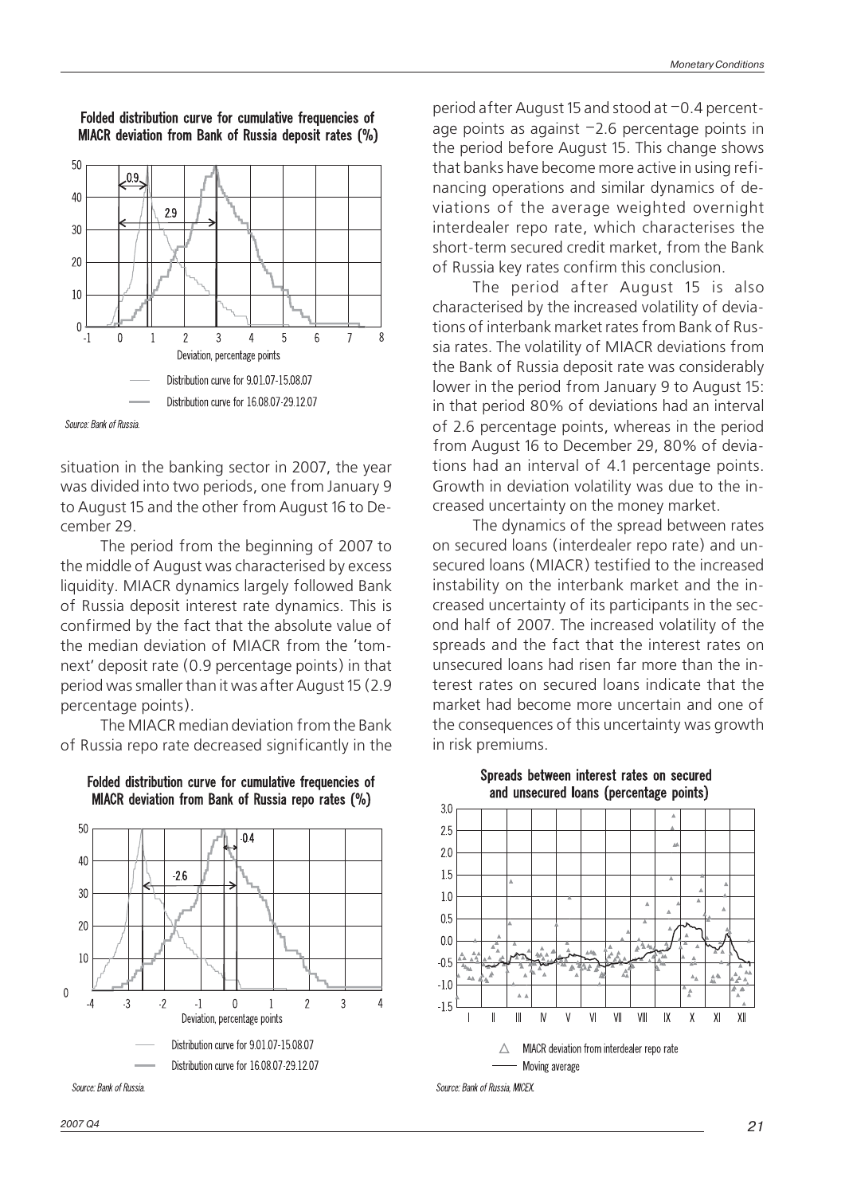**Folded distribution curve for cumulative frequencies of MIACR deviation from Bank of Russia deposit rates (%)**

*Source: Bank of Russia.*

situation in the banking sector in 2007, the year was divided into two periods, one from January 9 to August 15 and the other from August 16 to December 29.

The period from the beginning of 2007 to the middle of August was characterised by excess liquidity. MIACR dynamics largely followed Bank of Russia deposit interest rate dynamics. This is confirmed by the fact that the absolute value of the median deviation of MIACR from the 'tom-next' deposit rate (0.9 percentage points) in that period was smaller than it was after August 15 (2.9 percentage points).

The MIACR median deviation from the Bank of Russia repo rate decreased significantly in the period after August 15 and stood at −0.4 percentage points as against −2.6 percentage points in the period before August 15. This change shows that banks have become more active in using refinancing operations and similar dynamics of deviations of the average weighted overnight interdealer repo rate, which characterises the short-term secured credit market, from the Bank of Russia key rates confirm this conclusion.

The period after August 15 is also characterised by the increased volatility of deviations of interbank market rates from Bank of Russia rates. The volatility of MIACR deviations from the Bank of Russia deposit rate was considerably lower in the period from January 9 to August 15: in that period 80% of deviations had an interval of 2.6 percentage points, whereas in the period from August 16 to December 29, 80% of deviations had an interval of 4.1 percentage points. Growth in deviation volatility was due to the increased uncertainty on the money market.

The dynamics of the spread between rates on secured loans (interdealer repo rate) and unsecured loans (MIACR) testified to the increased instability on the interbank market and the increased uncertainty of its participants in the second half of 2007. The increased volatility of the spreads and the fact that the interest rates on unsecured loans had risen far more than the interest rates on secured loans indicate that the market had become more uncertain and one of the consequences of this uncertainty was growth in risk premiums.

**Folded distribution curve for cumulative frequencies of MIACR deviation from Bank of Russia repo rates (%)**

*Source: Bank of Russia.*

**Spreads between interest rates on secured and unsecured loans (percentage points)**

*Source: Bank of Russia, MICEX.*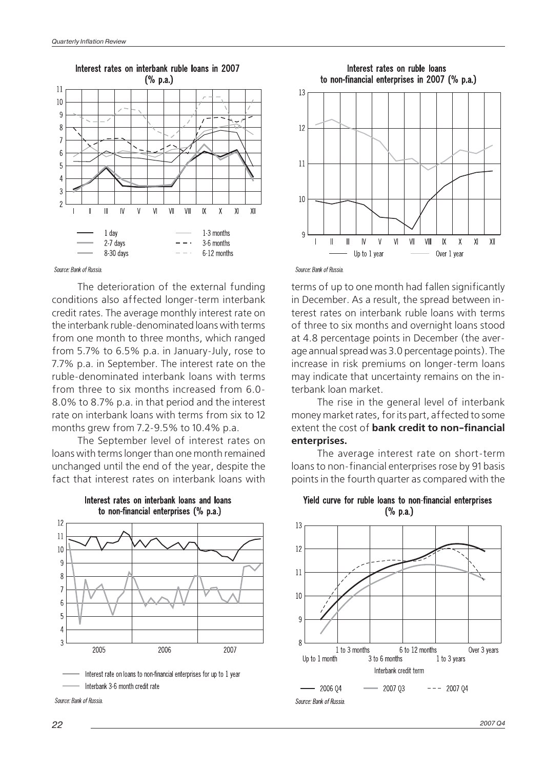**Interest rates on interbank ruble loans in 2007 (% p.a.)**

Source: Bank of Russia.

**Interest rates on ruble loans to non-financial enterprises in 2007 (% p.a.)**

Source: Bank of Russia.

The deterioration of the external funding conditions also affected longer-term interbank credit rates. The average monthly interest rate on the interbank ruble-denominated loans with terms from one month to three months, which ranged from 5.7% to 6.5% p.a. in January-July, rose to 7.7% p.a. in September. The interest rate on the ruble-denominated interbank loans with terms from three to six months increased from 6.0-8.0% to 8.7% p.a. in that period and the interest rate on interbank loans with terms from six to 12 months grew from 7.2-9.5% to 10.4% p.a.

The September level of interest rates on loans with terms longer than one month remained unchanged until the end of the year, despite the fact that interest rates on interbank loans with terms of up to one month had fallen significantly in December. As a result, the spread between interest rates on interbank ruble loans with terms of three to six months and overnight loans stood at 4.8 percentage points in December (the average annual spread was 3.0 percentage points). The increase in risk premiums on longer-term loans may indicate that uncertainty remains on the interbank loan market.

The rise in the general level of interbank money market rates, for its part, affected to some extent the cost of **bank credit to non-financial enterprises.**

The average interest rate on short-term loans to non-financial enterprises rose by 91 basis points in the fourth quarter as compared with the

**Interest rates on interbank loans and loans to non-financial enterprises (% p.a.)**

Source: Bank of Russia.

**Yield curve for ruble loans to non-financial enterprises (% p.a.)**

Source: Bank of Russia.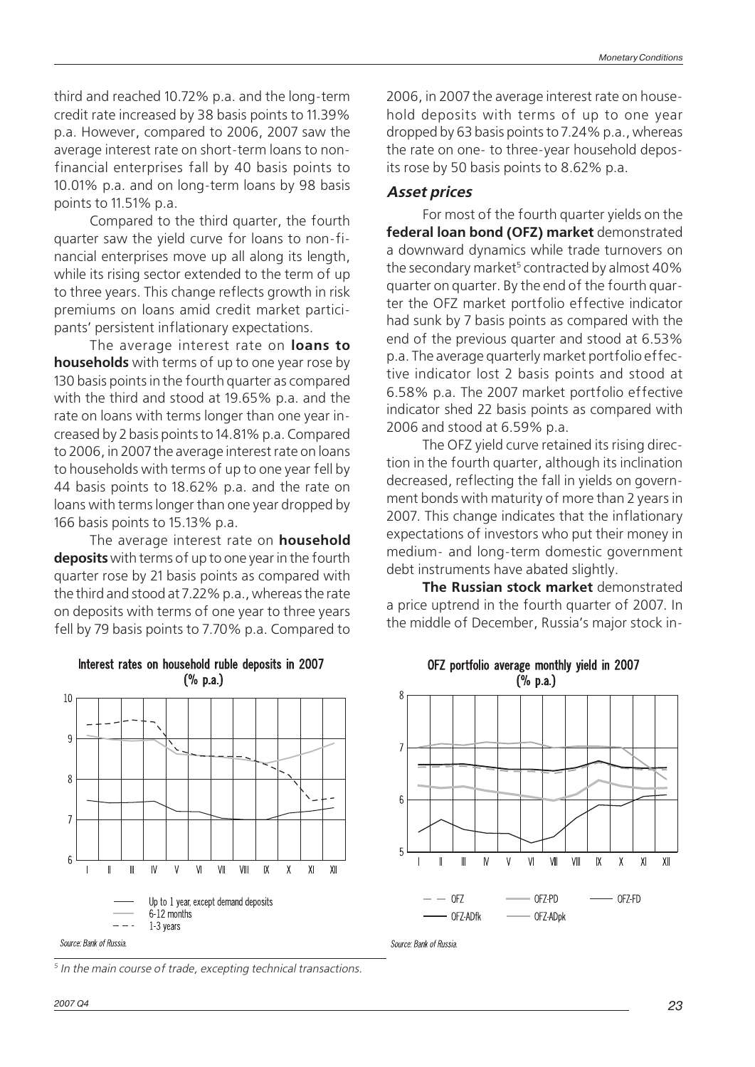third and reached 10.72% p.a. and the long-term credit rate increased by 38 basis points to 11.39% p.a. However, compared to 2006, 2007 saw the average interest rate on short-term loans to non-financial enterprises fall by 40 basis points to 10.01% p.a. and on long-term loans by 98 basis points to 11.51% p.a.

Compared to the third quarter, the fourth quarter saw the yield curve for loans to non-financial enterprises move up all along its length, while its rising sector extended to the term of up to three years. This change reflects growth in risk premiums on loans amid credit market participants' persistent inflationary expectations.

The average interest rate on **loans to households** with terms of up to one year rose by 130 basis points in the fourth quarter as compared with the third and stood at 19.65% p.a. and the rate on loans with terms longer than one year increased by 2 basis points to 14.81% p.a. Compared to 2006, in 2007 the average interest rate on loans to households with terms of up to one year fell by 44 basis points to 18.62% p.a. and the rate on loans with terms longer than one year dropped by 166 basis points to 15.13% p.a.

The average interest rate on **household deposits** with terms of up to one year in the fourth quarter rose by 21 basis points as compared with the third and stood at 7.22% p.a., whereas the rate on deposits with terms of one year to three years fell by 79 basis points to 7.70% p.a. Compared to 2006, in 2007 the average interest rate on household deposits with terms of up to one year dropped by 63 basis points to 7.24% p.a., whereas the rate on one- to three-year household deposits rose by 50 basis points to 8.62% p.a.

### *Asset prices*

For most of the fourth quarter yields on the **federal loan bond (OFZ) market** demonstrated a downward dynamics while trade turnovers on the secondary market[5] contracted by almost 40% quarter on quarter. By the end of the fourth quarter the OFZ market portfolio effective indicator had sunk by 7 basis points as compared with the end of the previous quarter and stood at 6.53% p.a. The average quarterly market portfolio effective indicator lost 2 basis points and stood at 6.58% p.a. The 2007 market portfolio effective indicator shed 22 basis points as compared with 2006 and stood at 6.59% p.a.

The OFZ yield curve retained its rising direction in the fourth quarter, although its inclination decreased, reflecting the fall in yields on government bonds with maturity of more than 2 years in 2007. This change indicates that the inflationary expectations of investors who put their money in medium- and long-term domestic government debt instruments have abated slightly.

**The Russian stock market** demonstrated a price uptrend in the fourth quarter of 2007. In the middle of December, Russia's major stock in-

**Interest rates on household ruble deposits in 2007 (% p.a.)**

Up to 1 year, except demand deposits; 6-12 months; 1-3 years

*Source: Bank of Russia.*

**OFZ portfolio average monthly yield in 2007 (% p.a.)**

OFZ; OFZ-PD; OFZ-FD; OFZ-ADfk; OFZ-ADpk

*Source: Bank of Russia.*

[5] *In the main course of trade, excepting technical transactions.*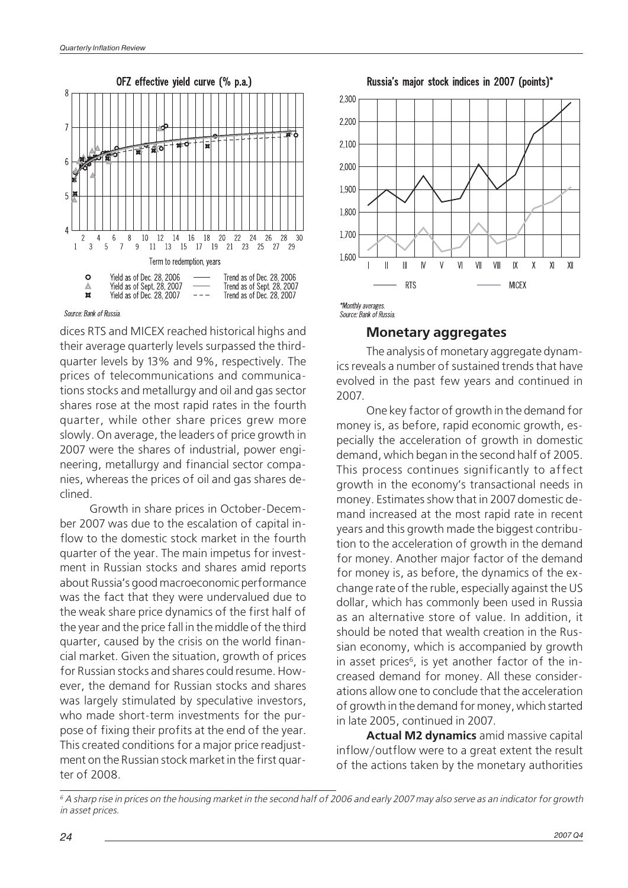**OFZ effective yield curve (% p.a.)**

Source: Bank of Russia.

**Russia's major stock indices in 2007 (points)***

*Monthly averages.

Source: Bank of Russia.

dices RTS and MICEX reached historical highs and their average quarterly levels surpassed the third-quarter levels by 13% and 9%, respectively. The prices of telecommunications and communications stocks and metallurgy and oil and gas sector shares rose at the most rapid rates in the fourth quarter, while other share prices grew more slowly. On average, the leaders of price growth in 2007 were the shares of industrial, power engineering, metallurgy and financial sector companies, whereas the prices of oil and gas shares declined.

Growth in share prices in October-December 2007 was due to the escalation of capital inflow to the domestic stock market in the fourth quarter of the year. The main impetus for investment in Russian stocks and shares amid reports about Russia's good macroeconomic performance was the fact that they were undervalued due to the weak share price dynamics of the first half of the year and the price fall in the middle of the third quarter, caused by the crisis on the world financial market. Given the situation, growth of prices for Russian stocks and shares could resume. However, the demand for Russian stocks and shares was largely stimulated by speculative investors, who made short-term investments for the purpose of fixing their profits at the end of the year. This created conditions for a major price readjustment on the Russian stock market in the first quarter of 2008.

## Monetary aggregates

The analysis of monetary aggregate dynamics reveals a number of sustained trends that have evolved in the past few years and continued in 2007.

One key factor of growth in the demand for money is, as before, rapid economic growth, especially the acceleration of growth in domestic demand, which began in the second half of 2005. This process continues significantly to affect growth in the economy's transactional needs in money. Estimates show that in 2007 domestic demand increased at the most rapid rate in recent years and this growth made the biggest contribution to the acceleration of growth in the demand for money. Another major factor of the demand for money is, as before, the dynamics of the exchange rate of the ruble, especially against the US dollar, which has commonly been used in Russia as an alternative store of value. In addition, it should be noted that wealth creation in the Russian economy, which is accompanied by growth in asset prices[6], is yet another factor of the increased demand for money. All these considerations allow one to conclude that the acceleration of growth in the demand for money, which started in late 2005, continued in 2007.

**Actual M2 dynamics** amid massive capital inflow/outflow were to a great extent the result of the actions taken by the monetary authorities

[6] *A sharp rise in prices on the housing market in the second half of 2006 and early 2007 may also serve as an indicator for growth in asset prices.*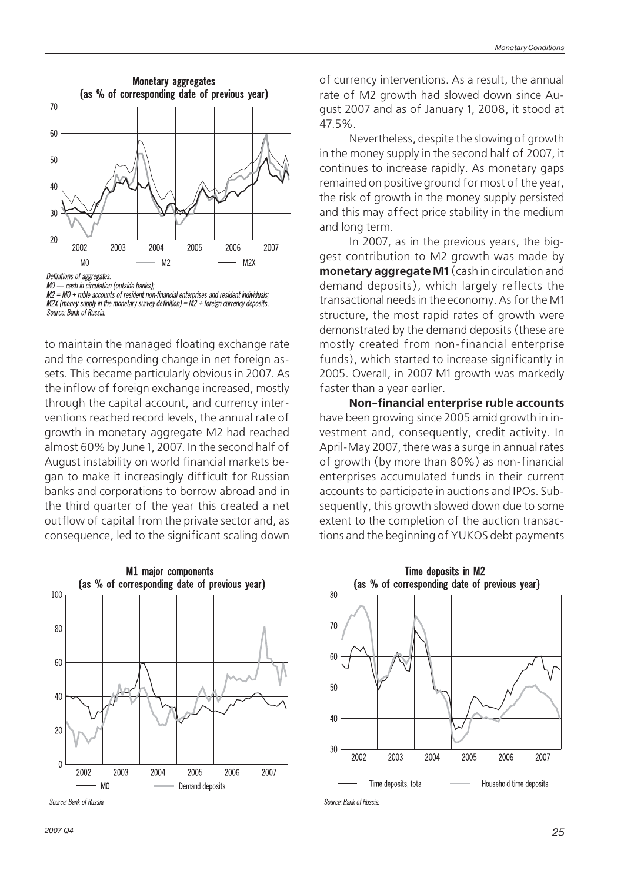**Monetary aggregates**
**(as % of corresponding date of previous year)**

Definitions of aggregates:
M0 — cash in circulation (outside banks);
M2 = M0 + ruble accounts of resident non-financial enterprises and resident individuals;
M2X (money supply in the monetary survey definition) = M2 + foreign currency deposits.
Source: Bank of Russia.

to maintain the managed floating exchange rate and the corresponding change in net foreign assets. This became particularly obvious in 2007. As the inflow of foreign exchange increased, mostly through the capital account, and currency interventions reached record levels, the annual rate of growth in monetary aggregate M2 had reached almost 60% by June 1, 2007. In the second half of August instability on world financial markets began to make it increasingly difficult for Russian banks and corporations to borrow abroad and in the third quarter of the year this created a net outflow of capital from the private sector and, as consequence, led to the significant scaling down of currency interventions. As a result, the annual rate of M2 growth had slowed down since August 2007 and as of January 1, 2008, it stood at 47.5%.

Nevertheless, despite the slowing of growth in the money supply in the second half of 2007, it continues to increase rapidly. As monetary gaps remained on positive ground for most of the year, the risk of growth in the money supply persisted and this may affect price stability in the medium and long term.

In 2007, as in the previous years, the biggest contribution to M2 growth was made by **monetary aggregate M1** (cash in circulation and demand deposits), which largely reflects the transactional needs in the economy. As for the M1 structure, the most rapid rates of growth were demonstrated by the demand deposits (these are mostly created from non-financial enterprise funds), which started to increase significantly in 2005. Overall, in 2007 M1 growth was markedly faster than a year earlier.

**Non-financial enterprise ruble accounts** have been growing since 2005 amid growth in investment and, consequently, credit activity. In April-May 2007, there was a surge in annual rates of growth (by more than 80%) as non-financial enterprises accumulated funds in their current accounts to participate in auctions and IPOs. Subsequently, this growth slowed down due to some extent to the completion of the auction transactions and the beginning of YUKOS debt payments

**M1 major components**
**(as % of corresponding date of previous year)**

Source: Bank of Russia.

**Time deposits in M2**
**(as % of corresponding date of previous year)**

Source: Bank of Russia.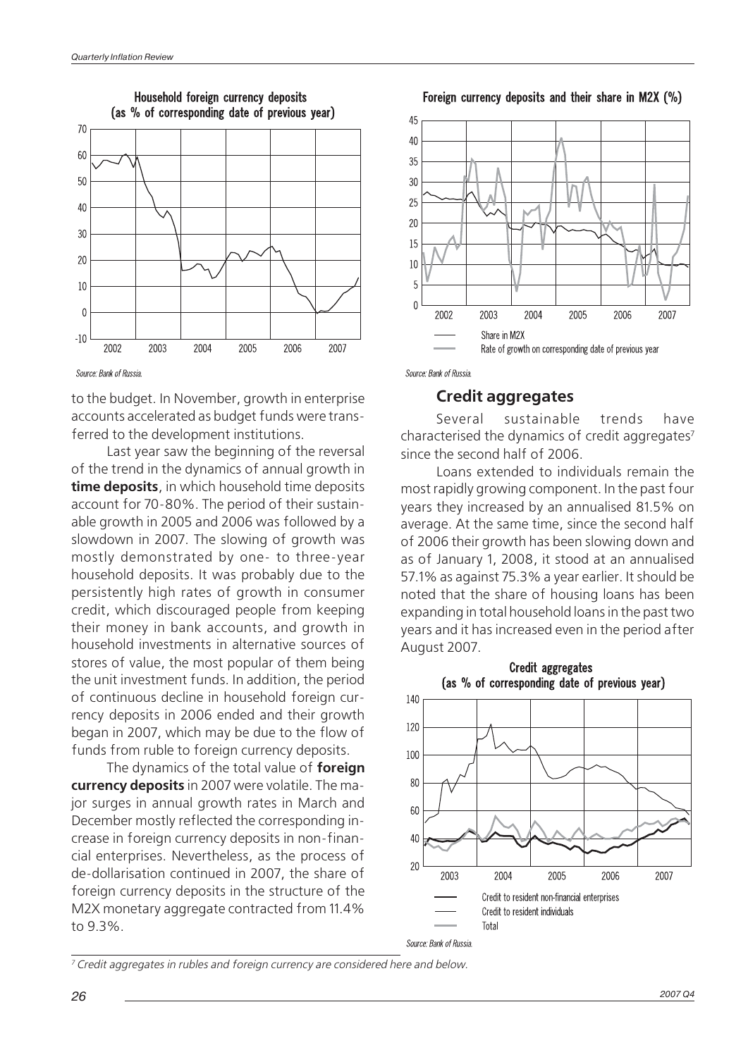Household foreign currency deposits (as % of corresponding date of previous year)

Source: Bank of Russia.

Foreign currency deposits and their share in M2X (%)

Source: Bank of Russia.

to the budget. In November, growth in enterprise accounts accelerated as budget funds were transferred to the development institutions.

Last year saw the beginning of the reversal of the trend in the dynamics of annual growth in **time deposits**, in which household time deposits account for 70-80%. The period of their sustainable growth in 2005 and 2006 was followed by a slowdown in 2007. The slowing of growth was mostly demonstrated by one- to three-year household deposits. It was probably due to the persistently high rates of growth in consumer credit, which discouraged people from keeping their money in bank accounts, and growth in household investments in alternative sources of stores of value, the most popular of them being the unit investment funds. In addition, the period of continuous decline in household foreign currency deposits in 2006 ended and their growth began in 2007, which may be due to the flow of funds from ruble to foreign currency deposits.

The dynamics of the total value of **foreign currency deposits** in 2007 were volatile. The major surges in annual growth rates in March and December mostly reflected the corresponding increase in foreign currency deposits in non-financial enterprises. Nevertheless, as the process of de-dollarisation continued in 2007, the share of foreign currency deposits in the structure of the M2X monetary aggregate contracted from 11.4% to 9.3%.

## Credit aggregates

Several sustainable trends have characterised the dynamics of credit aggregates[7] since the second half of 2006.

Loans extended to individuals remain the most rapidly growing component. In the past four years they increased by an annualised 81.5% on average. At the same time, since the second half of 2006 their growth has been slowing down and as of January 1, 2008, it stood at an annualised 57.1% as against 75.3% a year earlier. It should be noted that the share of housing loans has been expanding in total household loans in the past two years and it has increased even in the period after August 2007.

Credit aggregates (as % of corresponding date of previous year)

Source: Bank of Russia.

*[7] Credit aggregates in rubles and foreign currency are considered here and below.*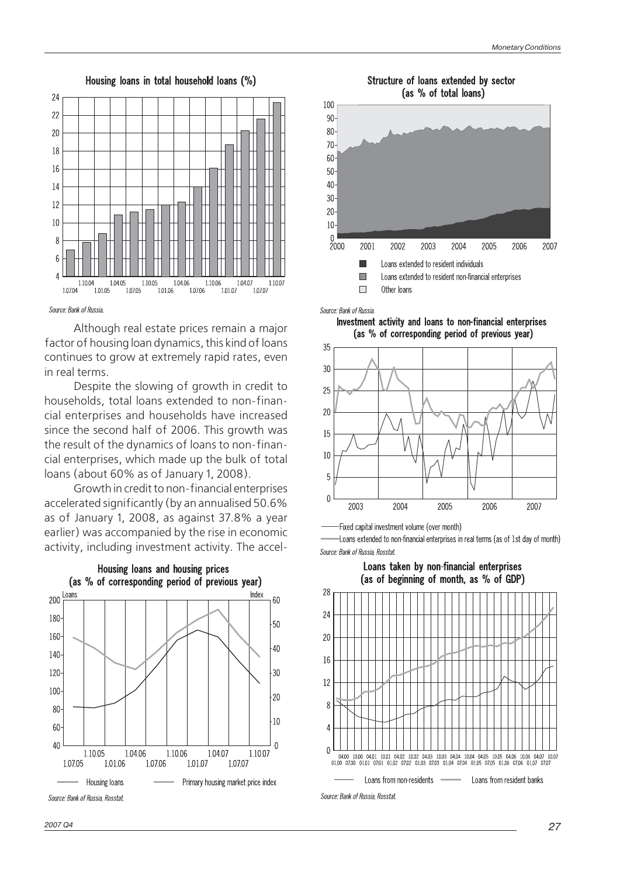**Housing loans in total household loans (%)**

*Source: Bank of Russia.*

Although real estate prices remain a major factor of housing loan dynamics, this kind of loans continues to grow at extremely rapid rates, even in real terms.

Despite the slowing of growth in credit to households, total loans extended to non-financial enterprises and households have increased since the second half of 2006. This growth was the result of the dynamics of loans to non-financial enterprises, which made up the bulk of total loans (about 60% as of January 1, 2008).

Growth in credit to non-financial enterprises accelerated significantly (by an annualised 50.6% as of January 1, 2008, as against 37.8% a year earlier) was accompanied by the rise in economic activity, including investment activity. The accel-

**Housing loans and housing prices (as % of corresponding period of previous year)**

*Source: Bank of Russia, Rosstat.*

**Structure of loans extended by sector (as % of total loans)**

*Source: Bank of Russia.*

**Investment activity and loans to non-financial enterprises (as % of corresponding period of previous year)**

*Source: Bank of Russia, Rosstat.*

**Loans taken by non-financial enterprises (as of beginning of month, as % of GDP)**

*Source: Bank of Russia, Rosstat.*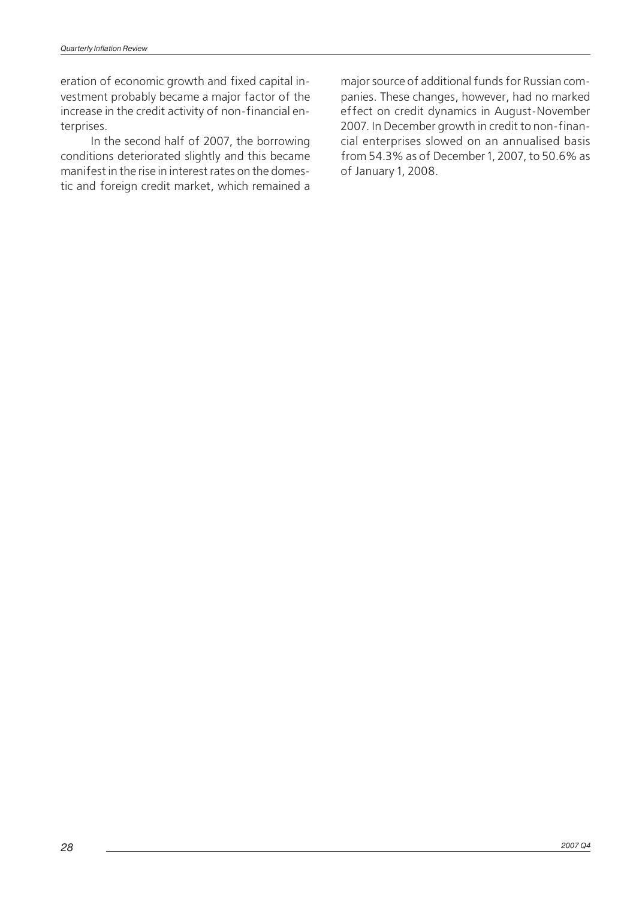eration of economic growth and fixed capital investment probably became a major factor of the increase in the credit activity of non-financial enterprises.

In the second half of 2007, the borrowing conditions deteriorated slightly and this became manifest in the rise in interest rates on the domestic and foreign credit market, which remained a major source of additional funds for Russian companies. These changes, however, had no marked effect on credit dynamics in August-November 2007. In December growth in credit to non-financial enterprises slowed on an annualised basis from 54.3% as of December 1, 2007, to 50.6% as of January 1, 2008.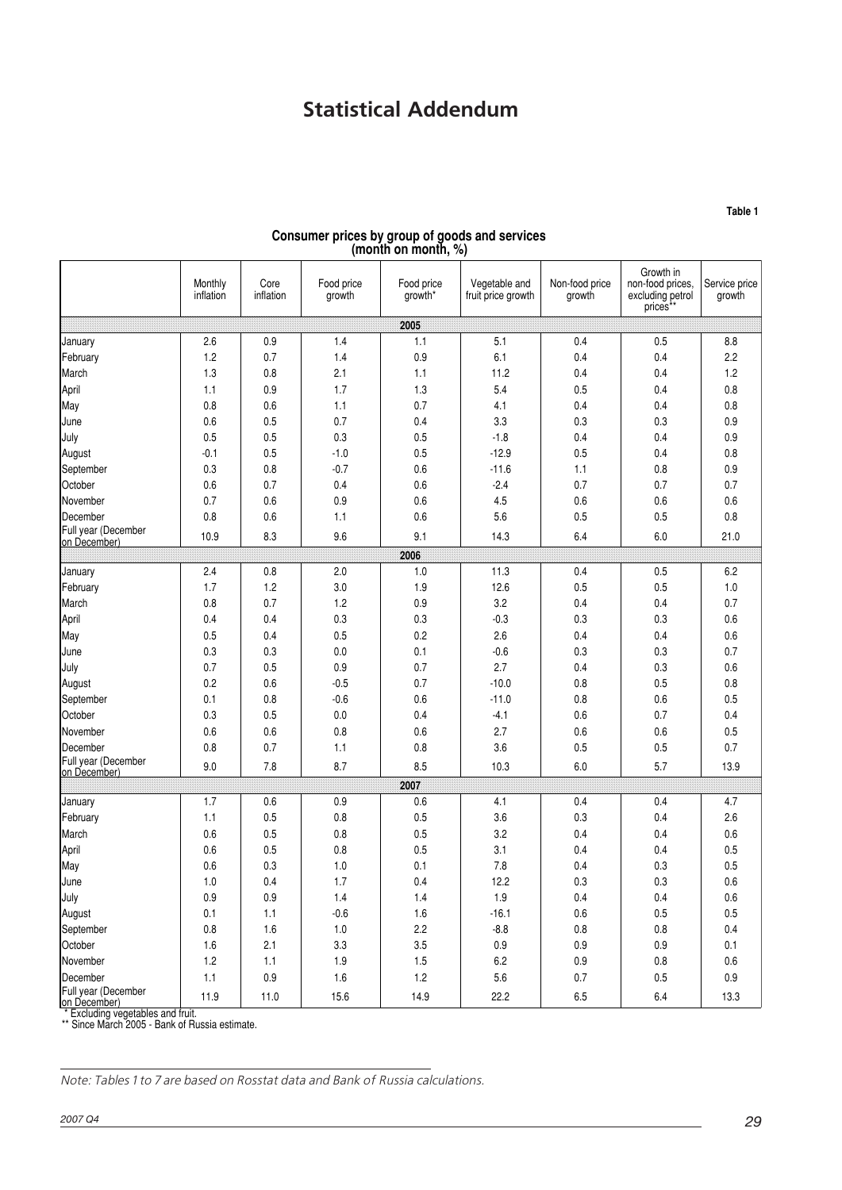# Statistical Addendum

Table 1

**Consumer prices by group of goods and services (month on month, %)**

| | Monthly inflation | Core inflation | Food price growth | Food price growth* | Vegetable and fruit price growth | Non-food price growth | Growth in non-food prices, excluding petrol prices** | Service price growth |
|---|---|---|---|---|---|---|---|---|
| **2005** | | | | | | | | |
| January | 2.6 | 0.9 | 1.4 | 1.1 | 5.1 | 0.4 | 0.5 | 8.8 |
| February | 1.2 | 0.7 | 1.4 | 0.9 | 6.1 | 0.4 | 0.4 | 2.2 |
| March | 1.3 | 0.8 | 2.1 | 1.1 | 11.2 | 0.4 | 0.4 | 1.2 |
| April | 1.1 | 0.9 | 1.7 | 1.3 | 5.4 | 0.5 | 0.4 | 0.8 |
| May | 0.8 | 0.6 | 1.1 | 0.7 | 4.1 | 0.4 | 0.4 | 0.8 |
| June | 0.6 | 0.5 | 0.7 | 0.4 | 3.3 | 0.3 | 0.3 | 0.9 |
| July | 0.5 | 0.5 | 0.3 | 0.5 | -1.8 | 0.4 | 0.4 | 0.9 |
| August | -0.1 | 0.5 | -1.0 | 0.5 | -12.9 | 0.5 | 0.4 | 0.8 |
| September | 0.3 | 0.8 | -0.7 | 0.6 | -11.6 | 1.1 | 0.8 | 0.9 |
| October | 0.6 | 0.7 | 0.4 | 0.6 | -2.4 | 0.7 | 0.7 | 0.7 |
| November | 0.7 | 0.6 | 0.9 | 0.6 | 4.5 | 0.6 | 0.6 | 0.6 |
| December | 0.8 | 0.6 | 1.1 | 0.6 | 5.6 | 0.5 | 0.5 | 0.8 |
| Full year (December on December) | 10.9 | 8.3 | 9.6 | 9.1 | 14.3 | 6.4 | 6.0 | 21.0 |
| **2006** | | | | | | | | |
| January | 2.4 | 0.8 | 2.0 | 1.0 | 11.3 | 0.4 | 0.5 | 6.2 |
| February | 1.7 | 1.2 | 3.0 | 1.9 | 12.6 | 0.5 | 0.5 | 1.0 |
| March | 0.8 | 0.7 | 1.2 | 0.9 | 3.2 | 0.4 | 0.4 | 0.7 |
| April | 0.4 | 0.4 | 0.3 | 0.3 | -0.3 | 0.3 | 0.3 | 0.6 |
| May | 0.5 | 0.4 | 0.5 | 0.2 | 2.6 | 0.4 | 0.4 | 0.6 |
| June | 0.3 | 0.3 | 0.0 | 0.1 | -0.6 | 0.3 | 0.3 | 0.7 |
| July | 0.7 | 0.5 | 0.9 | 0.7 | 2.7 | 0.4 | 0.3 | 0.6 |
| August | 0.2 | 0.6 | -0.5 | 0.7 | -10.0 | 0.8 | 0.5 | 0.8 |
| September | 0.1 | 0.8 | -0.6 | 0.6 | -11.0 | 0.8 | 0.6 | 0.5 |
| October | 0.3 | 0.5 | 0.0 | 0.4 | -4.1 | 0.6 | 0.7 | 0.4 |
| November | 0.6 | 0.6 | 0.8 | 0.6 | 2.7 | 0.6 | 0.6 | 0.5 |
| December | 0.8 | 0.7 | 1.1 | 0.8 | 3.6 | 0.5 | 0.5 | 0.7 |
| Full year (December on December) | 9.0 | 7.8 | 8.7 | 8.5 | 10.3 | 6.0 | 5.7 | 13.9 |
| **2007** | | | | | | | | |
| January | 1.7 | 0.6 | 0.9 | 0.6 | 4.1 | 0.4 | 0.4 | 4.7 |
| February | 1.1 | 0.5 | 0.8 | 0.5 | 3.6 | 0.3 | 0.4 | 2.6 |
| March | 0.6 | 0.5 | 0.8 | 0.5 | 3.2 | 0.4 | 0.4 | 0.6 |
| April | 0.6 | 0.5 | 0.8 | 0.5 | 3.1 | 0.4 | 0.4 | 0.5 |
| May | 0.6 | 0.3 | 1.0 | 0.1 | 7.8 | 0.4 | 0.3 | 0.5 |
| June | 1.0 | 0.4 | 1.7 | 0.4 | 12.2 | 0.3 | 0.3 | 0.6 |
| July | 0.9 | 0.9 | 1.4 | 1.4 | 1.9 | 0.4 | 0.4 | 0.6 |
| August | 0.1 | 1.1 | -0.6 | 1.6 | -16.1 | 0.6 | 0.5 | 0.5 |
| September | 0.8 | 1.6 | 1.0 | 2.2 | -8.8 | 0.8 | 0.8 | 0.4 |
| October | 1.6 | 2.1 | 3.3 | 3.5 | 0.9 | 0.9 | 0.9 | 0.1 |
| November | 1.2 | 1.1 | 1.9 | 1.5 | 6.2 | 0.9 | 0.8 | 0.6 |
| December | 1.1 | 0.9 | 1.6 | 1.2 | 5.6 | 0.7 | 0.5 | 0.9 |
| Full year (December on December) | 11.9 | 11.0 | 15.6 | 14.9 | 22.2 | 6.5 | 6.4 | 13.3 |

\* Excluding vegetables and fruit.
\*\* Since March 2005 - Bank of Russia estimate.

*Note: Tables 1 to 7 are based on Rosstat data and Bank of Russia calculations.*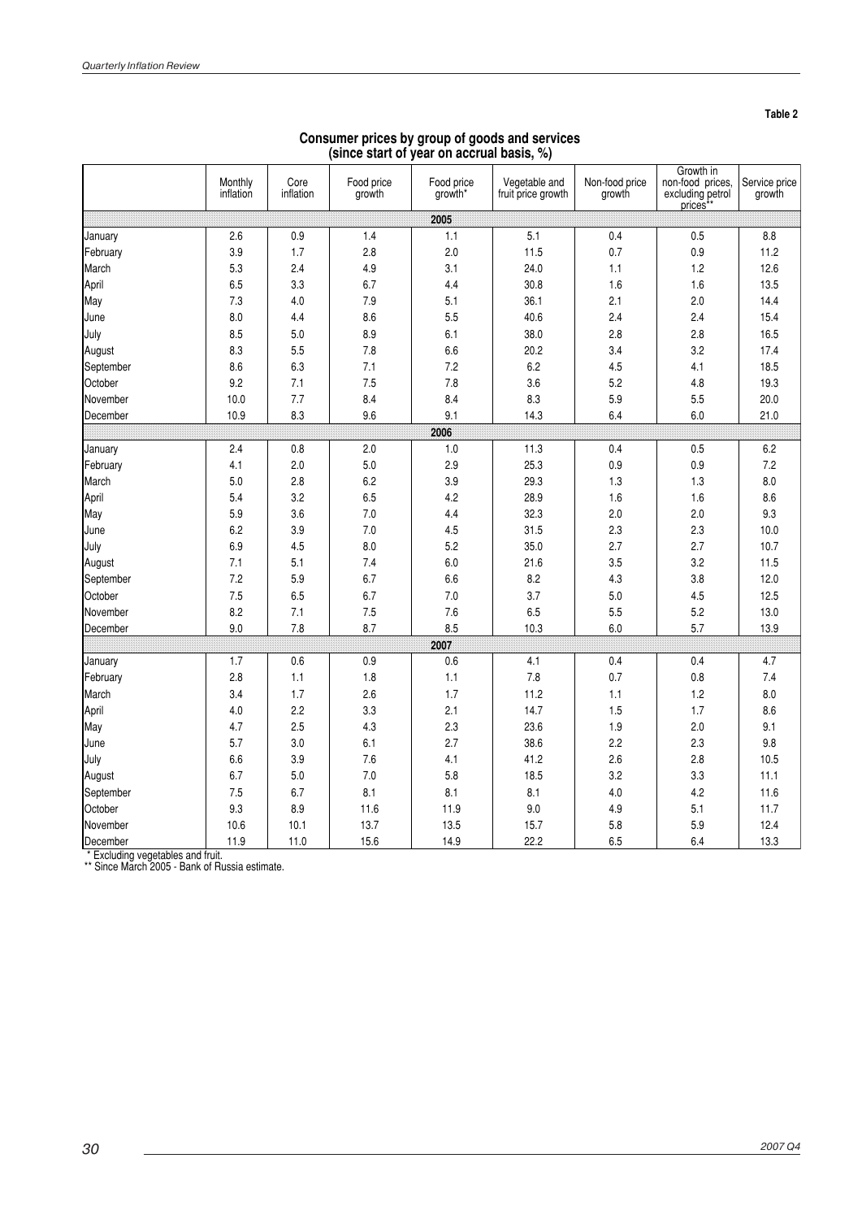**Table 2**

## Consumer prices by group of goods and services (since start of year on accrual basis, %)

| | Monthly inflation | Core inflation | Food price growth | Food price growth* | Vegetable and fruit price growth | Non-food price growth | Growth in non-food prices, excluding petrol prices** | Service price growth |
|---|---|---|---|---|---|---|---|---|
| **2005** | | | | | | | | |
| January | 2.6 | 0.9 | 1.4 | 1.1 | 5.1 | 0.4 | 0.5 | 8.8 |
| February | 3.9 | 1.7 | 2.8 | 2.0 | 11.5 | 0.7 | 0.9 | 11.2 |
| March | 5.3 | 2.4 | 4.9 | 3.1 | 24.0 | 1.1 | 1.2 | 12.6 |
| April | 6.5 | 3.3 | 6.7 | 4.4 | 30.8 | 1.6 | 1.6 | 13.5 |
| May | 7.3 | 4.0 | 7.9 | 5.1 | 36.1 | 2.1 | 2.0 | 14.4 |
| June | 8.0 | 4.4 | 8.6 | 5.5 | 40.6 | 2.4 | 2.4 | 15.4 |
| July | 8.5 | 5.0 | 8.9 | 6.1 | 38.0 | 2.8 | 2.8 | 16.5 |
| August | 8.3 | 5.5 | 7.8 | 6.6 | 20.2 | 3.4 | 3.2 | 17.4 |
| September | 8.6 | 6.3 | 7.1 | 7.2 | 6.2 | 4.5 | 4.1 | 18.5 |
| October | 9.2 | 7.1 | 7.5 | 7.8 | 3.6 | 5.2 | 4.8 | 19.3 |
| November | 10.0 | 7.7 | 8.4 | 8.4 | 8.3 | 5.9 | 5.5 | 20.0 |
| December | 10.9 | 8.3 | 9.6 | 9.1 | 14.3 | 6.4 | 6.0 | 21.0 |
| **2006** | | | | | | | | |
| January | 2.4 | 0.8 | 2.0 | 1.0 | 11.3 | 0.4 | 0.5 | 6.2 |
| February | 4.1 | 2.0 | 5.0 | 2.9 | 25.3 | 0.9 | 0.9 | 7.2 |
| March | 5.0 | 2.8 | 6.2 | 3.9 | 29.3 | 1.3 | 1.3 | 8.0 |
| April | 5.4 | 3.2 | 6.5 | 4.2 | 28.9 | 1.6 | 1.6 | 8.6 |
| May | 5.9 | 3.6 | 7.0 | 4.4 | 32.3 | 2.0 | 2.0 | 9.3 |
| June | 6.2 | 3.9 | 7.0 | 4.5 | 31.5 | 2.3 | 2.3 | 10.0 |
| July | 6.9 | 4.5 | 8.0 | 5.2 | 35.0 | 2.7 | 2.7 | 10.7 |
| August | 7.1 | 5.1 | 7.4 | 6.0 | 21.6 | 3.5 | 3.2 | 11.5 |
| September | 7.2 | 5.9 | 6.7 | 6.6 | 8.2 | 4.3 | 3.8 | 12.0 |
| October | 7.5 | 6.5 | 6.7 | 7.0 | 3.7 | 5.0 | 4.5 | 12.5 |
| November | 8.2 | 7.1 | 7.5 | 7.6 | 6.5 | 5.5 | 5.2 | 13.0 |
| December | 9.0 | 7.8 | 8.7 | 8.5 | 10.3 | 6.0 | 5.7 | 13.9 |
| **2007** | | | | | | | | |
| January | 1.7 | 0.6 | 0.9 | 0.6 | 4.1 | 0.4 | 0.4 | 4.7 |
| February | 2.8 | 1.1 | 1.8 | 1.1 | 7.8 | 0.7 | 0.8 | 7.4 |
| March | 3.4 | 1.7 | 2.6 | 1.7 | 11.2 | 1.1 | 1.2 | 8.0 |
| April | 4.0 | 2.2 | 3.3 | 2.1 | 14.7 | 1.5 | 1.7 | 8.6 |
| May | 4.7 | 2.5 | 4.3 | 2.3 | 23.6 | 1.9 | 2.0 | 9.1 |
| June | 5.7 | 3.0 | 6.1 | 2.7 | 38.6 | 2.2 | 2.3 | 9.8 |
| July | 6.6 | 3.9 | 7.6 | 4.1 | 41.2 | 2.6 | 2.8 | 10.5 |
| August | 6.7 | 5.0 | 7.0 | 5.8 | 18.5 | 3.2 | 3.3 | 11.1 |
| September | 7.5 | 6.7 | 8.1 | 8.1 | 8.1 | 4.0 | 4.2 | 11.6 |
| October | 9.3 | 8.9 | 11.6 | 11.9 | 9.0 | 4.9 | 5.1 | 11.7 |
| November | 10.6 | 10.1 | 13.7 | 13.5 | 15.7 | 5.8 | 5.9 | 12.4 |
| December | 11.9 | 11.0 | 15.6 | 14.9 | 22.2 | 6.5 | 6.4 | 13.3 |

\* Excluding vegetables and fruit.
\*\* Since March 2005 - Bank of Russia estimate.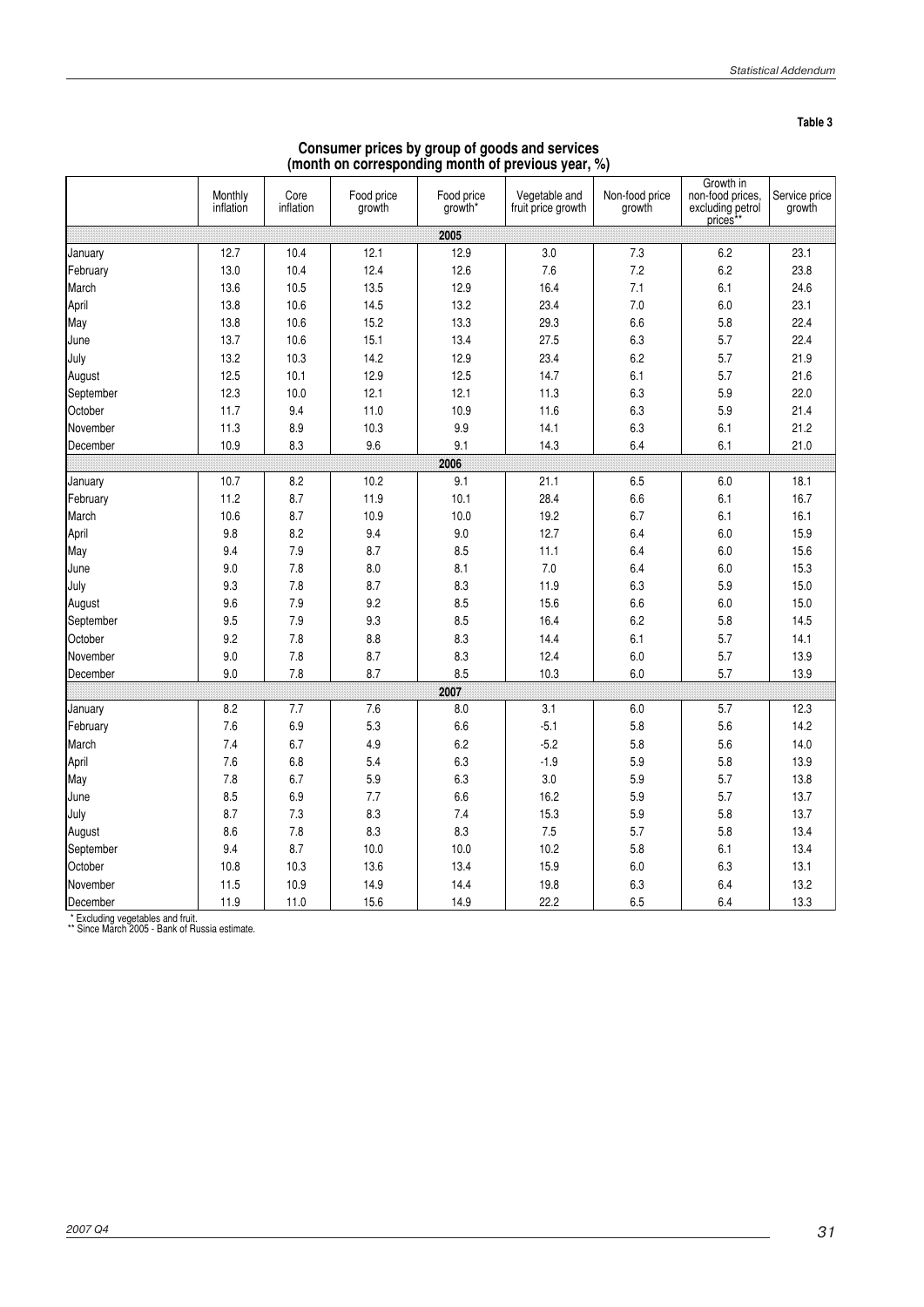**Table 3**

## Consumer prices by group of goods and services (month on corresponding month of previous year, %)

| | Monthly inflation | Core inflation | Food price growth | Food price growth* | Vegetable and fruit price growth | Non-food price growth | Growth in non-food prices, excluding petrol prices** | Service price growth |
|---|---|---|---|---|---|---|---|---|
| **2005** | | | | | | | | |
| January | 12.7 | 10.4 | 12.1 | 12.9 | 3.0 | 7.3 | 6.2 | 23.1 |
| February | 13.0 | 10.4 | 12.4 | 12.6 | 7.6 | 7.2 | 6.2 | 23.8 |
| March | 13.6 | 10.5 | 13.5 | 12.9 | 16.4 | 7.1 | 6.1 | 24.6 |
| April | 13.8 | 10.6 | 14.5 | 13.2 | 23.4 | 7.0 | 6.0 | 23.1 |
| May | 13.8 | 10.6 | 15.2 | 13.3 | 29.3 | 6.6 | 5.8 | 22.4 |
| June | 13.7 | 10.6 | 15.1 | 13.4 | 27.5 | 6.3 | 5.7 | 22.4 |
| July | 13.2 | 10.3 | 14.2 | 12.9 | 23.4 | 6.2 | 5.7 | 21.9 |
| August | 12.5 | 10.1 | 12.9 | 12.5 | 14.7 | 6.1 | 5.7 | 21.6 |
| September | 12.3 | 10.0 | 12.1 | 12.1 | 11.3 | 6.3 | 5.9 | 22.0 |
| October | 11.7 | 9.4 | 11.0 | 10.9 | 11.6 | 6.3 | 5.9 | 21.4 |
| November | 11.3 | 8.9 | 10.3 | 9.9 | 14.1 | 6.3 | 6.1 | 21.2 |
| December | 10.9 | 8.3 | 9.6 | 9.1 | 14.3 | 6.4 | 6.1 | 21.0 |
| **2006** | | | | | | | | |
| January | 10.7 | 8.2 | 10.2 | 9.1 | 21.1 | 6.5 | 6.0 | 18.1 |
| February | 11.2 | 8.7 | 11.9 | 10.1 | 28.4 | 6.6 | 6.1 | 16.7 |
| March | 10.6 | 8.7 | 10.9 | 10.0 | 19.2 | 6.7 | 6.1 | 16.1 |
| April | 9.8 | 8.2 | 9.4 | 9.0 | 12.7 | 6.4 | 6.0 | 15.9 |
| May | 9.4 | 7.9 | 8.7 | 8.5 | 11.1 | 6.4 | 6.0 | 15.6 |
| June | 9.0 | 7.8 | 8.0 | 8.1 | 7.0 | 6.4 | 6.0 | 15.3 |
| July | 9.3 | 7.8 | 8.7 | 8.3 | 11.9 | 6.3 | 5.9 | 15.0 |
| August | 9.6 | 7.9 | 9.2 | 8.5 | 15.6 | 6.6 | 6.0 | 15.0 |
| September | 9.5 | 7.9 | 9.3 | 8.5 | 16.4 | 6.2 | 5.8 | 14.5 |
| October | 9.2 | 7.8 | 8.8 | 8.3 | 14.4 | 6.1 | 5.7 | 14.1 |
| November | 9.0 | 7.8 | 8.7 | 8.3 | 12.4 | 6.0 | 5.7 | 13.9 |
| December | 9.0 | 7.8 | 8.7 | 8.5 | 10.3 | 6.0 | 5.7 | 13.9 |
| **2007** | | | | | | | | |
| January | 8.2 | 7.7 | 7.6 | 8.0 | 3.1 | 6.0 | 5.7 | 12.3 |
| February | 7.6 | 6.9 | 5.3 | 6.6 | -5.1 | 5.8 | 5.6 | 14.2 |
| March | 7.4 | 6.7 | 4.9 | 6.2 | -5.2 | 5.8 | 5.6 | 14.0 |
| April | 7.6 | 6.8 | 5.4 | 6.3 | -1.9 | 5.9 | 5.8 | 13.9 |
| May | 7.8 | 6.7 | 5.9 | 6.3 | 3.0 | 5.9 | 5.7 | 13.8 |
| June | 8.5 | 6.9 | 7.7 | 6.6 | 16.2 | 5.9 | 5.7 | 13.7 |
| July | 8.7 | 7.3 | 8.3 | 7.4 | 15.3 | 5.9 | 5.8 | 13.7 |
| August | 8.6 | 7.8 | 8.3 | 8.3 | 7.5 | 5.7 | 5.8 | 13.4 |
| September | 9.4 | 8.7 | 10.0 | 10.0 | 10.2 | 5.8 | 6.1 | 13.4 |
| October | 10.8 | 10.3 | 13.6 | 13.4 | 15.9 | 6.0 | 6.3 | 13.1 |
| November | 11.5 | 10.9 | 14.9 | 14.4 | 19.8 | 6.3 | 6.4 | 13.2 |
| December | 11.9 | 11.0 | 15.6 | 14.9 | 22.2 | 6.5 | 6.4 | 13.3 |

\* Excluding vegetables and fruit.
\** Since March 2005 - Bank of Russia estimate.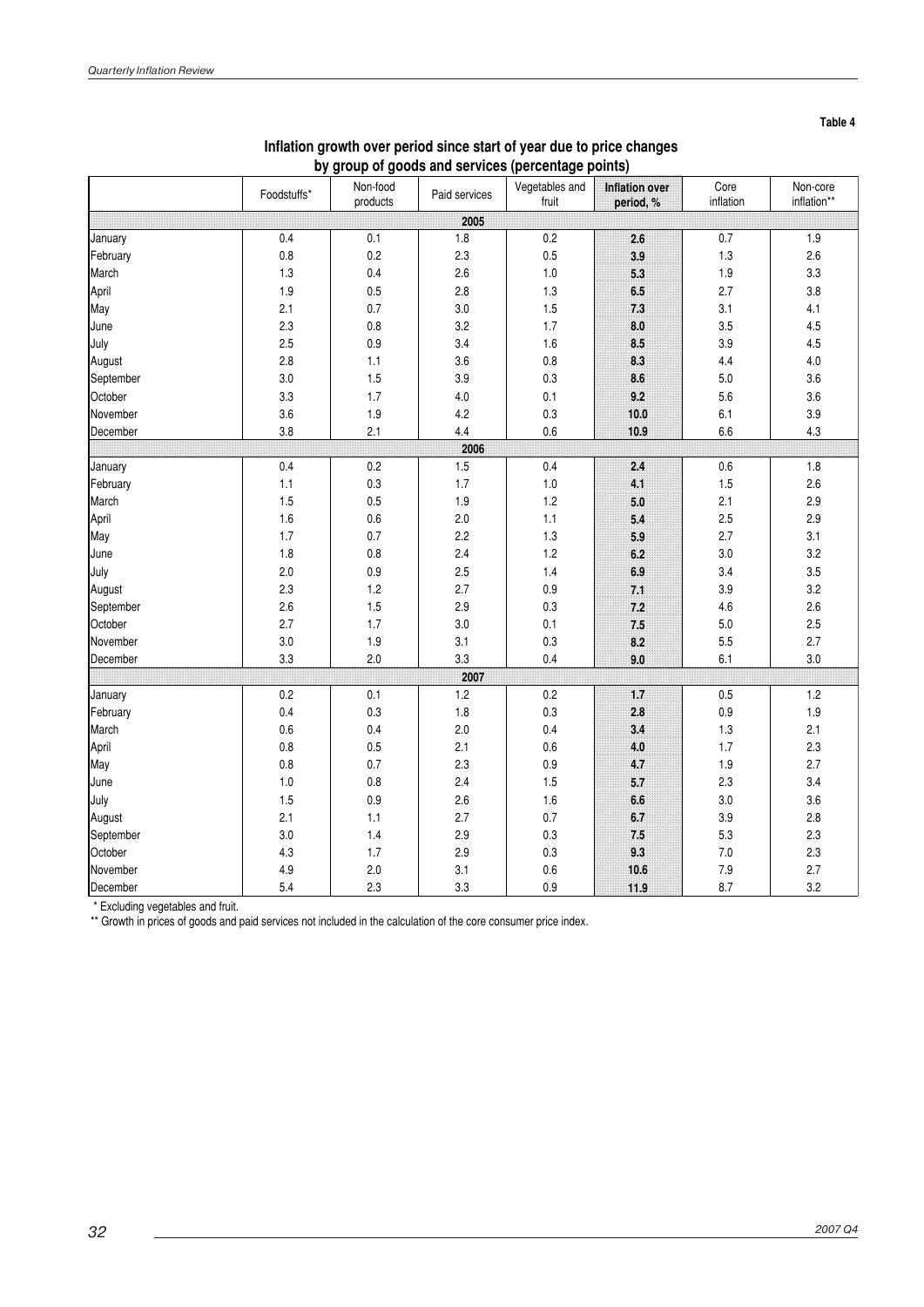Table 4

**Inflation growth over period since start of year due to price changes by group of goods and services (percentage points)**

| | Foodstuffs* | Non-food products | Paid services | Vegetables and fruit | Inflation over period, % | Core inflation | Non-core inflation** |
|---|---|---|---|---|---|---|---|
| **2005** | | | | | | | |
| January | 0.4 | 0.1 | 1.8 | 0.2 | 2.6 | 0.7 | 1.9 |
| February | 0.8 | 0.2 | 2.3 | 0.5 | 3.9 | 1.3 | 2.6 |
| March | 1.3 | 0.4 | 2.6 | 1.0 | 5.3 | 1.9 | 3.3 |
| April | 1.9 | 0.5 | 2.8 | 1.3 | 6.5 | 2.7 | 3.8 |
| May | 2.1 | 0.7 | 3.0 | 1.5 | 7.3 | 3.1 | 4.1 |
| June | 2.3 | 0.8 | 3.2 | 1.7 | 8.0 | 3.5 | 4.5 |
| July | 2.5 | 0.9 | 3.4 | 1.6 | 8.5 | 3.9 | 4.5 |
| August | 2.8 | 1.1 | 3.6 | 0.8 | 8.3 | 4.4 | 4.0 |
| September | 3.0 | 1.5 | 3.9 | 0.3 | 8.6 | 5.0 | 3.6 |
| October | 3.3 | 1.7 | 4.0 | 0.1 | 9.2 | 5.6 | 3.6 |
| November | 3.6 | 1.9 | 4.2 | 0.3 | 10.0 | 6.1 | 3.9 |
| December | 3.8 | 2.1 | 4.4 | 0.6 | 10.9 | 6.6 | 4.3 |
| **2006** | | | | | | | |
| January | 0.4 | 0.2 | 1.5 | 0.4 | 2.4 | 0.6 | 1.8 |
| February | 1.1 | 0.3 | 1.7 | 1.0 | 4.1 | 1.5 | 2.6 |
| March | 1.5 | 0.5 | 1.9 | 1.2 | 5.0 | 2.1 | 2.9 |
| April | 1.6 | 0.6 | 2.0 | 1.1 | 5.4 | 2.5 | 2.9 |
| May | 1.7 | 0.7 | 2.2 | 1.3 | 5.9 | 2.7 | 3.1 |
| June | 1.8 | 0.8 | 2.4 | 1.2 | 6.2 | 3.0 | 3.2 |
| July | 2.0 | 0.9 | 2.5 | 1.4 | 6.9 | 3.4 | 3.5 |
| August | 2.3 | 1.2 | 2.7 | 0.9 | 7.1 | 3.9 | 3.2 |
| September | 2.6 | 1.5 | 2.9 | 0.3 | 7.2 | 4.6 | 2.6 |
| October | 2.7 | 1.7 | 3.0 | 0.1 | 7.5 | 5.0 | 2.5 |
| November | 3.0 | 1.9 | 3.1 | 0.3 | 8.2 | 5.5 | 2.7 |
| December | 3.3 | 2.0 | 3.3 | 0.4 | 9.0 | 6.1 | 3.0 |
| **2007** | | | | | | | |
| January | 0.2 | 0.1 | 1.2 | 0.2 | 1.7 | 0.5 | 1.2 |
| February | 0.4 | 0.3 | 1.8 | 0.3 | 2.8 | 0.9 | 1.9 |
| March | 0.6 | 0.4 | 2.0 | 0.4 | 3.4 | 1.3 | 2.1 |
| April | 0.8 | 0.5 | 2.1 | 0.6 | 4.0 | 1.7 | 2.3 |
| May | 0.8 | 0.7 | 2.3 | 0.9 | 4.7 | 1.9 | 2.7 |
| June | 1.0 | 0.8 | 2.4 | 1.5 | 5.7 | 2.3 | 3.4 |
| July | 1.5 | 0.9 | 2.6 | 1.6 | 6.6 | 3.0 | 3.6 |
| August | 2.1 | 1.1 | 2.7 | 0.7 | 6.7 | 3.9 | 2.8 |
| September | 3.0 | 1.4 | 2.9 | 0.3 | 7.5 | 5.3 | 2.3 |
| October | 4.3 | 1.7 | 2.9 | 0.3 | 9.3 | 7.0 | 2.3 |
| November | 4.9 | 2.0 | 3.1 | 0.6 | 10.6 | 7.9 | 2.7 |
| December | 5.4 | 2.3 | 3.3 | 0.9 | 11.9 | 8.7 | 3.2 |

\* Excluding vegetables and fruit.

\*\* Growth in prices of goods and paid services not included in the calculation of the core consumer price index.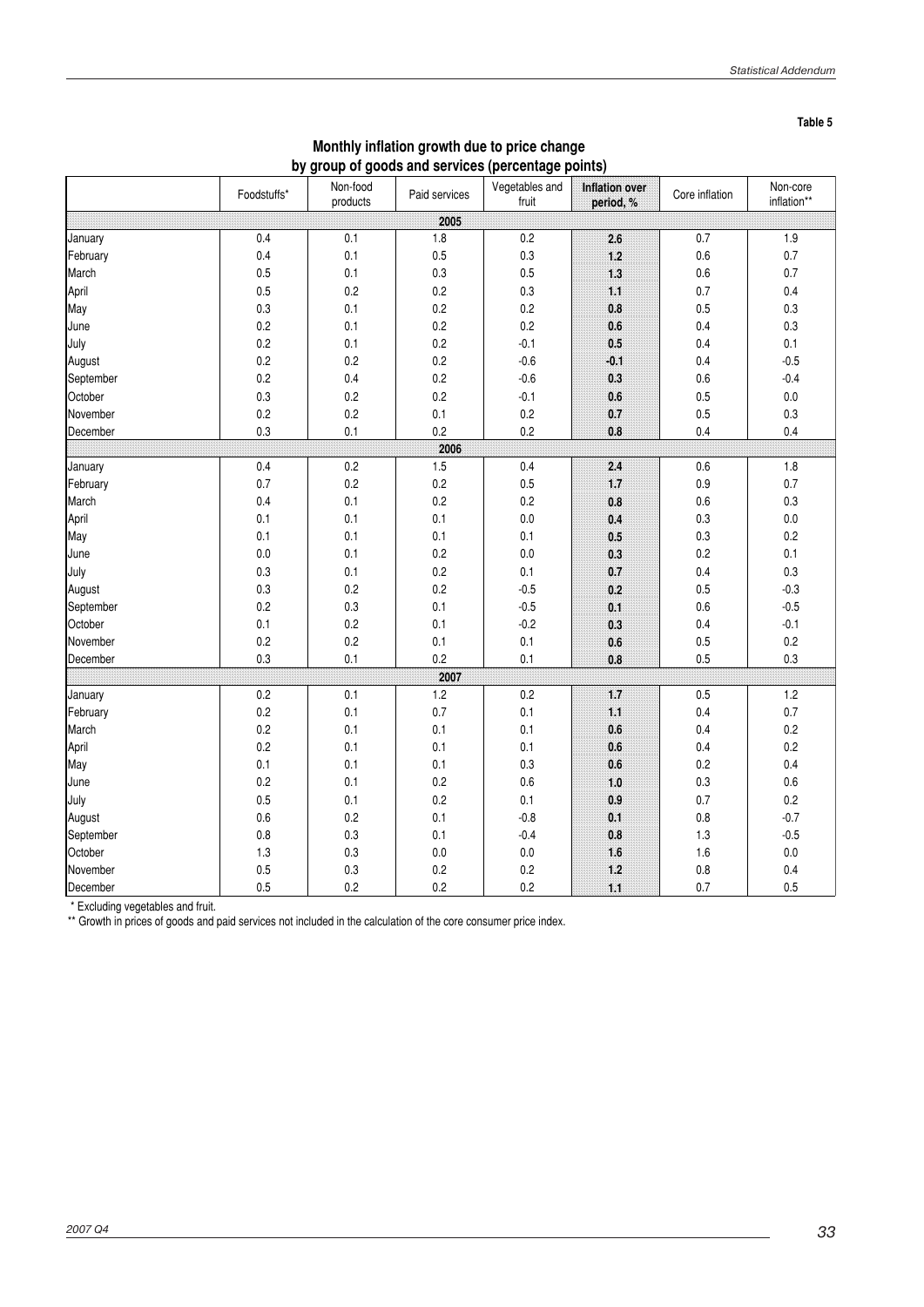Table 5

## Monthly inflation growth due to price change by group of goods and services (percentage points)

| | Foodstuffs* | Non-food products | Paid services | Vegetables and fruit | **Inflation over period, %** | Core inflation | Non-core inflation** |
|---|---|---|---|---|---|---|---|
| | | | | **2005** | | | |
| January | 0.4 | 0.1 | 1.8 | 0.2 | **2.6** | 0.7 | 1.9 |
| February | 0.4 | 0.1 | 0.5 | 0.3 | **1.2** | 0.6 | 0.7 |
| March | 0.5 | 0.1 | 0.3 | 0.5 | **1.3** | 0.6 | 0.7 |
| April | 0.5 | 0.2 | 0.2 | 0.3 | **1.1** | 0.7 | 0.4 |
| May | 0.3 | 0.1 | 0.2 | 0.2 | **0.8** | 0.5 | 0.3 |
| June | 0.2 | 0.1 | 0.2 | 0.2 | **0.6** | 0.4 | 0.3 |
| July | 0.2 | 0.1 | 0.2 | -0.1 | **0.5** | 0.4 | 0.1 |
| August | 0.2 | 0.2 | 0.2 | -0.6 | **-0.1** | 0.4 | -0.5 |
| September | 0.2 | 0.4 | 0.2 | -0.6 | **0.3** | 0.6 | -0.4 |
| October | 0.3 | 0.2 | 0.2 | -0.1 | **0.6** | 0.5 | 0.0 |
| November | 0.2 | 0.2 | 0.1 | 0.2 | **0.7** | 0.5 | 0.3 |
| December | 0.3 | 0.1 | 0.2 | 0.2 | **0.8** | 0.4 | 0.4 |
| | | | | **2006** | | | |
| January | 0.4 | 0.2 | 1.5 | 0.4 | **2.4** | 0.6 | 1.8 |
| February | 0.7 | 0.2 | 0.2 | 0.5 | **1.7** | 0.9 | 0.7 |
| March | 0.4 | 0.1 | 0.2 | 0.2 | **0.8** | 0.6 | 0.3 |
| April | 0.1 | 0.1 | 0.1 | 0.0 | **0.4** | 0.3 | 0.0 |
| May | 0.1 | 0.1 | 0.1 | 0.1 | **0.5** | 0.3 | 0.2 |
| June | 0.0 | 0.1 | 0.2 | 0.0 | **0.3** | 0.2 | 0.1 |
| July | 0.3 | 0.1 | 0.2 | 0.1 | **0.7** | 0.4 | 0.3 |
| August | 0.3 | 0.2 | 0.2 | -0.5 | **0.2** | 0.5 | -0.3 |
| September | 0.2 | 0.3 | 0.1 | -0.5 | **0.1** | 0.6 | -0.5 |
| October | 0.1 | 0.2 | 0.1 | -0.2 | **0.3** | 0.4 | -0.1 |
| November | 0.2 | 0.2 | 0.1 | 0.1 | **0.6** | 0.5 | 0.2 |
| December | 0.3 | 0.1 | 0.2 | 0.1 | **0.8** | 0.5 | 0.3 |
| | | | | **2007** | | | |
| January | 0.2 | 0.1 | 1.2 | 0.2 | **1.7** | 0.5 | 1.2 |
| February | 0.2 | 0.1 | 0.7 | 0.1 | **1.1** | 0.4 | 0.7 |
| March | 0.2 | 0.1 | 0.1 | 0.1 | **0.6** | 0.4 | 0.2 |
| April | 0.2 | 0.1 | 0.1 | 0.1 | **0.6** | 0.4 | 0.2 |
| May | 0.1 | 0.1 | 0.1 | 0.3 | **0.6** | 0.2 | 0.4 |
| June | 0.2 | 0.1 | 0.2 | 0.6 | **1.0** | 0.3 | 0.6 |
| July | 0.5 | 0.1 | 0.2 | 0.1 | **0.9** | 0.7 | 0.2 |
| August | 0.6 | 0.2 | 0.1 | -0.8 | **0.1** | 0.8 | -0.7 |
| September | 0.8 | 0.3 | 0.1 | -0.4 | **0.8** | 1.3 | -0.5 |
| October | 1.3 | 0.3 | 0.0 | 0.0 | **1.6** | 1.6 | 0.0 |
| November | 0.5 | 0.3 | 0.2 | 0.2 | **1.2** | 0.8 | 0.4 |
| December | 0.5 | 0.2 | 0.2 | 0.2 | **1.1** | 0.7 | 0.5 |

\* Excluding vegetables and fruit.

\*\* Growth in prices of goods and paid services not included in the calculation of the core consumer price index.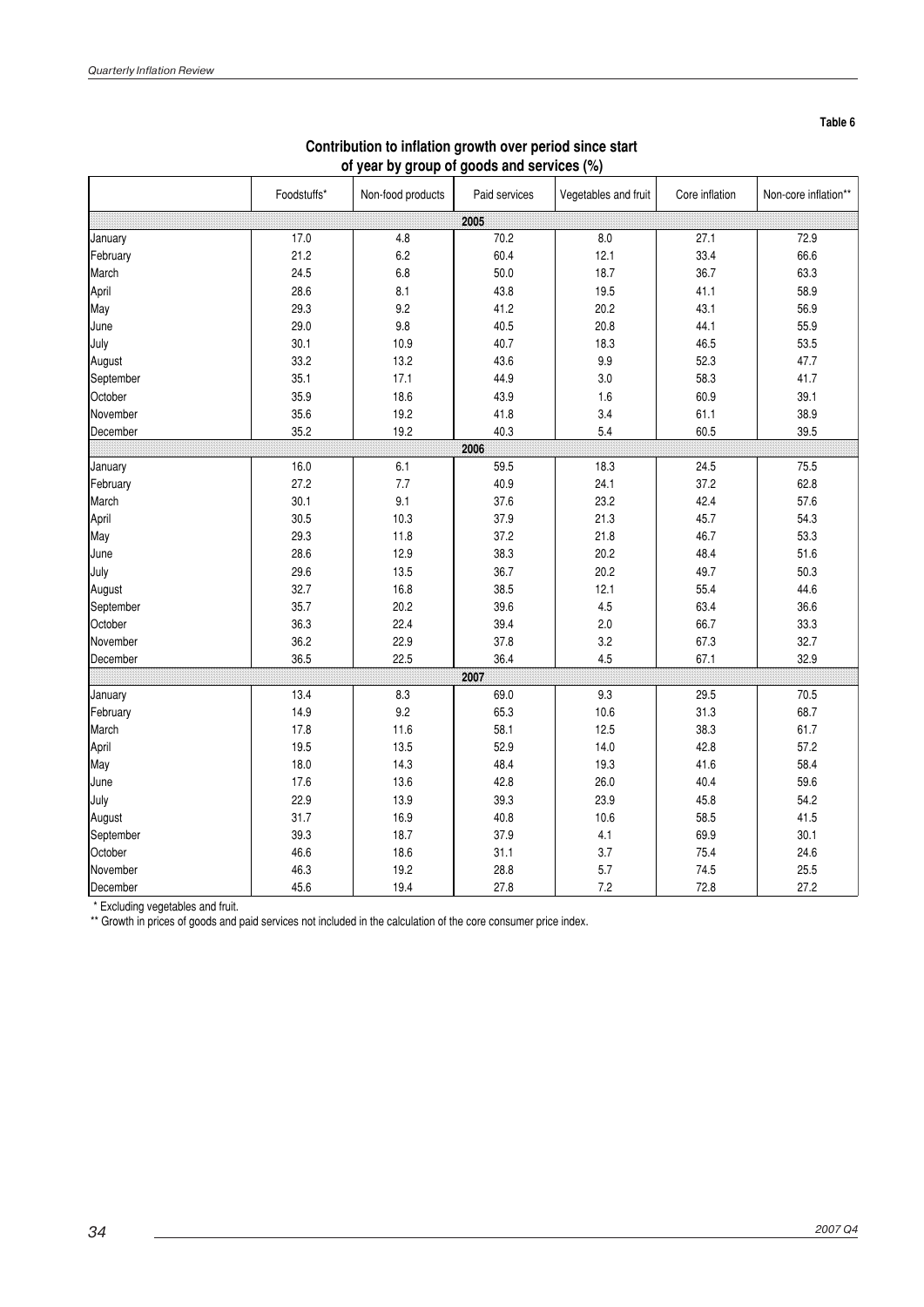Table 6

## Contribution to inflation growth over period since start of year by group of goods and services (%)

| | Foodstuffs* | Non-food products | Paid services | Vegetables and fruit | Core inflation | Non-core inflation** |
|---|---|---|---|---|---|---|
| **2005** | | | | | | |
| January | 17.0 | 4.8 | 70.2 | 8.0 | 27.1 | 72.9 |
| February | 21.2 | 6.2 | 60.4 | 12.1 | 33.4 | 66.6 |
| March | 24.5 | 6.8 | 50.0 | 18.7 | 36.7 | 63.3 |
| April | 28.6 | 8.1 | 43.8 | 19.5 | 41.1 | 58.9 |
| May | 29.3 | 9.2 | 41.2 | 20.2 | 43.1 | 56.9 |
| June | 29.0 | 9.8 | 40.5 | 20.8 | 44.1 | 55.9 |
| July | 30.1 | 10.9 | 40.7 | 18.3 | 46.5 | 53.5 |
| August | 33.2 | 13.2 | 43.6 | 9.9 | 52.3 | 47.7 |
| September | 35.1 | 17.1 | 44.9 | 3.0 | 58.3 | 41.7 |
| October | 35.9 | 18.6 | 43.9 | 1.6 | 60.9 | 39.1 |
| November | 35.6 | 19.2 | 41.8 | 3.4 | 61.1 | 38.9 |
| December | 35.2 | 19.2 | 40.3 | 5.4 | 60.5 | 39.5 |
| **2006** | | | | | | |
| January | 16.0 | 6.1 | 59.5 | 18.3 | 24.5 | 75.5 |
| February | 27.2 | 7.7 | 40.9 | 24.1 | 37.2 | 62.8 |
| March | 30.1 | 9.1 | 37.6 | 23.2 | 42.4 | 57.6 |
| April | 30.5 | 10.3 | 37.9 | 21.3 | 45.7 | 54.3 |
| May | 29.3 | 11.8 | 37.2 | 21.8 | 46.7 | 53.3 |
| June | 28.6 | 12.9 | 38.3 | 20.2 | 48.4 | 51.6 |
| July | 29.6 | 13.5 | 36.7 | 20.2 | 49.7 | 50.3 |
| August | 32.7 | 16.8 | 38.5 | 12.1 | 55.4 | 44.6 |
| September | 35.7 | 20.2 | 39.6 | 4.5 | 63.4 | 36.6 |
| October | 36.3 | 22.4 | 39.4 | 2.0 | 66.7 | 33.3 |
| November | 36.2 | 22.9 | 37.8 | 3.2 | 67.3 | 32.7 |
| December | 36.5 | 22.5 | 36.4 | 4.5 | 67.1 | 32.9 |
| **2007** | | | | | | |
| January | 13.4 | 8.3 | 69.0 | 9.3 | 29.5 | 70.5 |
| February | 14.9 | 9.2 | 65.3 | 10.6 | 31.3 | 68.7 |
| March | 17.8 | 11.6 | 58.1 | 12.5 | 38.3 | 61.7 |
| April | 19.5 | 13.5 | 52.9 | 14.0 | 42.8 | 57.2 |
| May | 18.0 | 14.3 | 48.4 | 19.3 | 41.6 | 58.4 |
| June | 17.6 | 13.6 | 42.8 | 26.0 | 40.4 | 59.6 |
| July | 22.9 | 13.9 | 39.3 | 23.9 | 45.8 | 54.2 |
| August | 31.7 | 16.9 | 40.8 | 10.6 | 58.5 | 41.5 |
| September | 39.3 | 18.7 | 37.9 | 4.1 | 69.9 | 30.1 |
| October | 46.6 | 18.6 | 31.1 | 3.7 | 75.4 | 24.6 |
| November | 46.3 | 19.2 | 28.8 | 5.7 | 74.5 | 25.5 |
| December | 45.6 | 19.4 | 27.8 | 7.2 | 72.8 | 27.2 |

\* Excluding vegetables and fruit.

\*\* Growth in prices of goods and paid services not included in the calculation of the core consumer price index.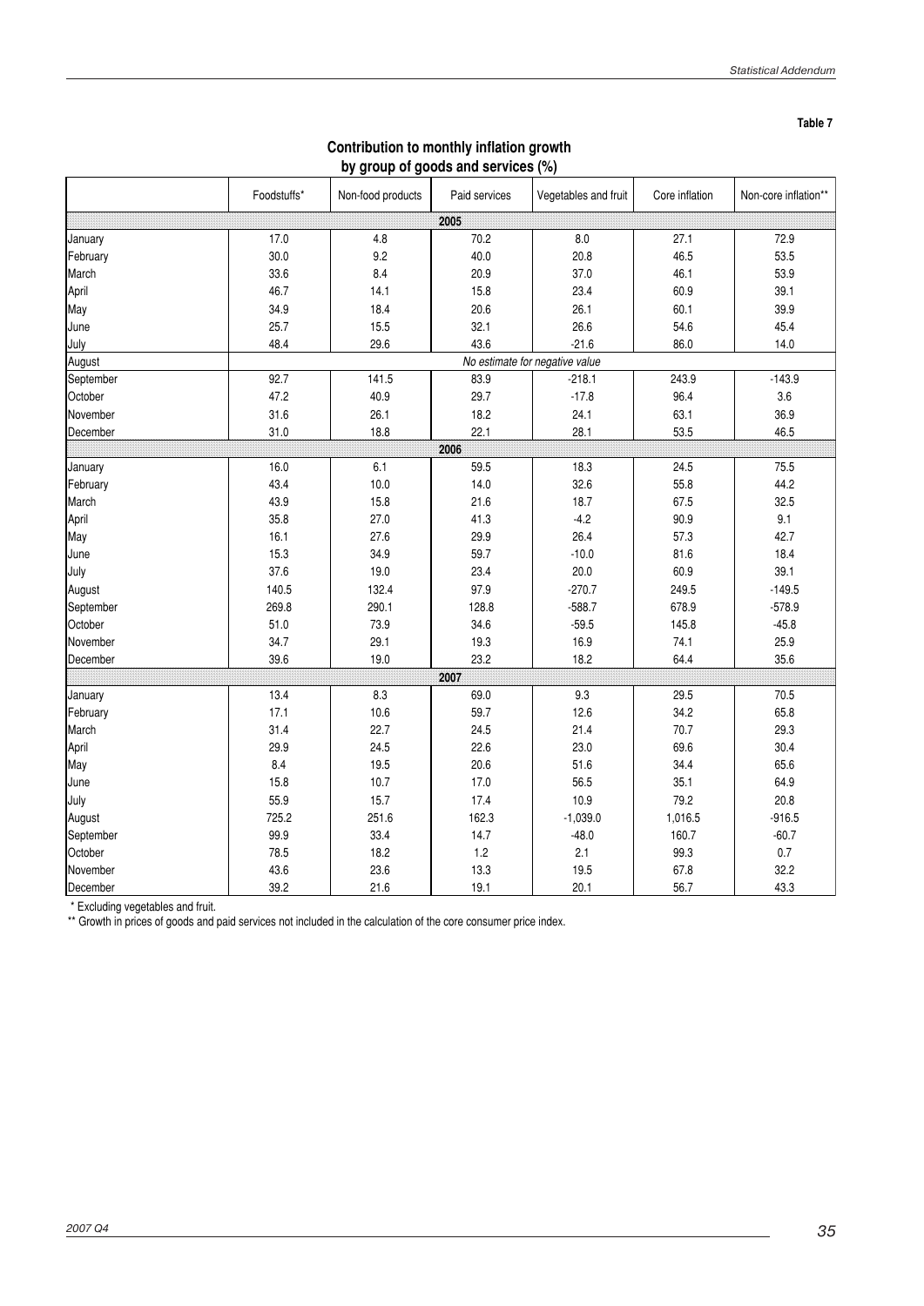Table 7

## Contribution to monthly inflation growth by group of goods and services (%)

| | Foodstuffs* | Non-food products | Paid services | Vegetables and fruit | Core inflation | Non-core inflation** |
|---|---|---|---|---|---|---|
| **2005** | | | | | | |
| January | 17.0 | 4.8 | 70.2 | 8.0 | 27.1 | 72.9 |
| February | 30.0 | 9.2 | 40.0 | 20.8 | 46.5 | 53.5 |
| March | 33.6 | 8.4 | 20.9 | 37.0 | 46.1 | 53.9 |
| April | 46.7 | 14.1 | 15.8 | 23.4 | 60.9 | 39.1 |
| May | 34.9 | 18.4 | 20.6 | 26.1 | 60.1 | 39.9 |
| June | 25.7 | 15.5 | 32.1 | 26.6 | 54.6 | 45.4 |
| July | 48.4 | 29.6 | 43.6 | -21.6 | 86.0 | 14.0 |
| August | *No estimate for negative value* | | | | | |
| September | 92.7 | 141.5 | 83.9 | -218.1 | 243.9 | -143.9 |
| October | 47.2 | 40.9 | 29.7 | -17.8 | 96.4 | 3.6 |
| November | 31.6 | 26.1 | 18.2 | 24.1 | 63.1 | 36.9 |
| December | 31.0 | 18.8 | 22.1 | 28.1 | 53.5 | 46.5 |
| **2006** | | | | | | |
| January | 16.0 | 6.1 | 59.5 | 18.3 | 24.5 | 75.5 |
| February | 43.4 | 10.0 | 14.0 | 32.6 | 55.8 | 44.2 |
| March | 43.9 | 15.8 | 21.6 | 18.7 | 67.5 | 32.5 |
| April | 35.8 | 27.0 | 41.3 | -4.2 | 90.9 | 9.1 |
| May | 16.1 | 27.6 | 29.9 | 26.4 | 57.3 | 42.7 |
| June | 15.3 | 34.9 | 59.7 | -10.0 | 81.6 | 18.4 |
| July | 37.6 | 19.0 | 23.4 | 20.0 | 60.9 | 39.1 |
| August | 140.5 | 132.4 | 97.9 | -270.7 | 249.5 | -149.5 |
| September | 269.8 | 290.1 | 128.8 | -588.7 | 678.9 | -578.9 |
| October | 51.0 | 73.9 | 34.6 | -59.5 | 145.8 | -45.8 |
| November | 34.7 | 29.1 | 19.3 | 16.9 | 74.1 | 25.9 |
| December | 39.6 | 19.0 | 23.2 | 18.2 | 64.4 | 35.6 |
| **2007** | | | | | | |
| January | 13.4 | 8.3 | 69.0 | 9.3 | 29.5 | 70.5 |
| February | 17.1 | 10.6 | 59.7 | 12.6 | 34.2 | 65.8 |
| March | 31.4 | 22.7 | 24.5 | 21.4 | 70.7 | 29.3 |
| April | 29.9 | 24.5 | 22.6 | 23.0 | 69.6 | 30.4 |
| May | 8.4 | 19.5 | 20.6 | 51.6 | 34.4 | 65.6 |
| June | 15.8 | 10.7 | 17.0 | 56.5 | 35.1 | 64.9 |
| July | 55.9 | 15.7 | 17.4 | 10.9 | 79.2 | 20.8 |
| August | 725.2 | 251.6 | 162.3 | -1,039.0 | 1,016.5 | -916.5 |
| September | 99.9 | 33.4 | 14.7 | -48.0 | 160.7 | -60.7 |
| October | 78.5 | 18.2 | 1.2 | 2.1 | 99.3 | 0.7 |
| November | 43.6 | 23.6 | 13.3 | 19.5 | 67.8 | 32.2 |
| December | 39.2 | 21.6 | 19.1 | 20.1 | 56.7 | 43.3 |

\* Excluding vegetables and fruit.

\*\* Growth in prices of goods and paid services not included in the calculation of the core consumer price index.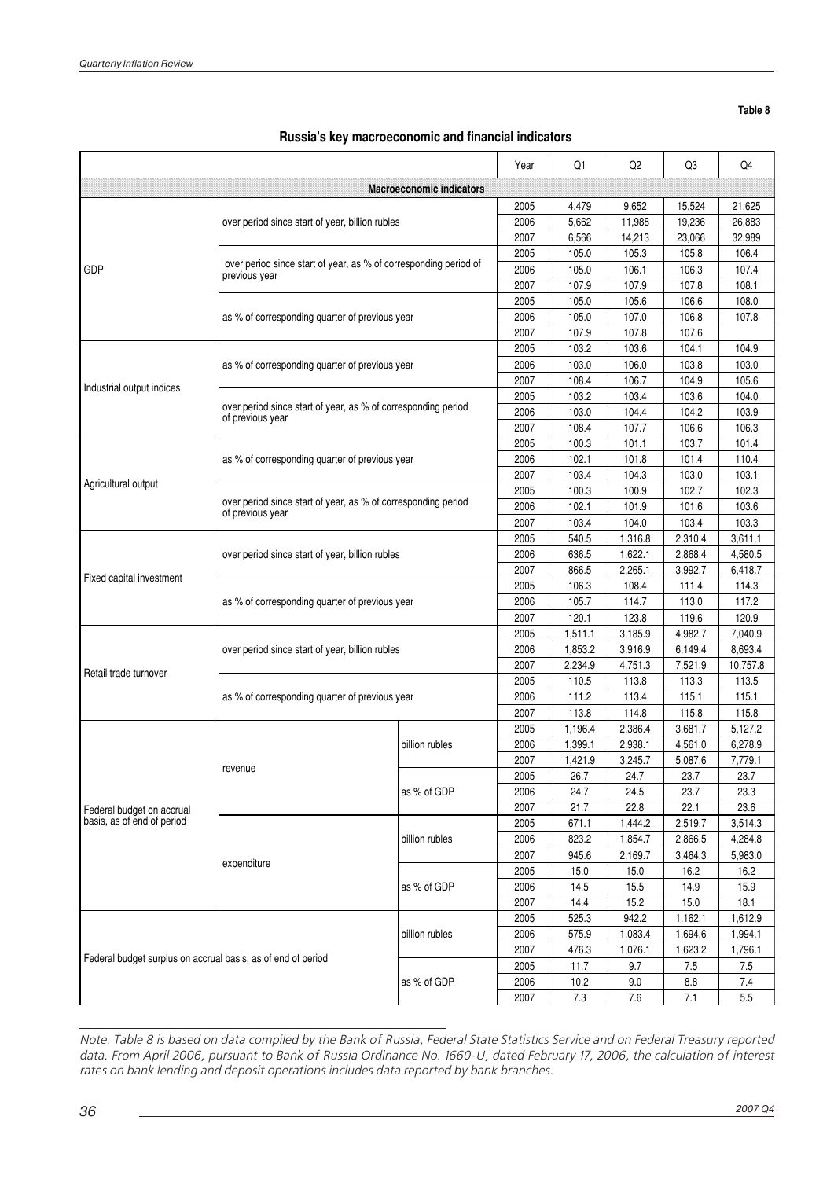Table 8

## Russia's key macroeconomic and financial indicators

| | | | Year | Q1 | Q2 | Q3 | Q4 |
|---|---|---|---|---|---|---|---|
| **Macroeconomic indicators** | | | | | | | |
| GDP | over period since start of year, billion rubles | | 2005 | 4,479 | 9,652 | 15,524 | 21,625 |
| | | | 2006 | 5,662 | 11,988 | 19,236 | 26,883 |
| | | | 2007 | 6,566 | 14,213 | 23,066 | 32,989 |
| | over period since start of year, as % of corresponding period of previous year | | 2005 | 105.0 | 105.3 | 105.8 | 106.4 |
| | | | 2006 | 105.0 | 106.1 | 106.3 | 107.4 |
| | | | 2007 | 107.9 | 107.9 | 107.8 | 108.1 |
| | as % of corresponding quarter of previous year | | 2005 | 105.0 | 105.6 | 106.6 | 108.0 |
| | | | 2006 | 105.0 | 107.0 | 106.8 | 107.8 |
| | | | 2007 | 107.9 | 107.8 | 107.6 | |
| Industrial output indices | as % of corresponding quarter of previous year | | 2005 | 103.2 | 103.6 | 104.1 | 104.9 |
| | | | 2006 | 103.0 | 106.0 | 103.8 | 103.0 |
| | | | 2007 | 108.4 | 106.7 | 104.9 | 105.6 |
| | over period since start of year, as % of corresponding period of previous year | | 2005 | 103.2 | 103.4 | 103.6 | 104.0 |
| | | | 2006 | 103.0 | 104.4 | 104.2 | 103.9 |
| | | | 2007 | 108.4 | 107.7 | 106.6 | 106.3 |
| Agricultural output | as % of corresponding quarter of previous year | | 2005 | 100.3 | 101.1 | 103.7 | 101.4 |
| | | | 2006 | 102.1 | 101.8 | 101.4 | 110.4 |
| | | | 2007 | 103.4 | 104.3 | 103.0 | 103.1 |
| | over period since start of year, as % of corresponding period of previous year | | 2005 | 100.3 | 100.9 | 102.7 | 102.3 |
| | | | 2006 | 102.1 | 101.9 | 101.6 | 103.6 |
| | | | 2007 | 103.4 | 104.0 | 103.4 | 103.3 |
| Fixed capital investment | over period since start of year, billion rubles | | 2005 | 540.5 | 1,316.8 | 2,310.4 | 3,611.1 |
| | | | 2006 | 636.5 | 1,622.1 | 2,868.4 | 4,580.5 |
| | | | 2007 | 866.5 | 2,265.1 | 3,992.7 | 6,418.7 |
| | as % of corresponding quarter of previous year | | 2005 | 106.3 | 108.4 | 111.4 | 114.3 |
| | | | 2006 | 105.7 | 114.7 | 113.0 | 117.2 |
| | | | 2007 | 120.1 | 123.8 | 119.6 | 120.9 |
| Retail trade turnover | over period since start of year, billion rubles | | 2005 | 1,511.1 | 3,185.9 | 4,982.7 | 7,040.9 |
| | | | 2006 | 1,853.2 | 3,916.9 | 6,149.4 | 8,693.4 |
| | | | 2007 | 2,234.9 | 4,751.3 | 7,521.9 | 10,757.8 |
| | as % of corresponding quarter of previous year | | 2005 | 110.5 | 113.8 | 113.3 | 113.5 |
| | | | 2006 | 111.2 | 113.4 | 115.1 | 115.1 |
| | | | 2007 | 113.8 | 114.8 | 115.8 | 115.8 |
| Federal budget on accrual basis, as of end of period | revenue | billion rubles | 2005 | 1,196.4 | 2,386.4 | 3,681.7 | 5,127.2 |
| | | | 2006 | 1,399.1 | 2,938.1 | 4,561.0 | 6,278.9 |
| | | | 2007 | 1,421.9 | 3,245.7 | 5,087.6 | 7,779.1 |
| | | as % of GDP | 2005 | 26.7 | 24.7 | 23.7 | 23.7 |
| | | | 2006 | 24.7 | 24.5 | 23.7 | 23.3 |
| | | | 2007 | 21.7 | 22.8 | 22.1 | 23.6 |
| | expenditure | billion rubles | 2005 | 671.1 | 1,444.2 | 2,519.7 | 3,514.3 |
| | | | 2006 | 823.2 | 1,854.7 | 2,866.5 | 4,284.8 |
| | | | 2007 | 945.6 | 2,169.7 | 3,464.3 | 5,983.0 |
| | | as % of GDP | 2005 | 15.0 | 15.0 | 16.2 | 16.2 |
| | | | 2006 | 14.5 | 15.5 | 14.9 | 15.9 |
| | | | 2007 | 14.4 | 15.2 | 15.0 | 18.1 |
| Federal budget surplus on accrual basis, as of end of period | | billion rubles | 2005 | 525.3 | 942.2 | 1,162.1 | 1,612.9 |
| | | | 2006 | 575.9 | 1,083.4 | 1,694.6 | 1,994.1 |
| | | | 2007 | 476.3 | 1,076.1 | 1,623.2 | 1,796.1 |
| | | as % of GDP | 2005 | 11.7 | 9.7 | 7.5 | 7.5 |
| | | | 2006 | 10.2 | 9.0 | 8.8 | 7.4 |
| | | | 2007 | 7.3 | 7.6 | 7.1 | 5.5 |

*Note. Table 8 is based on data compiled by the Bank of Russia, Federal State Statistics Service and on Federal Treasury reported data. From April 2006, pursuant to Bank of Russia Ordinance No. 1660-U, dated February 17, 2006, the calculation of interest rates on bank lending and deposit operations includes data reported by bank branches.*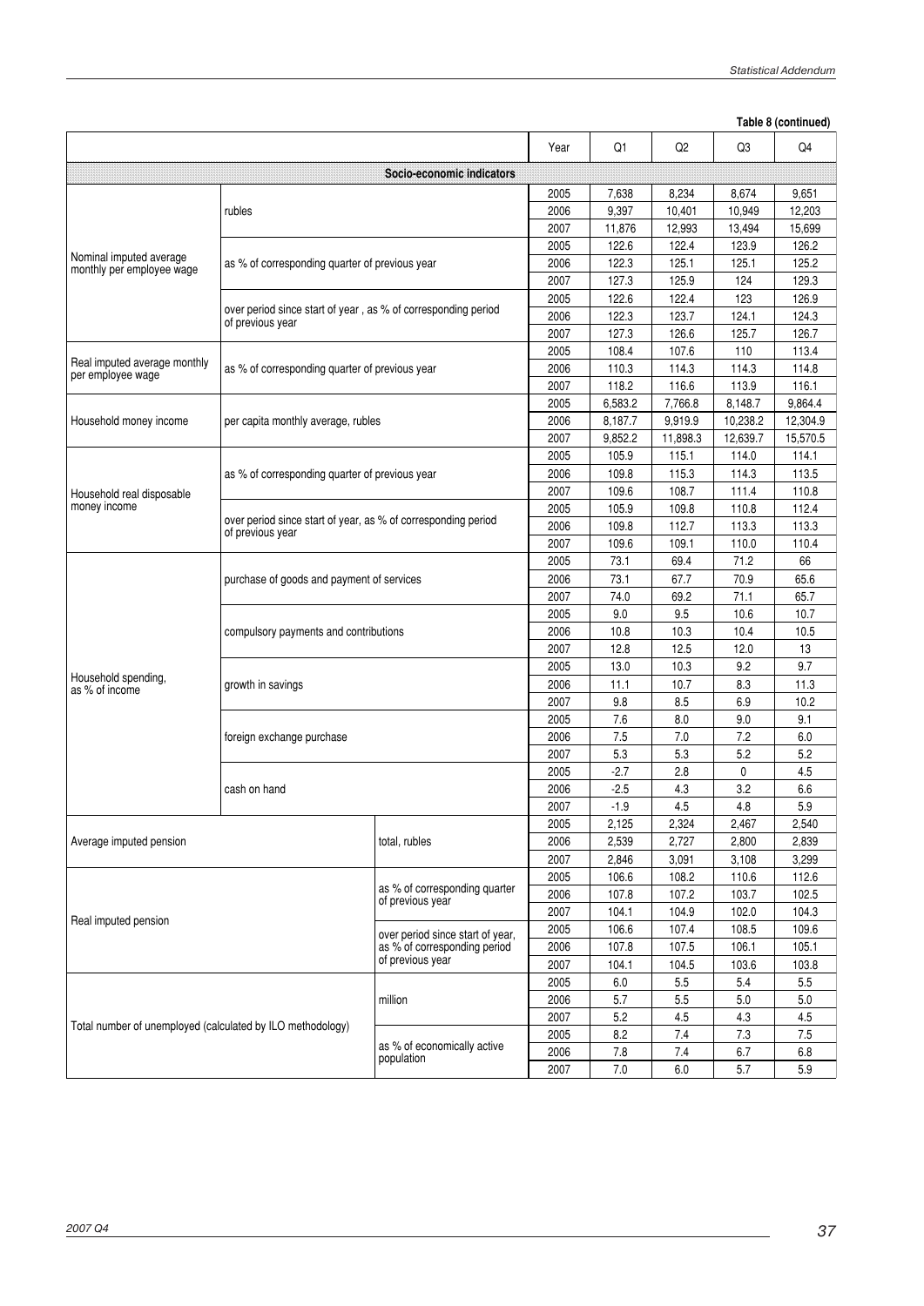**Table 8 (continued)**

| | | | Year | Q1 | Q2 | Q3 | Q4 |
|---|---|---|---|---|---|---|---|
| **Socio-economic indicators** | | | | | | | |
| Nominal imputed average monthly per employee wage | rubles | | 2005 | 7,638 | 8,234 | 8,674 | 9,651 |
| | | | 2006 | 9,397 | 10,401 | 10,949 | 12,203 |
| | | | 2007 | 11,876 | 12,993 | 13,494 | 15,699 |
| | as % of corresponding quarter of previous year | | 2005 | 122.6 | 122.4 | 123.9 | 126.2 |
| | | | 2006 | 122.3 | 125.1 | 125.1 | 125.2 |
| | | | 2007 | 127.3 | 125.9 | 124 | 129.3 |
| | over period since start of year , as % of corresponding period of previous year | | 2005 | 122.6 | 122.4 | 123 | 126.9 |
| | | | 2006 | 122.3 | 123.7 | 124.1 | 124.3 |
| | | | 2007 | 127.3 | 126.6 | 125.7 | 126.7 |
| Real imputed average monthly per employee wage | as % of corresponding quarter of previous year | | 2005 | 108.4 | 107.6 | 110 | 113.4 |
| | | | 2006 | 110.3 | 114.3 | 114.3 | 114.8 |
| | | | 2007 | 118.2 | 116.6 | 113.9 | 116.1 |
| Household money income | per capita monthly average, rubles | | 2005 | 6,583.2 | 7,766.8 | 8,148.7 | 9,864.4 |
| | | | 2006 | 8,187.7 | 9,919.9 | 10,238.2 | 12,304.9 |
| | | | 2007 | 9,852.2 | 11,898.3 | 12,639.7 | 15,570.5 |
| Household real disposable money income | as % of corresponding quarter of previous year | | 2005 | 105.9 | 115.1 | 114.0 | 114.1 |
| | | | 2006 | 109.8 | 115.3 | 114.3 | 113.5 |
| | | | 2007 | 109.6 | 108.7 | 111.4 | 110.8 |
| | over period since start of year, as % of corresponding period of previous year | | 2005 | 105.9 | 109.8 | 110.8 | 112.4 |
| | | | 2006 | 109.8 | 112.7 | 113.3 | 113.3 |
| | | | 2007 | 109.6 | 109.1 | 110.0 | 110.4 |
| Household spending, as % of income | purchase of goods and payment of services | | 2005 | 73.1 | 69.4 | 71.2 | 66 |
| | | | 2006 | 73.1 | 67.7 | 70.9 | 65.6 |
| | | | 2007 | 74.0 | 69.2 | 71.1 | 65.7 |
| | compulsory payments and contributions | | 2005 | 9.0 | 9.5 | 10.6 | 10.7 |
| | | | 2006 | 10.8 | 10.3 | 10.4 | 10.5 |
| | | | 2007 | 12.8 | 12.5 | 12.0 | 13 |
| | growth in savings | | 2005 | 13.0 | 10.3 | 9.2 | 9.7 |
| | | | 2006 | 11.1 | 10.7 | 8.3 | 11.3 |
| | | | 2007 | 9.8 | 8.5 | 6.9 | 10.2 |
| | foreign exchange purchase | | 2005 | 7.6 | 8.0 | 9.0 | 9.1 |
| | | | 2006 | 7.5 | 7.0 | 7.2 | 6.0 |
| | | | 2007 | 5.3 | 5.3 | 5.2 | 5.2 |
| | cash on hand | | 2005 | -2.7 | 2.8 | 0 | 4.5 |
| | | | 2006 | -2.5 | 4.3 | 3.2 | 6.6 |
| | | | 2007 | -1.9 | 4.5 | 4.8 | 5.9 |
| Average imputed pension | | total, rubles | 2005 | 2,125 | 2,324 | 2,467 | 2,540 |
| | | | 2006 | 2,539 | 2,727 | 2,800 | 2,839 |
| | | | 2007 | 2,846 | 3,091 | 3,108 | 3,299 |
| Real imputed pension | | as % of corresponding quarter of previous year | 2005 | 106.6 | 108.2 | 110.6 | 112.6 |
| | | | 2006 | 107.8 | 107.2 | 103.7 | 102.5 |
| | | | 2007 | 104.1 | 104.9 | 102.0 | 104.3 |
| | | over period since start of year, as % of corresponding period of previous year | 2005 | 106.6 | 107.4 | 108.5 | 109.6 |
| | | | 2006 | 107.8 | 107.5 | 106.1 | 105.1 |
| | | | 2007 | 104.1 | 104.5 | 103.6 | 103.8 |
| Total number of unemployed (calculated by ILO methodology) | | million | 2005 | 6.0 | 5.5 | 5.4 | 5.5 |
| | | | 2006 | 5.7 | 5.5 | 5.0 | 5.0 |
| | | | 2007 | 5.2 | 4.5 | 4.3 | 4.5 |
| | | as % of economically active population | 2005 | 8.2 | 7.4 | 7.3 | 7.5 |
| | | | 2006 | 7.8 | 7.4 | 6.7 | 6.8 |
| | | | 2007 | 7.0 | 6.0 | 5.7 | 5.9 |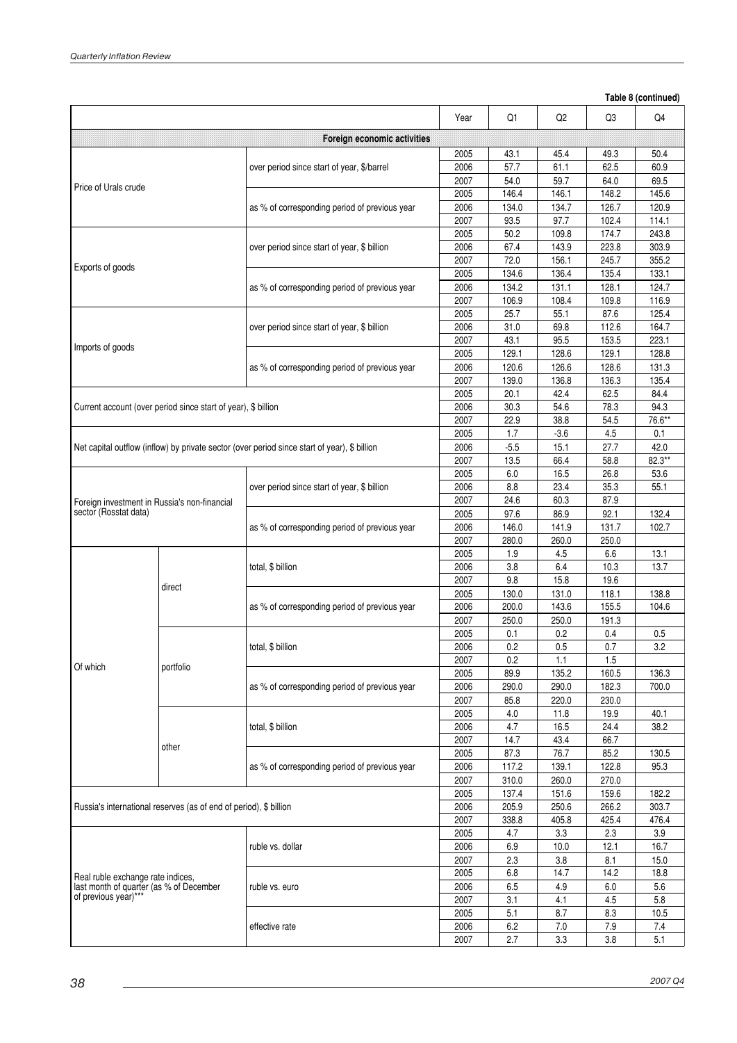**Table 8 (continued)**

| | | | Year | Q1 | Q2 | Q3 | Q4 |
|---|---|---|---|---|---|---|---|
| **Foreign economic activities** | | | | | | | |
| Price of Urals crude | | over period since start of year, $/barrel | 2005 | 43.1 | 45.4 | 49.3 | 50.4 |
| | | | 2006 | 57.7 | 61.1 | 62.5 | 60.9 |
| | | | 2007 | 54.0 | 59.7 | 64.0 | 69.5 |
| | | as % of corresponding period of previous year | 2005 | 146.4 | 146.1 | 148.2 | 145.6 |
| | | | 2006 | 134.0 | 134.7 | 126.7 | 120.9 |
| | | | 2007 | 93.5 | 97.7 | 102.4 | 114.1 |
| Exports of goods | | over period since start of year, $ billion | 2005 | 50.2 | 109.8 | 174.7 | 243.8 |
| | | | 2006 | 67.4 | 143.9 | 223.8 | 303.9 |
| | | | 2007 | 72.0 | 156.1 | 245.7 | 355.2 |
| | | as % of corresponding period of previous year | 2005 | 134.6 | 136.4 | 135.4 | 133.1 |
| | | | 2006 | 134.2 | 131.1 | 128.1 | 124.7 |
| | | | 2007 | 106.9 | 108.4 | 109.8 | 116.9 |
| Imports of goods | | over period since start of year, $ billion | 2005 | 25.7 | 55.1 | 87.6 | 125.4 |
| | | | 2006 | 31.0 | 69.8 | 112.6 | 164.7 |
| | | | 2007 | 43.1 | 95.5 | 153.5 | 223.1 |
| | | as % of corresponding period of previous year | 2005 | 129.1 | 128.6 | 129.1 | 128.8 |
| | | | 2006 | 120.6 | 126.6 | 128.6 | 131.3 |
| | | | 2007 | 139.0 | 136.8 | 136.3 | 135.4 |
| Current account (over period since start of year), $ billion | | | 2005 | 20.1 | 42.4 | 62.5 | 84.4 |
| | | | 2006 | 30.3 | 54.6 | 78.3 | 94.3 |
| | | | 2007 | 22.9 | 38.8 | 54.5 | 76.6** |
| Net capital outflow (inflow) by private sector (over period since start of year), $ billion | | | 2005 | 1.7 | -3.6 | 4.5 | 0.1 |
| | | | 2006 | -5.5 | 15.1 | 27.7 | 42.0 |
| | | | 2007 | 13.5 | 66.4 | 58.8 | 82.3** |
| Foreign investment in Russia's non-financial sector (Rosstat data) | | over period since start of year, $ billion | 2005 | 6.0 | 16.5 | 26.8 | 53.6 |
| | | | 2006 | 8.8 | 23.4 | 35.3 | 55.1 |
| | | | 2007 | 24.6 | 60.3 | 87.9 | |
| | | as % of corresponding period of previous year | 2005 | 97.6 | 86.9 | 92.1 | 132.4 |
| | | | 2006 | 146.0 | 141.9 | 131.7 | 102.7 |
| | | | 2007 | 280.0 | 260.0 | 250.0 | |
| Of which | direct | total, $ billion | 2005 | 1.9 | 4.5 | 6.6 | 13.1 |
| | | | 2006 | 3.8 | 6.4 | 10.3 | 13.7 |
| | | | 2007 | 9.8 | 15.8 | 19.6 | |
| | | as % of corresponding period of previous year | 2005 | 130.0 | 131.0 | 118.1 | 138.8 |
| | | | 2006 | 200.0 | 143.6 | 155.5 | 104.6 |
| | | | 2007 | 250.0 | 250.0 | 191.3 | |
| | portfolio | total, $ billion | 2005 | 0.1 | 0.2 | 0.4 | 0.5 |
| | | | 2006 | 0.2 | 0.5 | 0.7 | 3.2 |
| | | | 2007 | 0.2 | 1.1 | 1.5 | |
| | | as % of corresponding period of previous year | 2005 | 89.9 | 135.2 | 160.5 | 136.3 |
| | | | 2006 | 290.0 | 290.0 | 182.3 | 700.0 |
| | | | 2007 | 85.8 | 220.0 | 230.0 | |
| | other | total, $ billion | 2005 | 4.0 | 11.8 | 19.9 | 40.1 |
| | | | 2006 | 4.7 | 16.5 | 24.4 | 38.2 |
| | | | 2007 | 14.7 | 43.4 | 66.7 | |
| | | as % of corresponding period of previous year | 2005 | 87.3 | 76.7 | 85.2 | 130.5 |
| | | | 2006 | 117.2 | 139.1 | 122.8 | 95.3 |
| | | | 2007 | 310.0 | 260.0 | 270.0 | |
| Russia's international reserves (as of end of period), $ billion | | | 2005 | 137.4 | 151.6 | 159.6 | 182.2 |
| | | | 2006 | 205.9 | 250.6 | 266.2 | 303.7 |
| | | | 2007 | 338.8 | 405.8 | 425.4 | 476.4 |
| Real ruble exchange rate indices, last month of quarter (as % of December of previous year)*** | | ruble vs. dollar | 2005 | 4.7 | 3.3 | 2.3 | 3.9 |
| | | | 2006 | 6.9 | 10.0 | 12.1 | 16.7 |
| | | | 2007 | 2.3 | 3.8 | 8.1 | 15.0 |
| | | ruble vs. euro | 2005 | 6.8 | 14.7 | 14.2 | 18.8 |
| | | | 2006 | 6.5 | 4.9 | 6.0 | 5.6 |
| | | | 2007 | 3.1 | 4.1 | 4.5 | 5.8 |
| | | effective rate | 2005 | 5.1 | 8.7 | 8.3 | 10.5 |
| | | | 2006 | 6.2 | 7.0 | 7.9 | 7.4 |
| | | | 2007 | 2.7 | 3.3 | 3.8 | 5.1 |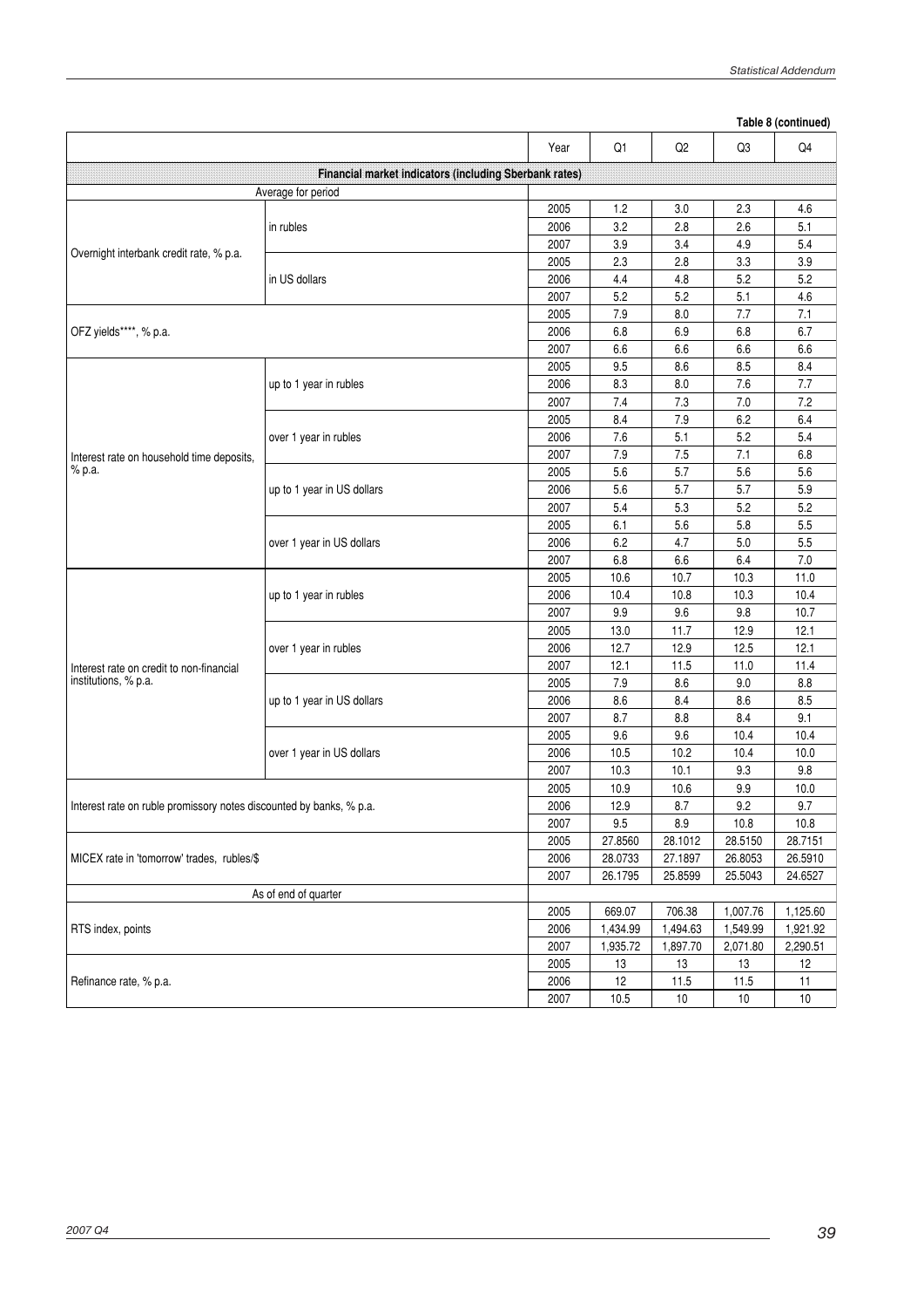Table 8 (continued)

| | | Year | Q1 | Q2 | Q3 | Q4 |
|---|---|---|---|---|---|---|
| **Financial market indicators (including Sberbank rates)** | | | | | | |
| Average for period | | | | | | |
| Overnight interbank credit rate, % p.a. | in rubles | 2005 | 1.2 | 3.0 | 2.3 | 4.6 |
| | | 2006 | 3.2 | 2.8 | 2.6 | 5.1 |
| | | 2007 | 3.9 | 3.4 | 4.9 | 5.4 |
| | in US dollars | 2005 | 2.3 | 2.8 | 3.3 | 3.9 |
| | | 2006 | 4.4 | 4.8 | 5.2 | 5.2 |
| | | 2007 | 5.2 | 5.2 | 5.1 | 4.6 |
| OFZ yields****, % p.a. | | 2005 | 7.9 | 8.0 | 7.7 | 7.1 |
| | | 2006 | 6.8 | 6.9 | 6.8 | 6.7 |
| | | 2007 | 6.6 | 6.6 | 6.6 | 6.6 |
| Interest rate on household time deposits, % p.a. | up to 1 year in rubles | 2005 | 9.5 | 8.6 | 8.5 | 8.4 |
| | | 2006 | 8.3 | 8.0 | 7.6 | 7.7 |
| | | 2007 | 7.4 | 7.3 | 7.0 | 7.2 |
| | over 1 year in rubles | 2005 | 8.4 | 7.9 | 6.2 | 6.4 |
| | | 2006 | 7.6 | 5.1 | 5.2 | 5.4 |
| | | 2007 | 7.9 | 7.5 | 7.1 | 6.8 |
| | up to 1 year in US dollars | 2005 | 5.6 | 5.7 | 5.6 | 5.6 |
| | | 2006 | 5.6 | 5.7 | 5.7 | 5.9 |
| | | 2007 | 5.4 | 5.3 | 5.2 | 5.2 |
| | over 1 year in US dollars | 2005 | 6.1 | 5.6 | 5.8 | 5.5 |
| | | 2006 | 6.2 | 4.7 | 5.0 | 5.5 |
| | | 2007 | 6.8 | 6.6 | 6.4 | 7.0 |
| Interest rate on credit to non-financial institutions, % p.a. | up to 1 year in rubles | 2005 | 10.6 | 10.7 | 10.3 | 11.0 |
| | | 2006 | 10.4 | 10.8 | 10.3 | 10.4 |
| | | 2007 | 9.9 | 9.6 | 9.8 | 10.7 |
| | over 1 year in rubles | 2005 | 13.0 | 11.7 | 12.9 | 12.1 |
| | | 2006 | 12.7 | 12.9 | 12.5 | 12.1 |
| | | 2007 | 12.1 | 11.5 | 11.0 | 11.4 |
| | up to 1 year in US dollars | 2005 | 7.9 | 8.6 | 9.0 | 8.8 |
| | | 2006 | 8.6 | 8.4 | 8.6 | 8.5 |
| | | 2007 | 8.7 | 8.8 | 8.4 | 9.1 |
| | over 1 year in US dollars | 2005 | 9.6 | 9.6 | 10.4 | 10.4 |
| | | 2006 | 10.5 | 10.2 | 10.4 | 10.0 |
| | | 2007 | 10.3 | 10.1 | 9.3 | 9.8 |
| Interest rate on ruble promissory notes discounted by banks, % p.a. | | 2005 | 10.9 | 10.6 | 9.9 | 10.0 |
| | | 2006 | 12.9 | 8.7 | 9.2 | 9.7 |
| | | 2007 | 9.5 | 8.9 | 10.8 | 10.8 |
| MICEX rate in 'tomorrow' trades, rubles/$ | | 2005 | 27.8560 | 28.1012 | 28.5150 | 28.7151 |
| | | 2006 | 28.0733 | 27.1897 | 26.8053 | 26.5910 |
| | | 2007 | 26.1795 | 25.8599 | 25.5043 | 24.6527 |
| As of end of quarter | | | | | | |
| RTS index, points | | 2005 | 669.07 | 706.38 | 1,007.76 | 1,125.60 |
| | | 2006 | 1,434.99 | 1,494.63 | 1,549.99 | 1,921.92 |
| | | 2007 | 1,935.72 | 1,897.70 | 2,071.80 | 2,290.51 |
| Refinance rate, % p.a. | | 2005 | 13 | 13 | 13 | 12 |
| | | 2006 | 12 | 11.5 | 11.5 | 11 |
| | | 2007 | 10.5 | 10 | 10 | 10 |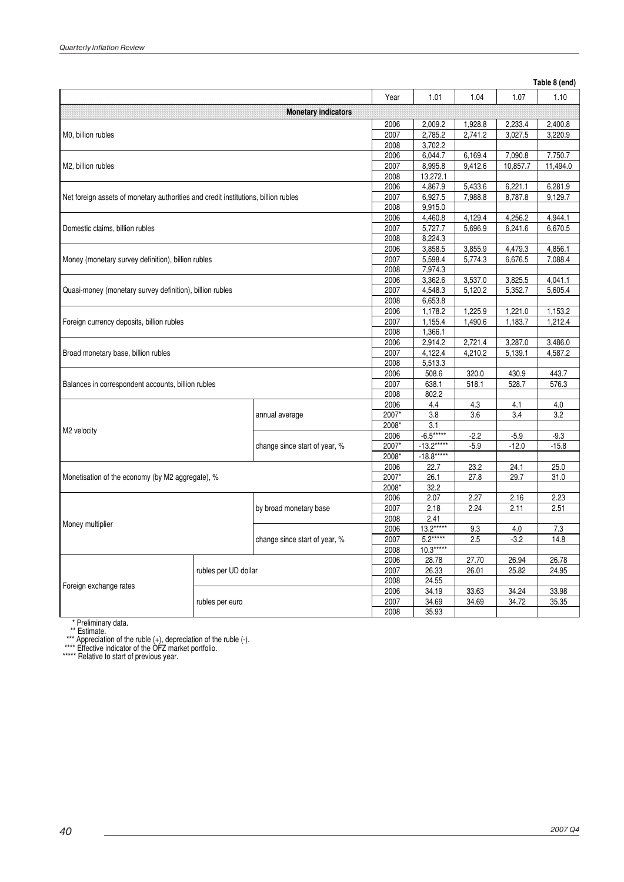**Table 8 (end)**

| | | Year | 1.01 | 1.04 | 1.07 | 1.10 |
|---|---|---|---|---|---|---|
| **Monetary indicators** | | | | | | |
| M0, billion rubles | | 2006 | 2,009.2 | 1,928.8 | 2,233.4 | 2,400.8 |
| | | 2007 | 2,785.2 | 2,741.2 | 3,027.5 | 3,220.9 |
| | | 2008 | 3,702.2 | | | |
| M2, billion rubles | | 2006 | 6,044.7 | 6,169.4 | 7,090.8 | 7,750.7 |
| | | 2007 | 8,995.8 | 9,412.6 | 10,857.7 | 11,494.0 |
| | | 2008 | 13,272.1 | | | |
| Net foreign assets of monetary authorities and credit institutions, billion rubles | | 2006 | 4,867.9 | 5,433.6 | 6,221.1 | 6,281.9 |
| | | 2007 | 6,927.5 | 7,988.8 | 8,787.8 | 9,129.7 |
| | | 2008 | 9,915.0 | | | |
| Domestic claims, billion rubles | | 2006 | 4,460.8 | 4,129.4 | 4,256.2 | 4,944.1 |
| | | 2007 | 5,727.7 | 5,696.9 | 6,241.6 | 6,670.5 |
| | | 2008 | 8,224.3 | | | |
| Money (monetary survey definition), billion rubles | | 2006 | 3,858.5 | 3,855.9 | 4,479.3 | 4,856.1 |
| | | 2007 | 5,598.4 | 5,774.3 | 6,676.5 | 7,088.4 |
| | | 2008 | 7,974.3 | | | |
| Quasi-money (monetary survey definition), billion rubles | | 2006 | 3,362.6 | 3,537.0 | 3,825.5 | 4,041.1 |
| | | 2007 | 4,548.3 | 5,120.2 | 5,352.7 | 5,605.4 |
| | | 2008 | 6,653.8 | | | |
| Foreign currency deposits, billion rubles | | 2006 | 1,178.2 | 1,225.9 | 1,221.0 | 1,153.2 |
| | | 2007 | 1,155.4 | 1,490.6 | 1,183.7 | 1,212.4 |
| | | 2008 | 1,366.1 | | | |
| Broad monetary base, billion rubles | | 2006 | 2,914.2 | 2,721.4 | 3,287.0 | 3,486.0 |
| | | 2007 | 4,122.4 | 4,210.2 | 5,139.1 | 4,587.2 |
| | | 2008 | 5,513.3 | | | |
| Balances in correspondent accounts, billion rubles | | 2006 | 508.6 | 320.0 | 430.9 | 443.7 |
| | | 2007 | 638.1 | 518.1 | 528.7 | 576.3 |
| | | 2008 | 802.2 | | | |
| M2 velocity | annual average | 2006 | 4.4 | 4.3 | 4.1 | 4.0 |
| | | 2007* | 3.8 | 3.6 | 3.4 | 3.2 |
| | | 2008* | 3.1 | | | |
| | change since start of year, % | 2006 | -6.5***** | -2.2 | -5.9 | -9.3 |
| | | 2007* | -13.2***** | -5.9 | -12.0 | -15.8 |
| | | 2008* | -18.8***** | | | |
| Monetisation of the economy (by M2 aggregate), % | | 2006 | 22.7 | 23.2 | 24.1 | 25.0 |
| | | 2007* | 26.1 | 27.8 | 29.7 | 31.0 |
| | | 2008* | 32.2 | | | |
| Money multiplier | by broad monetary base | 2006 | 2.07 | 2.27 | 2.16 | 2.23 |
| | | 2007 | 2.18 | 2.24 | 2.11 | 2.51 |
| | | 2008 | 2.41 | | | |
| | change since start of year, % | 2006 | 13.2***** | 9.3 | 4.0 | 7.3 |
| | | 2007 | 5.2***** | 2.5 | -3.2 | 14.8 |
| | | 2008 | 10.3***** | | | |
| Foreign exchange rates | rubles per UD dollar | 2006 | 28.78 | 27.70 | 26.94 | 26.78 |
| | | 2007 | 26.33 | 26.01 | 25.82 | 24.95 |
| | | 2008 | 24.55 | | | |
| | rubles per euro | 2006 | 34.19 | 33.63 | 34.24 | 33.98 |
| | | 2007 | 34.69 | 34.69 | 34.72 | 35.35 |
| | | 2008 | 35.93 | | | |

\* Preliminary data.
\** Estimate.
\*** Appreciation of the ruble (+), depreciation of the ruble (-).
\**** Effective indicator of the OFZ market portfolio.
\***** Relative to start of previous year.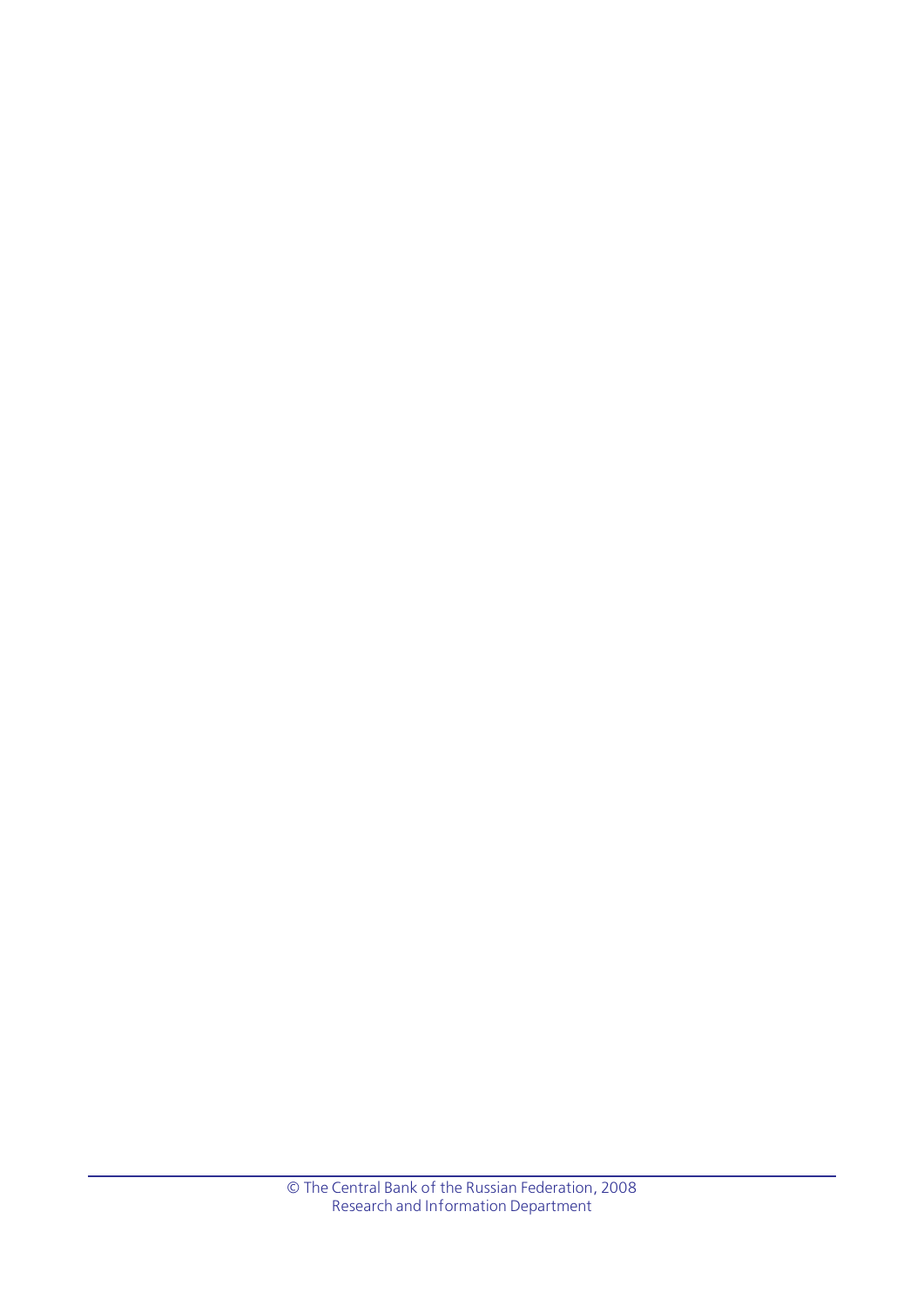© The Central Bank of the Russian Federation, 2008
Research and Information Department